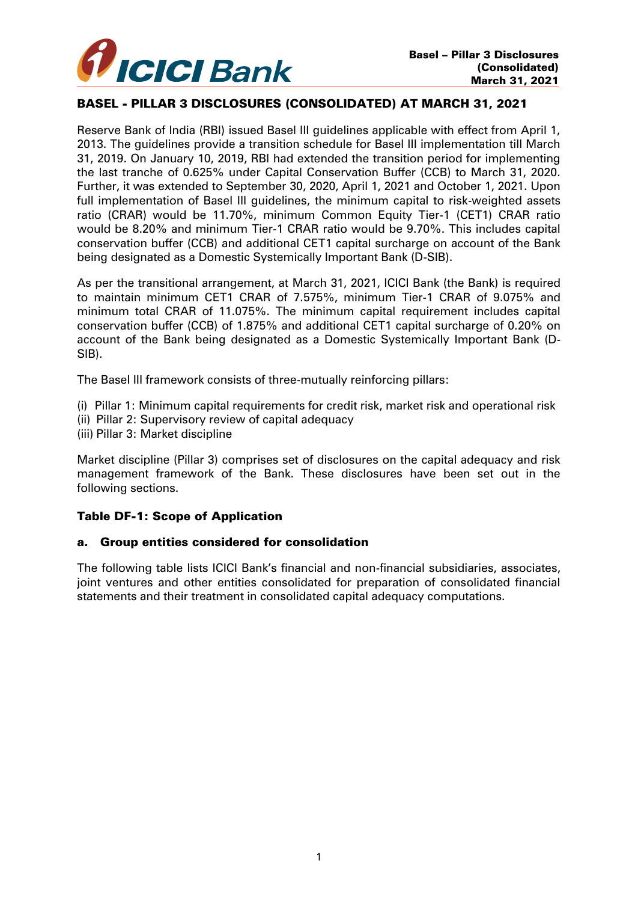# BASEL - PILLAR 3 DISCLOSURES (CONSOLIDATED) AT MARCH 31, 2021

Reserve Bank of India (RBI) issued Basel III guidelines applicable with effect from April 1, 2013. The guidelines provide a transition schedule for Basel III implementation till March 31, 2019. On January 10, 2019, RBI had extended the transition period for implementing the last tranche of 0.625% under Capital Conservation Buffer (CCB) to March 31, 2020. Further, it was extended to September 30, 2020, April 1, 2021 and October 1, 2021. Upon full implementation of Basel III guidelines, the minimum capital to risk-weighted assets ratio (CRAR) would be 11.70%, minimum Common Equity Tier-1 (CET1) CRAR ratio would be 8.20% and minimum Tier-1 CRAR ratio would be 9.70%. This includes capital conservation buffer (CCB) and additional CET1 capital surcharge on account of the Bank being designated as a Domestic Systemically Important Bank (D-SIB).

As per the transitional arrangement, at March 31, 2021, ICICI Bank (the Bank) is required to maintain minimum CET1 CRAR of 7.575%, minimum Tier-1 CRAR of 9.075% and minimum total CRAR of 11.075%. The minimum capital requirement includes capital conservation buffer (CCB) of 1.875% and additional CET1 capital surcharge of 0.20% on account of the Bank being designated as a Domestic Systemically Important Bank (D-SIB).

The Basel III framework consists of three-mutually reinforcing pillars:

(i) Pillar 1: Minimum capital requirements for credit risk, market risk and operational risk
(ii) Pillar 2: Supervisory review of capital adequacy
(iii) Pillar 3: Market discipline

Market discipline (Pillar 3) comprises set of disclosures on the capital adequacy and risk management framework of the Bank. These disclosures have been set out in the following sections.

## Table DF-1: Scope of Application

### a. Group entities considered for consolidation

The following table lists ICICI Bank's financial and non-financial subsidiaries, associates, joint ventures and other entities consolidated for preparation of consolidated financial statements and their treatment in consolidated capital adequacy computations.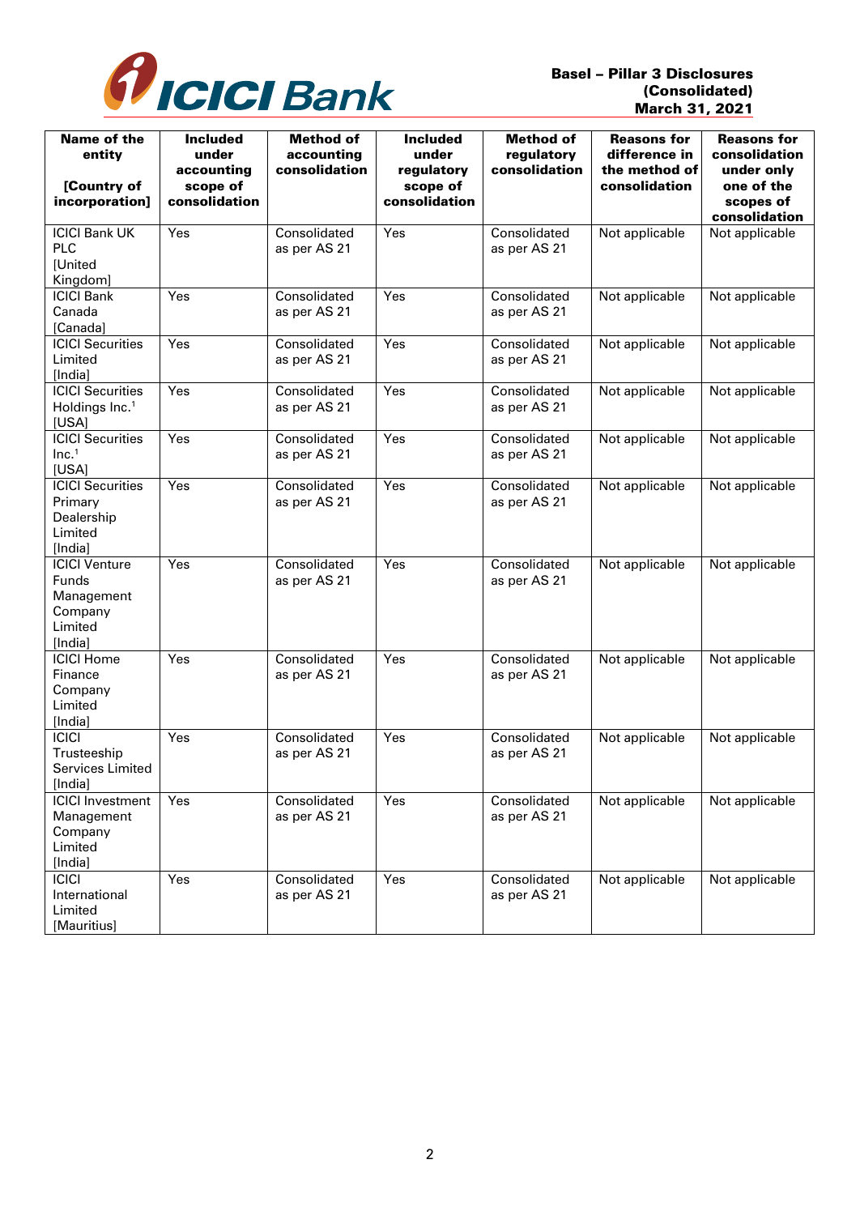| Name of the entity [Country of incorporation] | Included under accounting scope of consolidation | Method of accounting consolidation | Included under regulatory scope of consolidation | Method of regulatory consolidation | Reasons for difference in the method of consolidation | Reasons for consolidation under only one of the scopes of consolidation |
|---|---|---|---|---|---|---|
| ICICI Bank UK PLC [United Kingdom] | Yes | Consolidated as per AS 21 | Yes | Consolidated as per AS 21 | Not applicable | Not applicable |
| ICICI Bank Canada [Canada] | Yes | Consolidated as per AS 21 | Yes | Consolidated as per AS 21 | Not applicable | Not applicable |
| ICICI Securities Limited [India] | Yes | Consolidated as per AS 21 | Yes | Consolidated as per AS 21 | Not applicable | Not applicable |
| ICICI Securities Holdings Inc.[1] [USA] | Yes | Consolidated as per AS 21 | Yes | Consolidated as per AS 21 | Not applicable | Not applicable |
| ICICI Securities Inc.[1] [USA] | Yes | Consolidated as per AS 21 | Yes | Consolidated as per AS 21 | Not applicable | Not applicable |
| ICICI Securities Primary Dealership Limited [India] | Yes | Consolidated as per AS 21 | Yes | Consolidated as per AS 21 | Not applicable | Not applicable |
| ICICI Venture Funds Management Company Limited [India] | Yes | Consolidated as per AS 21 | Yes | Consolidated as per AS 21 | Not applicable | Not applicable |
| ICICI Home Finance Company Limited [India] | Yes | Consolidated as per AS 21 | Yes | Consolidated as per AS 21 | Not applicable | Not applicable |
| ICICI Trusteeship Services Limited [India] | Yes | Consolidated as per AS 21 | Yes | Consolidated as per AS 21 | Not applicable | Not applicable |
| ICICI Investment Management Company Limited [India] | Yes | Consolidated as per AS 21 | Yes | Consolidated as per AS 21 | Not applicable | Not applicable |
| ICICI International Limited [Mauritius] | Yes | Consolidated as per AS 21 | Yes | Consolidated as per AS 21 | Not applicable | Not applicable |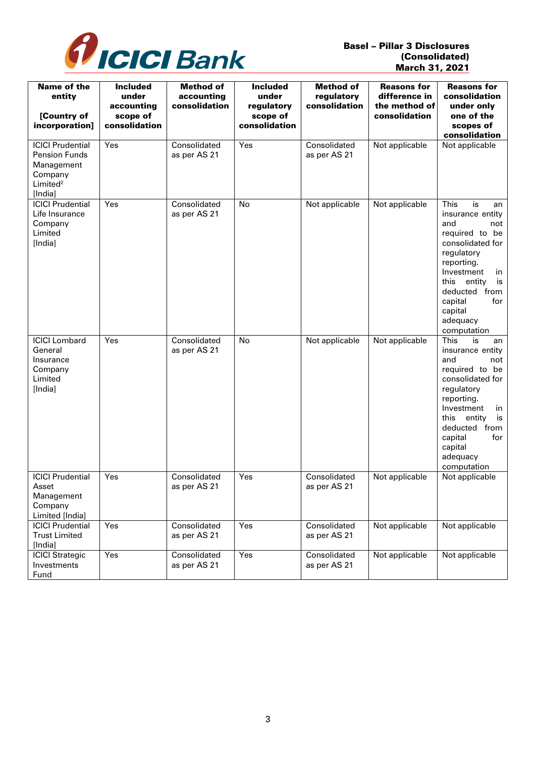| Name of the entity [Country of incorporation] | Included under accounting scope of consolidation | Method of accounting consolidation | Included under regulatory scope of consolidation | Method of regulatory consolidation | Reasons for difference in the method of consolidation | Reasons for consolidation under only one of the scopes of consolidation |
|---|---|---|---|---|---|---|
| ICICI Prudential Pension Funds Management Company Limited[2] [India] | Yes | Consolidated as per AS 21 | Yes | Consolidated as per AS 21 | Not applicable | Not applicable |
| ICICI Prudential Life Insurance Company Limited [India] | Yes | Consolidated as per AS 21 | No | Not applicable | Not applicable | This is an insurance entity and not required to be consolidated for regulatory reporting. Investment in this entity is deducted from capital for capital adequacy computation |
| ICICI Lombard General Insurance Company Limited [India] | Yes | Consolidated as per AS 21 | No | Not applicable | Not applicable | This is an insurance entity and not required to be consolidated for regulatory reporting. Investment in this entity is deducted from capital for capital adequacy computation |
| ICICI Prudential Asset Management Company Limited [India] | Yes | Consolidated as per AS 21 | Yes | Consolidated as per AS 21 | Not applicable | Not applicable |
| ICICI Prudential Trust Limited [India] | Yes | Consolidated as per AS 21 | Yes | Consolidated as per AS 21 | Not applicable | Not applicable |
| ICICI Strategic Investments Fund | Yes | Consolidated as per AS 21 | Yes | Consolidated as per AS 21 | Not applicable | Not applicable |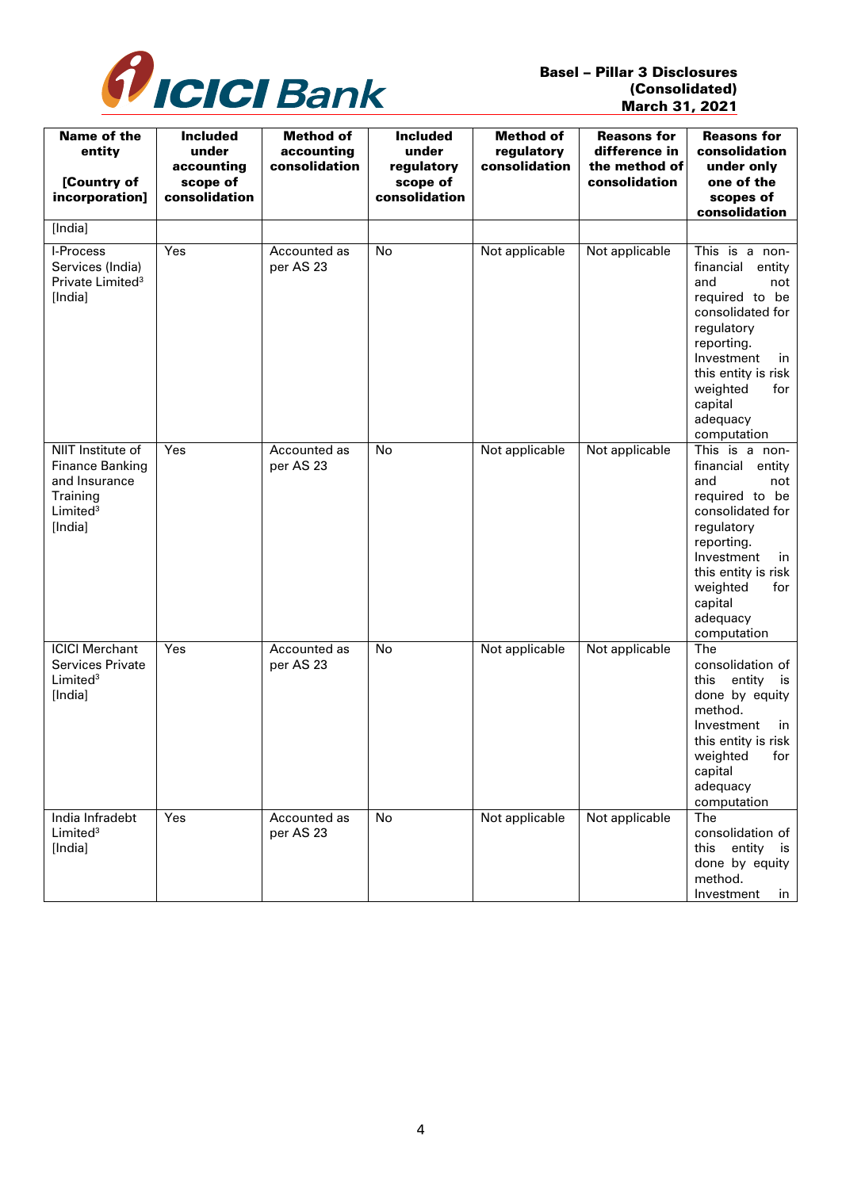| Name of the entity [Country of incorporation] | Included under accounting scope of consolidation | Method of accounting consolidation | Included under regulatory scope of consolidation | Method of regulatory consolidation | Reasons for difference in the method of consolidation | Reasons for consolidation under only one of the scopes of consolidation |
|---|---|---|---|---|---|---|
| [India] | | | | | | |
| I-Process Services (India) Private Limited[3] [India] | Yes | Accounted as per AS 23 | No | Not applicable | Not applicable | This is a non-financial entity and not required to be consolidated for regulatory reporting. Investment in this entity is risk weighted for capital adequacy computation |
| NIIT Institute of Finance Banking and Insurance Training Limited[3] [India] | Yes | Accounted as per AS 23 | No | Not applicable | Not applicable | This is a non-financial entity and not required to be consolidated for regulatory reporting. Investment in this entity is risk weighted for capital adequacy computation |
| ICICI Merchant Services Private Limited[3] [India] | Yes | Accounted as per AS 23 | No | Not applicable | Not applicable | The consolidation of this entity is done by equity method. Investment in this entity is risk weighted for capital adequacy computation |
| India Infradebt Limited[3] [India] | Yes | Accounted as per AS 23 | No | Not applicable | Not applicable | The consolidation of this entity is done by equity method. Investment in |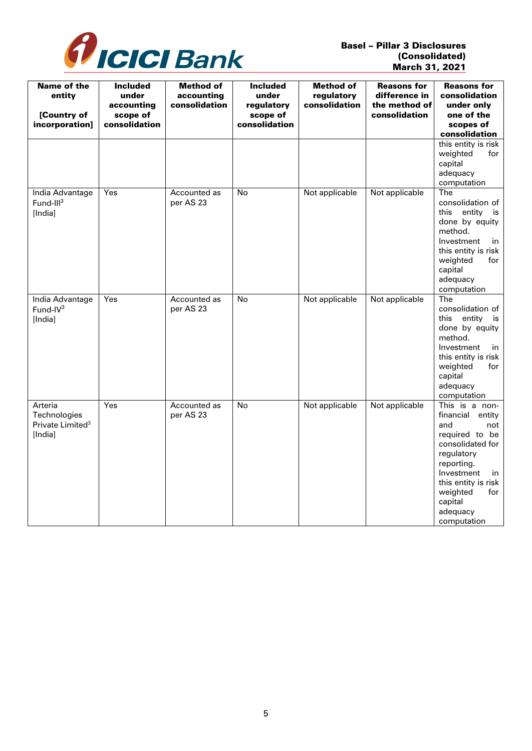| Name of the entity [Country of incorporation] | Included under accounting scope of consolidation | Method of accounting consolidation | Included under regulatory scope of consolidation | Method of regulatory consolidation | Reasons for difference in the method of consolidation | Reasons for consolidation under only one of the scopes of consolidation |
|---|---|---|---|---|---|---|
| | | | | | | this entity is risk weighted for capital adequacy computation |
| India Advantage Fund-III[3] [India] | Yes | Accounted as per AS 23 | No | Not applicable | Not applicable | The consolidation of this entity is done by equity method. Investment in this entity is risk weighted for capital adequacy computation |
| India Advantage Fund-IV[3] [India] | Yes | Accounted as per AS 23 | No | Not applicable | Not applicable | The consolidation of this entity is done by equity method. Investment in this entity is risk weighted for capital adequacy computation |
| Arteria Technologies Private Limited[3] [India] | Yes | Accounted as per AS 23 | No | Not applicable | Not applicable | This is a non-financial entity and not required to be consolidated for regulatory reporting. Investment in this entity is risk weighted for capital adequacy computation |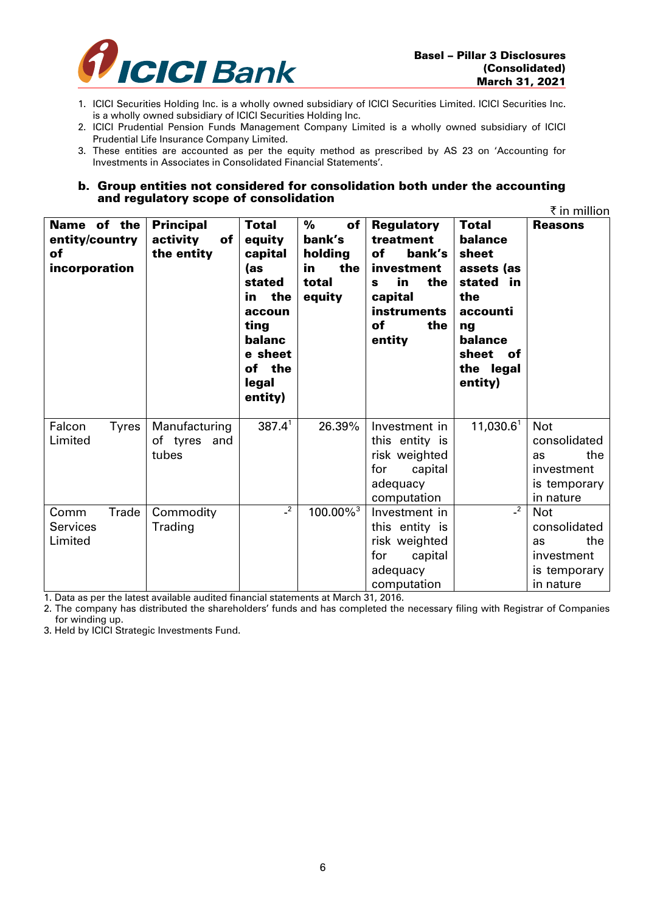1. ICICI Securities Holding Inc. is a wholly owned subsidiary of ICICI Securities Limited. ICICI Securities Inc. is a wholly owned subsidiary of ICICI Securities Holding Inc.
2. ICICI Prudential Pension Funds Management Company Limited is a wholly owned subsidiary of ICICI Prudential Life Insurance Company Limited.
3. These entities are accounted as per the equity method as prescribed by AS 23 on 'Accounting for Investments in Associates in Consolidated Financial Statements'.

## b. Group entities not considered for consolidation both under the accounting and regulatory scope of consolidation

₹ in million

| Name of the entity/country of incorporation | Principal activity of the entity | Total equity capital (as stated in the accounting balance sheet of the legal entity) | % of bank's holding in the total equity | Regulatory treatment of bank's investments in the capital instruments of the entity | Total balance sheet assets (as stated in the accounting balance sheet of the legal entity) | Reasons |
|---|---|---|---|---|---|---|
| Falcon Tyres Limited | Manufacturing of tyres and tubes | 387.4[1] | 26.39% | Investment in this entity is risk weighted for capital adequacy computation | 11,030.6[1] | Not consolidated as the investment is temporary in nature |
| Comm Trade Services Limited | Commodity Trading | -[2] | 100.00%[3] | Investment in this entity is risk weighted for capital adequacy computation | -[2] | Not consolidated as the investment is temporary in nature |

1. Data as per the latest available audited financial statements at March 31, 2016.
2. The company has distributed the shareholders' funds and has completed the necessary filing with Registrar of Companies for winding up.
3. Held by ICICI Strategic Investments Fund.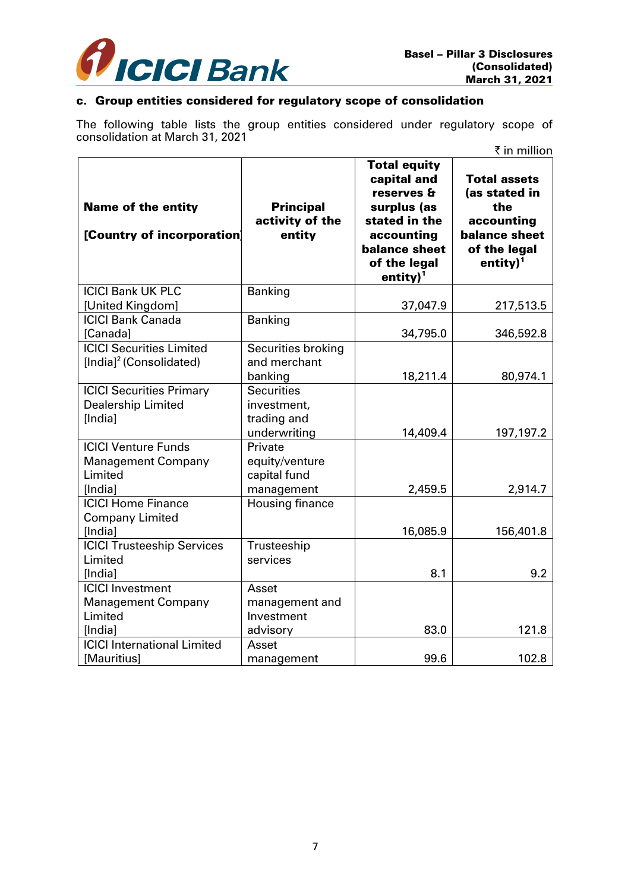### c. Group entities considered for regulatory scope of consolidation

The following table lists the group entities considered under regulatory scope of consolidation at March 31, 2021

₹ in million

| Name of the entity [Country of incorporation] | Principal activity of the entity | Total equity capital and reserves & surplus (as stated in the accounting balance sheet of the legal entity)[1] | Total assets (as stated in the accounting balance sheet of the legal entity)[1] |
|---|---|---|---|
| ICICI Bank UK PLC [United Kingdom] | Banking | 37,047.9 | 217,513.5 |
| ICICI Bank Canada [Canada] | Banking | 34,795.0 | 346,592.8 |
| ICICI Securities Limited [India][2] (Consolidated) | Securities broking and merchant banking | 18,211.4 | 80,974.1 |
| ICICI Securities Primary Dealership Limited [India] | Securities investment, trading and underwriting | 14,409.4 | 197,197.2 |
| ICICI Venture Funds Management Company Limited [India] | Private equity/venture capital fund management | 2,459.5 | 2,914.7 |
| ICICI Home Finance Company Limited [India] | Housing finance | 16,085.9 | 156,401.8 |
| ICICI Trusteeship Services Limited [India] | Trusteeship services | 8.1 | 9.2 |
| ICICI Investment Management Company Limited [India] | Asset management and Investment advisory | 83.0 | 121.8 |
| ICICI International Limited [Mauritius] | Asset management | 99.6 | 102.8 |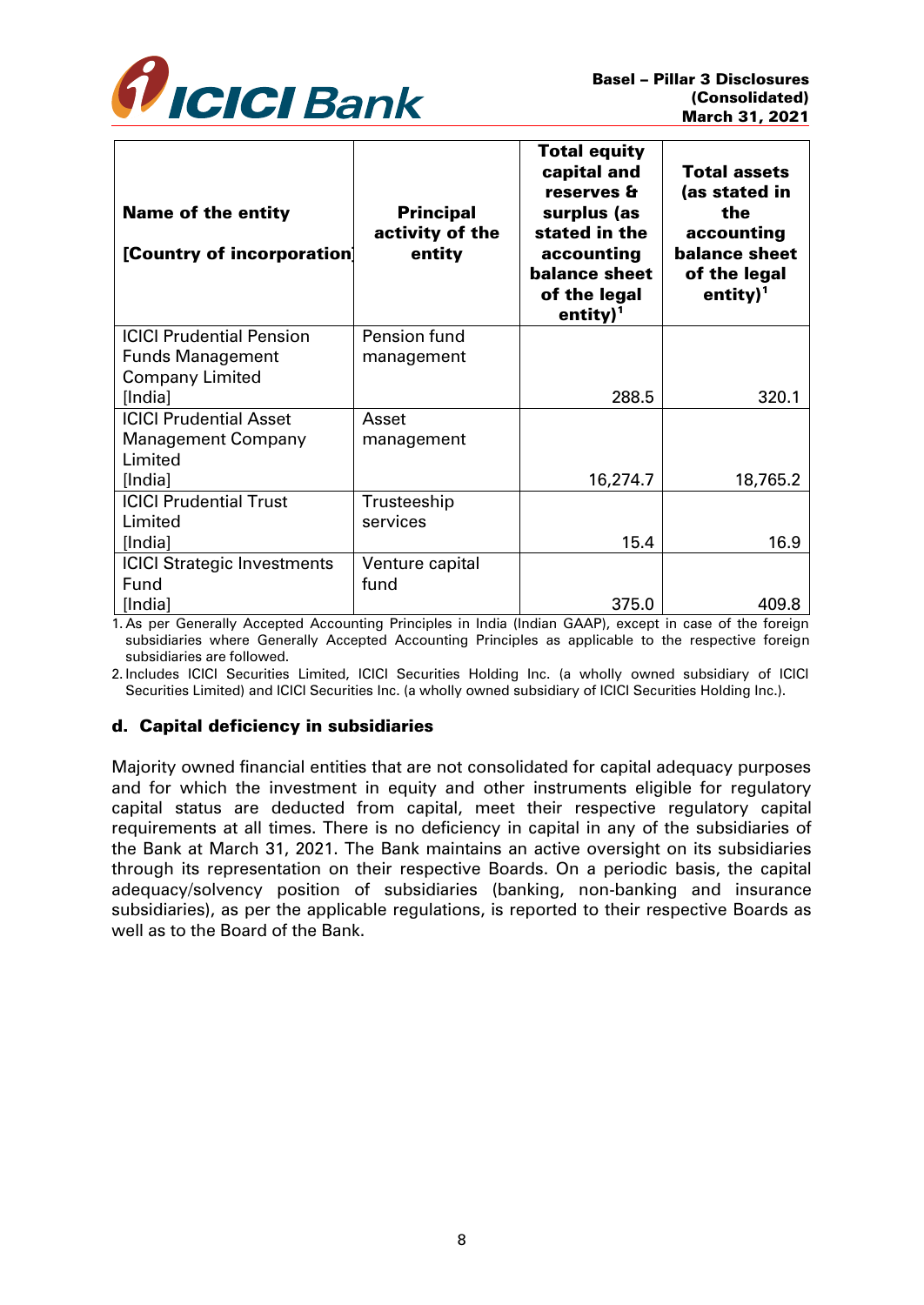| Name of the entity<br><br>[Country of incorporation] | Principal activity of the entity | Total equity capital and reserves & surplus (as stated in the accounting balance sheet of the legal entity)[1] | Total assets (as stated in the accounting balance sheet of the legal entity)[1] |
|---|---|---|---|
| ICICI Prudential Pension Funds Management Company Limited [India] | Pension fund management | 288.5 | 320.1 |
| ICICI Prudential Asset Management Company Limited [India] | Asset management | 16,274.7 | 18,765.2 |
| ICICI Prudential Trust Limited [India] | Trusteeship services | 15.4 | 16.9 |
| ICICI Strategic Investments Fund [India] | Venture capital fund | 375.0 | 409.8 |

1. As per Generally Accepted Accounting Principles in India (Indian GAAP), except in case of the foreign subsidiaries where Generally Accepted Accounting Principles as applicable to the respective foreign subsidiaries are followed.
2. Includes ICICI Securities Limited, ICICI Securities Holding Inc. (a wholly owned subsidiary of ICICI Securities Limited) and ICICI Securities Inc. (a wholly owned subsidiary of ICICI Securities Holding Inc.).

### d. Capital deficiency in subsidiaries

Majority owned financial entities that are not consolidated for capital adequacy purposes and for which the investment in equity and other instruments eligible for regulatory capital status are deducted from capital, meet their respective regulatory capital requirements at all times. There is no deficiency in capital in any of the subsidiaries of the Bank at March 31, 2021. The Bank maintains an active oversight on its subsidiaries through its representation on their respective Boards. On a periodic basis, the capital adequacy/solvency position of subsidiaries (banking, non-banking and insurance subsidiaries), as per the applicable regulations, is reported to their respective Boards as well as to the Board of the Bank.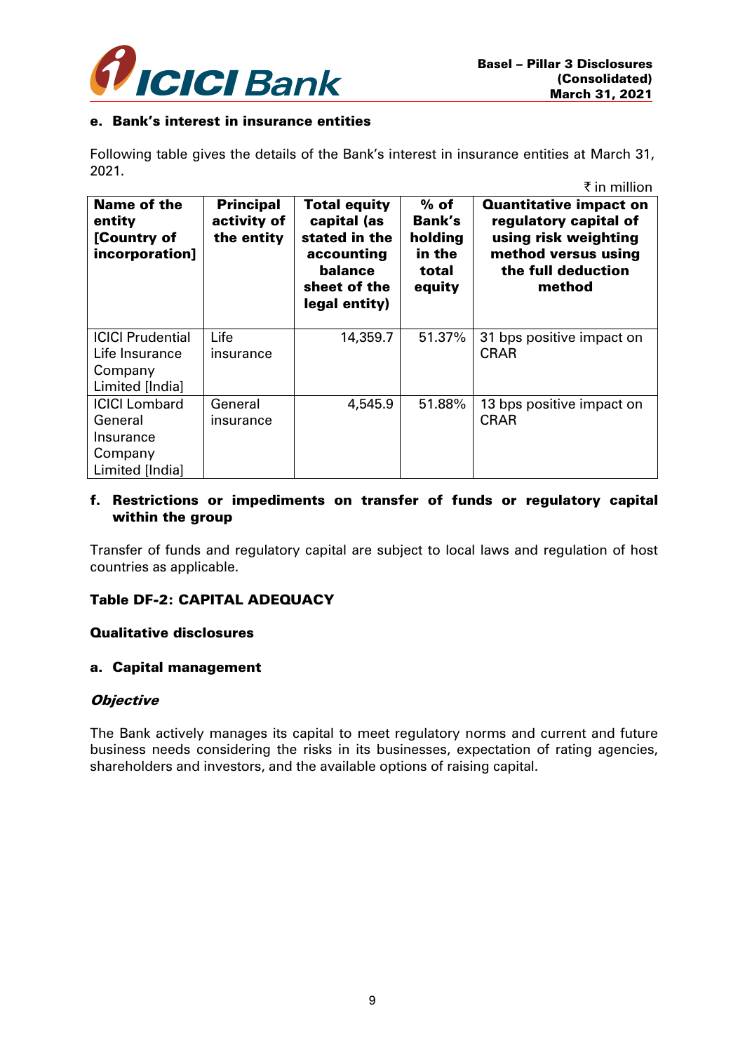**e. Bank's interest in insurance entities**

Following table gives the details of the Bank's interest in insurance entities at March 31, 2021.

₹ in million

| Name of the entity [Country of incorporation] | Principal activity of the entity | Total equity capital (as stated in the accounting balance sheet of the legal entity) | % of Bank's holding in the total equity | Quantitative impact on regulatory capital of using risk weighting method versus using the full deduction method |
|---|---|---|---|---|
| ICICI Prudential Life Insurance Company Limited [India] | Life insurance | 14,359.7 | 51.37% | 31 bps positive impact on CRAR |
| ICICI Lombard General Insurance Company Limited [India] | General insurance | 4,545.9 | 51.88% | 13 bps positive impact on CRAR |

**f. Restrictions or impediments on transfer of funds or regulatory capital within the group**

Transfer of funds and regulatory capital are subject to local laws and regulation of host countries as applicable.

## Table DF-2: CAPITAL ADEQUACY

**Qualitative disclosures**

**a. Capital management**

***Objective***

The Bank actively manages its capital to meet regulatory norms and current and future business needs considering the risks in its businesses, expectation of rating agencies, shareholders and investors, and the available options of raising capital.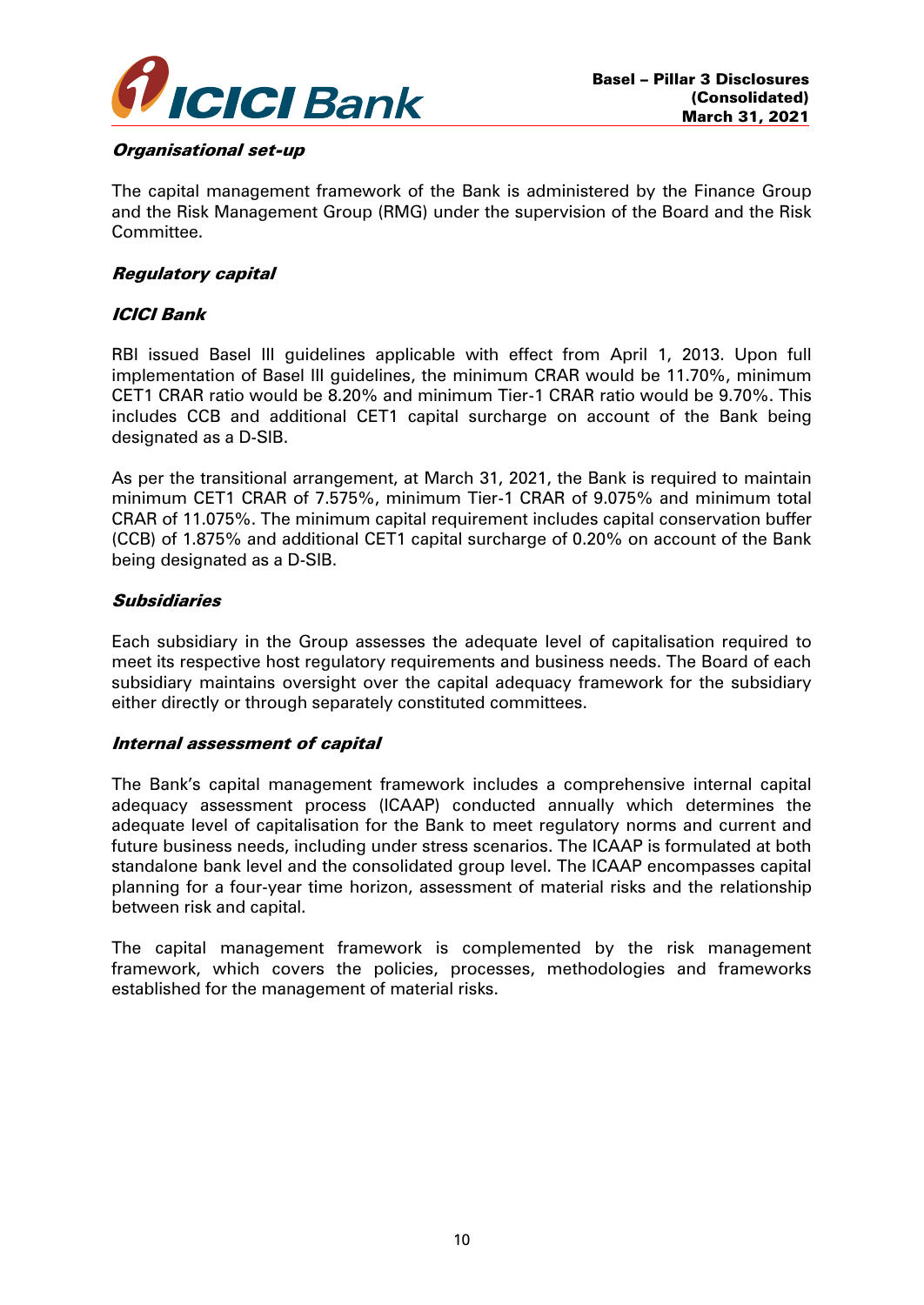### *Organisational set-up*

The capital management framework of the Bank is administered by the Finance Group and the Risk Management Group (RMG) under the supervision of the Board and the Risk Committee.

### *Regulatory capital*

#### *ICICI Bank*

RBI issued Basel III guidelines applicable with effect from April 1, 2013. Upon full implementation of Basel III guidelines, the minimum CRAR would be 11.70%, minimum CET1 CRAR ratio would be 8.20% and minimum Tier-1 CRAR ratio would be 9.70%. This includes CCB and additional CET1 capital surcharge on account of the Bank being designated as a D-SIB.

As per the transitional arrangement, at March 31, 2021, the Bank is required to maintain minimum CET1 CRAR of 7.575%, minimum Tier-1 CRAR of 9.075% and minimum total CRAR of 11.075%. The minimum capital requirement includes capital conservation buffer (CCB) of 1.875% and additional CET1 capital surcharge of 0.20% on account of the Bank being designated as a D-SIB.

#### *Subsidiaries*

Each subsidiary in the Group assesses the adequate level of capitalisation required to meet its respective host regulatory requirements and business needs. The Board of each subsidiary maintains oversight over the capital adequacy framework for the subsidiary either directly or through separately constituted committees.

### *Internal assessment of capital*

The Bank's capital management framework includes a comprehensive internal capital adequacy assessment process (ICAAP) conducted annually which determines the adequate level of capitalisation for the Bank to meet regulatory norms and current and future business needs, including under stress scenarios. The ICAAP is formulated at both standalone bank level and the consolidated group level. The ICAAP encompasses capital planning for a four-year time horizon, assessment of material risks and the relationship between risk and capital.

The capital management framework is complemented by the risk management framework, which covers the policies, processes, methodologies and frameworks established for the management of material risks.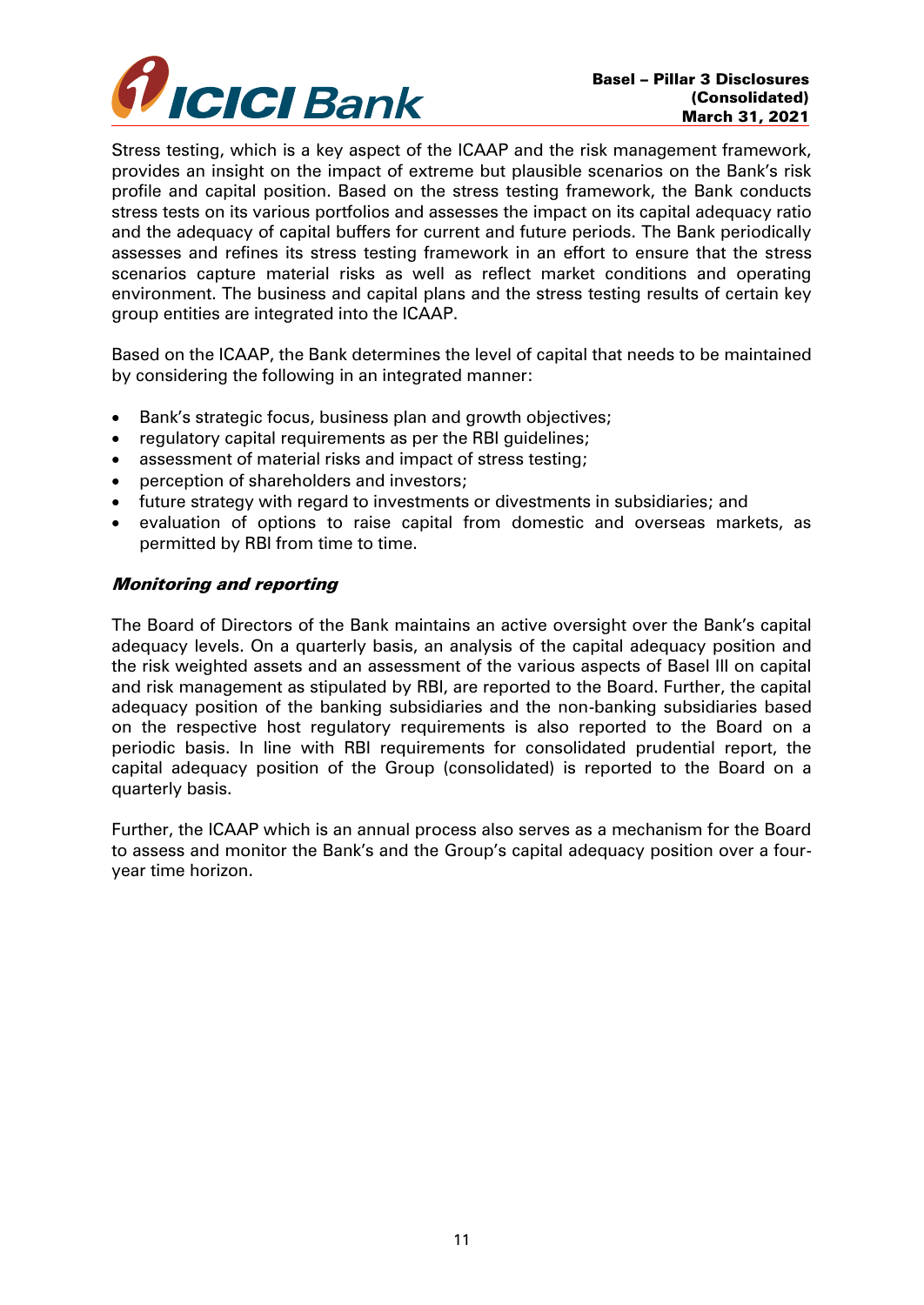Stress testing, which is a key aspect of the ICAAP and the risk management framework, provides an insight on the impact of extreme but plausible scenarios on the Bank's risk profile and capital position. Based on the stress testing framework, the Bank conducts stress tests on its various portfolios and assesses the impact on its capital adequacy ratio and the adequacy of capital buffers for current and future periods. The Bank periodically assesses and refines its stress testing framework in an effort to ensure that the stress scenarios capture material risks as well as reflect market conditions and operating environment. The business and capital plans and the stress testing results of certain key group entities are integrated into the ICAAP.

Based on the ICAAP, the Bank determines the level of capital that needs to be maintained by considering the following in an integrated manner:

- Bank's strategic focus, business plan and growth objectives;
- regulatory capital requirements as per the RBI guidelines;
- assessment of material risks and impact of stress testing;
- perception of shareholders and investors;
- future strategy with regard to investments or divestments in subsidiaries; and
- evaluation of options to raise capital from domestic and overseas markets, as permitted by RBI from time to time.

***Monitoring and reporting***

The Board of Directors of the Bank maintains an active oversight over the Bank's capital adequacy levels. On a quarterly basis, an analysis of the capital adequacy position and the risk weighted assets and an assessment of the various aspects of Basel III on capital and risk management as stipulated by RBI, are reported to the Board. Further, the capital adequacy position of the banking subsidiaries and the non-banking subsidiaries based on the respective host regulatory requirements is also reported to the Board on a periodic basis. In line with RBI requirements for consolidated prudential report, the capital adequacy position of the Group (consolidated) is reported to the Board on a quarterly basis.

Further, the ICAAP which is an annual process also serves as a mechanism for the Board to assess and monitor the Bank's and the Group's capital adequacy position over a four-year time horizon.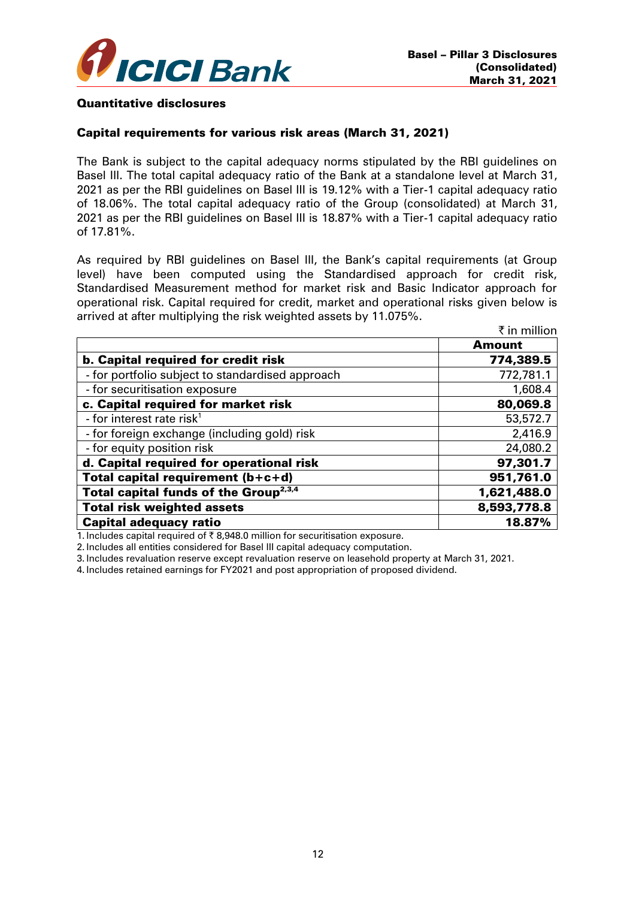### Quantitative disclosures

### Capital requirements for various risk areas (March 31, 2021)

The Bank is subject to the capital adequacy norms stipulated by the RBI guidelines on Basel III. The total capital adequacy ratio of the Bank at a standalone level at March 31, 2021 as per the RBI guidelines on Basel III is 19.12% with a Tier-1 capital adequacy ratio of 18.06%. The total capital adequacy ratio of the Group (consolidated) at March 31, 2021 as per the RBI guidelines on Basel III is 18.87% with a Tier-1 capital adequacy ratio of 17.81%.

As required by RBI guidelines on Basel III, the Bank's capital requirements (at Group level) have been computed using the Standardised approach for credit risk, Standardised Measurement method for market risk and Basic Indicator approach for operational risk. Capital required for credit, market and operational risks given below is arrived at after multiplying the risk weighted assets by 11.075%.

₹ in million

| | Amount |
|---|---|
| **b. Capital required for credit risk** | **774,389.5** |
| - for portfolio subject to standardised approach | 772,781.1 |
| - for securitisation exposure | 1,608.4 |
| **c. Capital required for market risk** | **80,069.8** |
| - for interest rate risk[1] | 53,572.7 |
| - for foreign exchange (including gold) risk | 2,416.9 |
| - for equity position risk | 24,080.2 |
| **d. Capital required for operational risk** | **97,301.7** |
| **Total capital requirement (b+c+d)** | **951,761.0** |
| **Total capital funds of the Group[2,3,4]** | **1,621,488.0** |
| **Total risk weighted assets** | **8,593,778.8** |
| **Capital adequacy ratio** | **18.87%** |

1. Includes capital required of ₹ 8,948.0 million for securitisation exposure.
2. Includes all entities considered for Basel III capital adequacy computation.
3. Includes revaluation reserve except revaluation reserve on leasehold property at March 31, 2021.
4. Includes retained earnings for FY2021 and post appropriation of proposed dividend.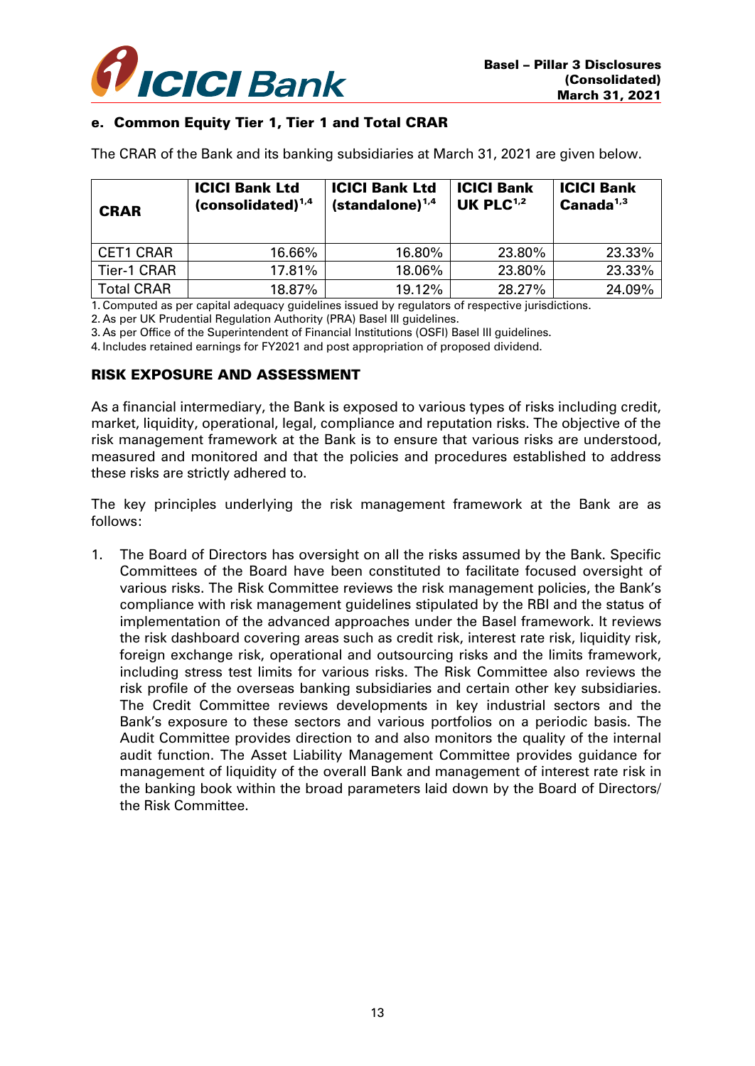### e. Common Equity Tier 1, Tier 1 and Total CRAR

The CRAR of the Bank and its banking subsidiaries at March 31, 2021 are given below.

| CRAR | ICICI Bank Ltd (consolidated)[1,4] | ICICI Bank Ltd (standalone)[1,4] | ICICI Bank UK PLC[1,2] | ICICI Bank Canada[1,3] |
|---|---|---|---|---|
| CET1 CRAR | 16.66% | 16.80% | 23.80% | 23.33% |
| Tier-1 CRAR | 17.81% | 18.06% | 23.80% | 23.33% |
| Total CRAR | 18.87% | 19.12% | 28.27% | 24.09% |

1. Computed as per capital adequacy guidelines issued by regulators of respective jurisdictions.
2. As per UK Prudential Regulation Authority (PRA) Basel III guidelines.
3. As per Office of the Superintendent of Financial Institutions (OSFI) Basel III guidelines.
4. Includes retained earnings for FY2021 and post appropriation of proposed dividend.

## RISK EXPOSURE AND ASSESSMENT

As a financial intermediary, the Bank is exposed to various types of risks including credit, market, liquidity, operational, legal, compliance and reputation risks. The objective of the risk management framework at the Bank is to ensure that various risks are understood, measured and monitored and that the policies and procedures established to address these risks are strictly adhered to.

The key principles underlying the risk management framework at the Bank are as follows:

1. The Board of Directors has oversight on all the risks assumed by the Bank. Specific Committees of the Board have been constituted to facilitate focused oversight of various risks. The Risk Committee reviews the risk management policies, the Bank's compliance with risk management guidelines stipulated by the RBI and the status of implementation of the advanced approaches under the Basel framework. It reviews the risk dashboard covering areas such as credit risk, interest rate risk, liquidity risk, foreign exchange risk, operational and outsourcing risks and the limits framework, including stress test limits for various risks. The Risk Committee also reviews the risk profile of the overseas banking subsidiaries and certain other key subsidiaries. The Credit Committee reviews developments in key industrial sectors and the Bank's exposure to these sectors and various portfolios on a periodic basis. The Audit Committee provides direction to and also monitors the quality of the internal audit function. The Asset Liability Management Committee provides guidance for management of liquidity of the overall Bank and management of interest rate risk in the banking book within the broad parameters laid down by the Board of Directors/ the Risk Committee.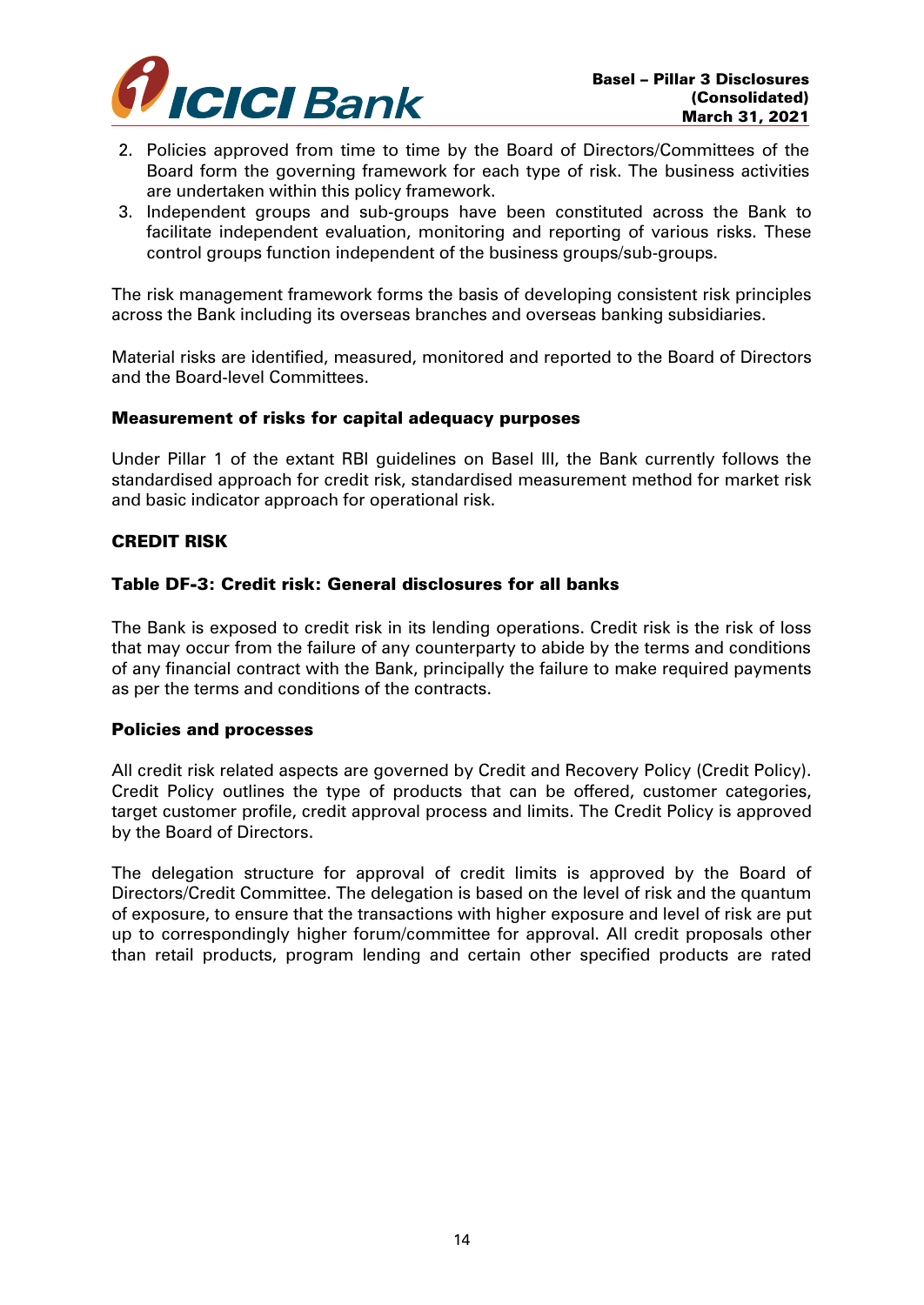2. Policies approved from time to time by the Board of Directors/Committees of the Board form the governing framework for each type of risk. The business activities are undertaken within this policy framework.
3. Independent groups and sub-groups have been constituted across the Bank to facilitate independent evaluation, monitoring and reporting of various risks. These control groups function independent of the business groups/sub-groups.

The risk management framework forms the basis of developing consistent risk principles across the Bank including its overseas branches and overseas banking subsidiaries.

Material risks are identified, measured, monitored and reported to the Board of Directors and the Board-level Committees.

### Measurement of risks for capital adequacy purposes

Under Pillar 1 of the extant RBI guidelines on Basel III, the Bank currently follows the standardised approach for credit risk, standardised measurement method for market risk and basic indicator approach for operational risk.

## CREDIT RISK

### Table DF-3: Credit risk: General disclosures for all banks

The Bank is exposed to credit risk in its lending operations. Credit risk is the risk of loss that may occur from the failure of any counterparty to abide by the terms and conditions of any financial contract with the Bank, principally the failure to make required payments as per the terms and conditions of the contracts.

### Policies and processes

All credit risk related aspects are governed by Credit and Recovery Policy (Credit Policy). Credit Policy outlines the type of products that can be offered, customer categories, target customer profile, credit approval process and limits. The Credit Policy is approved by the Board of Directors.

The delegation structure for approval of credit limits is approved by the Board of Directors/Credit Committee. The delegation is based on the level of risk and the quantum of exposure, to ensure that the transactions with higher exposure and level of risk are put up to correspondingly higher forum/committee for approval. All credit proposals other than retail products, program lending and certain other specified products are rated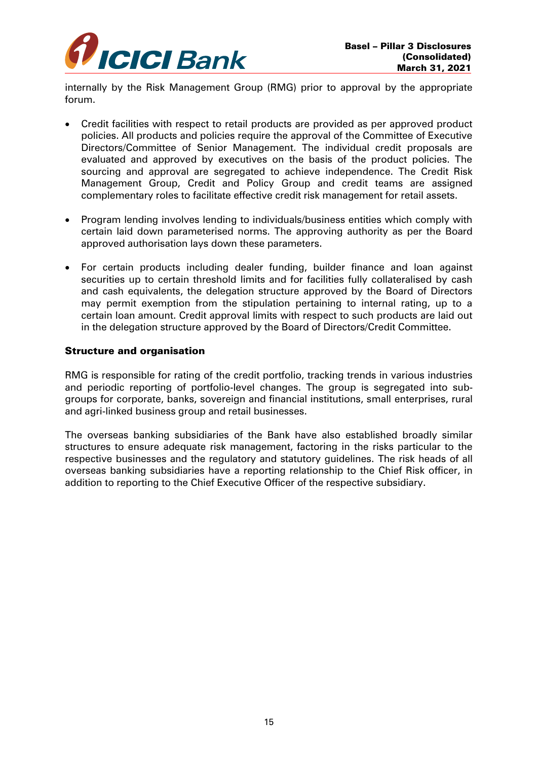internally by the Risk Management Group (RMG) prior to approval by the appropriate forum.

- Credit facilities with respect to retail products are provided as per approved product policies. All products and policies require the approval of the Committee of Executive Directors/Committee of Senior Management. The individual credit proposals are evaluated and approved by executives on the basis of the product policies. The sourcing and approval are segregated to achieve independence. The Credit Risk Management Group, Credit and Policy Group and credit teams are assigned complementary roles to facilitate effective credit risk management for retail assets.

- Program lending involves lending to individuals/business entities which comply with certain laid down parameterised norms. The approving authority as per the Board approved authorisation lays down these parameters.

- For certain products including dealer funding, builder finance and loan against securities up to certain threshold limits and for facilities fully collateralised by cash and cash equivalents, the delegation structure approved by the Board of Directors may permit exemption from the stipulation pertaining to internal rating, up to a certain loan amount. Credit approval limits with respect to such products are laid out in the delegation structure approved by the Board of Directors/Credit Committee.

**Structure and organisation**

RMG is responsible for rating of the credit portfolio, tracking trends in various industries and periodic reporting of portfolio-level changes. The group is segregated into sub-groups for corporate, banks, sovereign and financial institutions, small enterprises, rural and agri-linked business group and retail businesses.

The overseas banking subsidiaries of the Bank have also established broadly similar structures to ensure adequate risk management, factoring in the risks particular to the respective businesses and the regulatory and statutory guidelines. The risk heads of all overseas banking subsidiaries have a reporting relationship to the Chief Risk officer, in addition to reporting to the Chief Executive Officer of the respective subsidiary.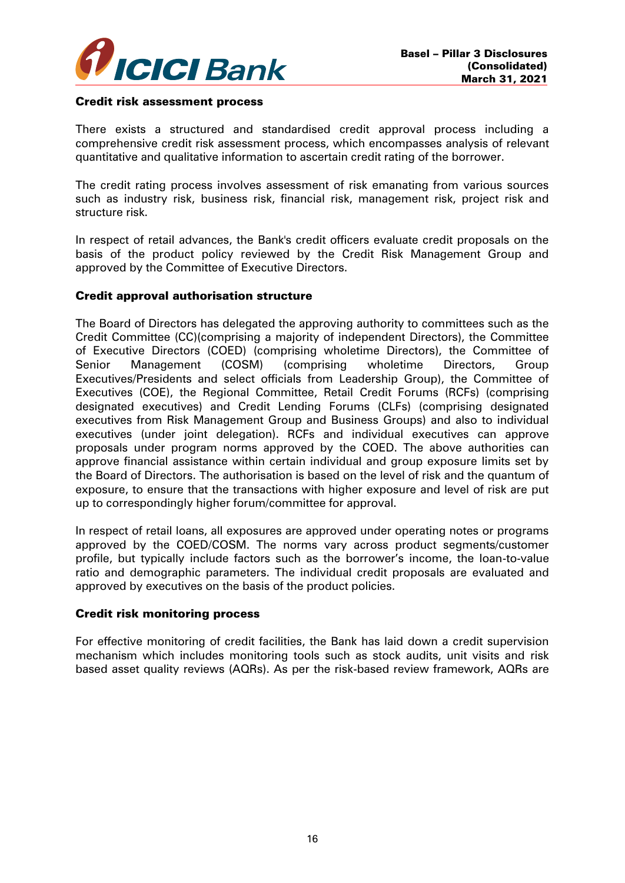#### Credit risk assessment process

There exists a structured and standardised credit approval process including a comprehensive credit risk assessment process, which encompasses analysis of relevant quantitative and qualitative information to ascertain credit rating of the borrower.

The credit rating process involves assessment of risk emanating from various sources such as industry risk, business risk, financial risk, management risk, project risk and structure risk.

In respect of retail advances, the Bank's credit officers evaluate credit proposals on the basis of the product policy reviewed by the Credit Risk Management Group and approved by the Committee of Executive Directors.

#### Credit approval authorisation structure

The Board of Directors has delegated the approving authority to committees such as the Credit Committee (CC)(comprising a majority of independent Directors), the Committee of Executive Directors (COED) (comprising wholetime Directors), the Committee of Senior Management (COSM) (comprising wholetime Directors, Group Executives/Presidents and select officials from Leadership Group), the Committee of Executives (COE), the Regional Committee, Retail Credit Forums (RCFs) (comprising designated executives) and Credit Lending Forums (CLFs) (comprising designated executives from Risk Management Group and Business Groups) and also to individual executives (under joint delegation). RCFs and individual executives can approve proposals under program norms approved by the COED. The above authorities can approve financial assistance within certain individual and group exposure limits set by the Board of Directors. The authorisation is based on the level of risk and the quantum of exposure, to ensure that the transactions with higher exposure and level of risk are put up to correspondingly higher forum/committee for approval.

In respect of retail loans, all exposures are approved under operating notes or programs approved by the COED/COSM. The norms vary across product segments/customer profile, but typically include factors such as the borrower's income, the loan-to-value ratio and demographic parameters. The individual credit proposals are evaluated and approved by executives on the basis of the product policies.

#### Credit risk monitoring process

For effective monitoring of credit facilities, the Bank has laid down a credit supervision mechanism which includes monitoring tools such as stock audits, unit visits and risk based asset quality reviews (AQRs). As per the risk-based review framework, AQRs are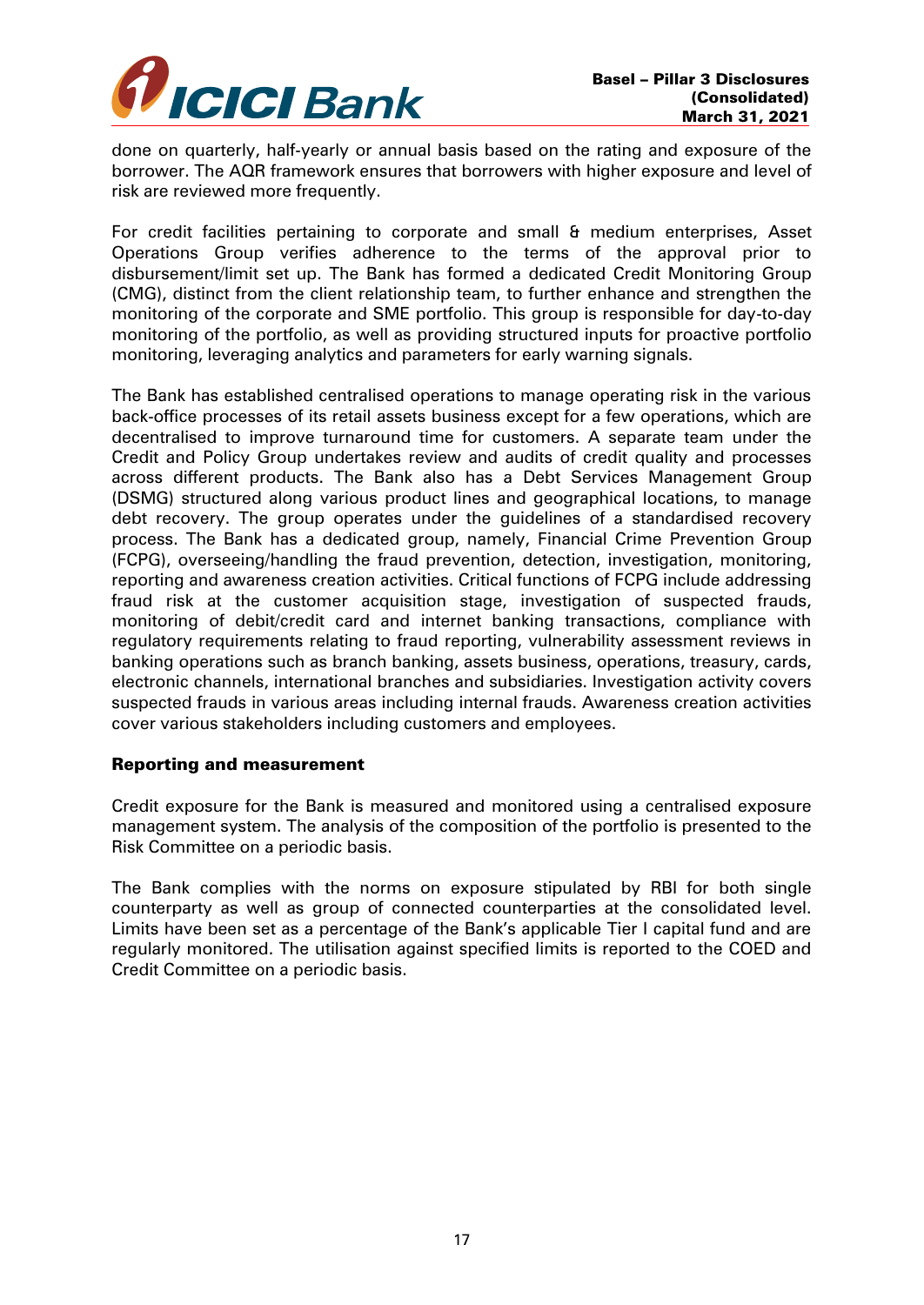done on quarterly, half-yearly or annual basis based on the rating and exposure of the borrower. The AQR framework ensures that borrowers with higher exposure and level of risk are reviewed more frequently.

For credit facilities pertaining to corporate and small & medium enterprises, Asset Operations Group verifies adherence to the terms of the approval prior to disbursement/limit set up. The Bank has formed a dedicated Credit Monitoring Group (CMG), distinct from the client relationship team, to further enhance and strengthen the monitoring of the corporate and SME portfolio. This group is responsible for day-to-day monitoring of the portfolio, as well as providing structured inputs for proactive portfolio monitoring, leveraging analytics and parameters for early warning signals.

The Bank has established centralised operations to manage operating risk in the various back-office processes of its retail assets business except for a few operations, which are decentralised to improve turnaround time for customers. A separate team under the Credit and Policy Group undertakes review and audits of credit quality and processes across different products. The Bank also has a Debt Services Management Group (DSMG) structured along various product lines and geographical locations, to manage debt recovery. The group operates under the guidelines of a standardised recovery process. The Bank has a dedicated group, namely, Financial Crime Prevention Group (FCPG), overseeing/handling the fraud prevention, detection, investigation, monitoring, reporting and awareness creation activities. Critical functions of FCPG include addressing fraud risk at the customer acquisition stage, investigation of suspected frauds, monitoring of debit/credit card and internet banking transactions, compliance with regulatory requirements relating to fraud reporting, vulnerability assessment reviews in banking operations such as branch banking, assets business, operations, treasury, cards, electronic channels, international branches and subsidiaries. Investigation activity covers suspected frauds in various areas including internal frauds. Awareness creation activities cover various stakeholders including customers and employees.

**Reporting and measurement**

Credit exposure for the Bank is measured and monitored using a centralised exposure management system. The analysis of the composition of the portfolio is presented to the Risk Committee on a periodic basis.

The Bank complies with the norms on exposure stipulated by RBI for both single counterparty as well as group of connected counterparties at the consolidated level. Limits have been set as a percentage of the Bank's applicable Tier I capital fund and are regularly monitored. The utilisation against specified limits is reported to the COED and Credit Committee on a periodic basis.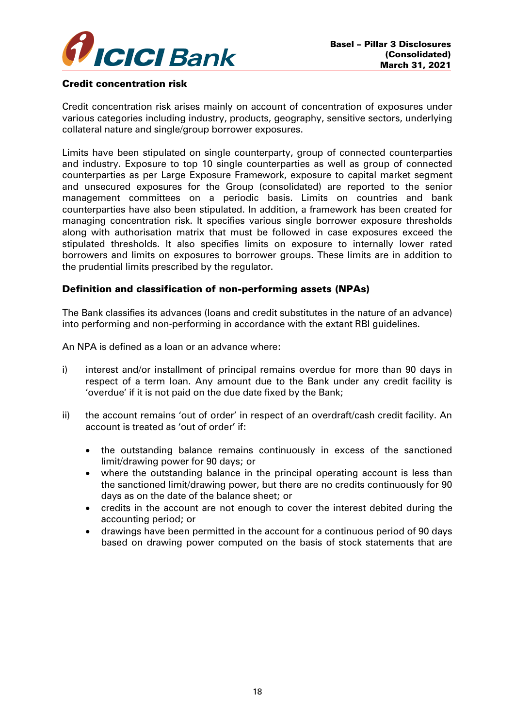### Credit concentration risk

Credit concentration risk arises mainly on account of concentration of exposures under various categories including industry, products, geography, sensitive sectors, underlying collateral nature and single/group borrower exposures.

Limits have been stipulated on single counterparty, group of connected counterparties and industry. Exposure to top 10 single counterparties as well as group of connected counterparties as per Large Exposure Framework, exposure to capital market segment and unsecured exposures for the Group (consolidated) are reported to the senior management committees on a periodic basis. Limits on countries and bank counterparties have also been stipulated. In addition, a framework has been created for managing concentration risk. It specifies various single borrower exposure thresholds along with authorisation matrix that must be followed in case exposures exceed the stipulated thresholds. It also specifies limits on exposure to internally lower rated borrowers and limits on exposures to borrower groups. These limits are in addition to the prudential limits prescribed by the regulator.

### Definition and classification of non-performing assets (NPAs)

The Bank classifies its advances (loans and credit substitutes in the nature of an advance) into performing and non-performing in accordance with the extant RBI guidelines.

An NPA is defined as a loan or an advance where:

i) interest and/or installment of principal remains overdue for more than 90 days in respect of a term loan. Any amount due to the Bank under any credit facility is 'overdue' if it is not paid on the due date fixed by the Bank;

ii) the account remains 'out of order' in respect of an overdraft/cash credit facility. An account is treated as 'out of order' if:

   - the outstanding balance remains continuously in excess of the sanctioned limit/drawing power for 90 days; or
   - where the outstanding balance in the principal operating account is less than the sanctioned limit/drawing power, but there are no credits continuously for 90 days as on the date of the balance sheet; or
   - credits in the account are not enough to cover the interest debited during the accounting period; or
   - drawings have been permitted in the account for a continuous period of 90 days based on drawing power computed on the basis of stock statements that are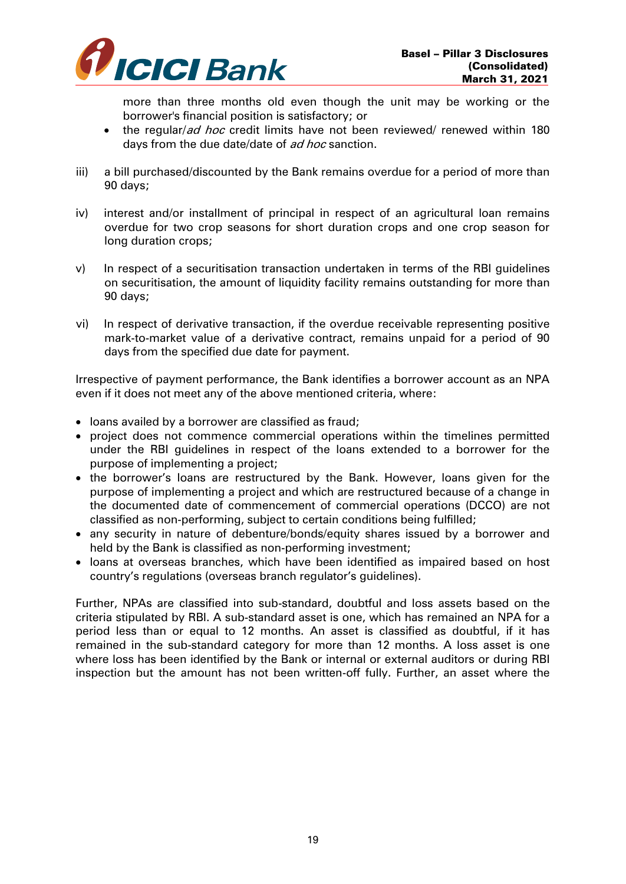more than three months old even though the unit may be working or the borrower's financial position is satisfactory; or

- the regular/*ad hoc* credit limits have not been reviewed/ renewed within 180 days from the due date/date of *ad hoc* sanction.

iii) a bill purchased/discounted by the Bank remains overdue for a period of more than 90 days;

iv) interest and/or installment of principal in respect of an agricultural loan remains overdue for two crop seasons for short duration crops and one crop season for long duration crops;

v) In respect of a securitisation transaction undertaken in terms of the RBI guidelines on securitisation, the amount of liquidity facility remains outstanding for more than 90 days;

vi) In respect of derivative transaction, if the overdue receivable representing positive mark-to-market value of a derivative contract, remains unpaid for a period of 90 days from the specified due date for payment.

Irrespective of payment performance, the Bank identifies a borrower account as an NPA even if it does not meet any of the above mentioned criteria, where:

- loans availed by a borrower are classified as fraud;
- project does not commence commercial operations within the timelines permitted under the RBI guidelines in respect of the loans extended to a borrower for the purpose of implementing a project;
- the borrower's loans are restructured by the Bank. However, loans given for the purpose of implementing a project and which are restructured because of a change in the documented date of commencement of commercial operations (DCCO) are not classified as non-performing, subject to certain conditions being fulfilled;
- any security in nature of debenture/bonds/equity shares issued by a borrower and held by the Bank is classified as non-performing investment;
- loans at overseas branches, which have been identified as impaired based on host country's regulations (overseas branch regulator's guidelines).

Further, NPAs are classified into sub-standard, doubtful and loss assets based on the criteria stipulated by RBI. A sub-standard asset is one, which has remained an NPA for a period less than or equal to 12 months. An asset is classified as doubtful, if it has remained in the sub-standard category for more than 12 months. A loss asset is one where loss has been identified by the Bank or internal or external auditors or during RBI inspection but the amount has not been written-off fully. Further, an asset where the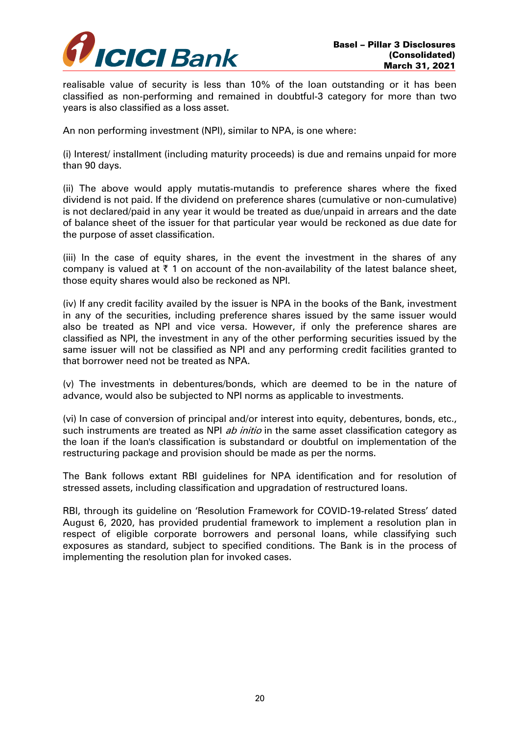realisable value of security is less than 10% of the loan outstanding or it has been classified as non-performing and remained in doubtful-3 category for more than two years is also classified as a loss asset.

An non performing investment (NPI), similar to NPA, is one where:

(i) Interest/ installment (including maturity proceeds) is due and remains unpaid for more than 90 days.

(ii) The above would apply mutatis-mutandis to preference shares where the fixed dividend is not paid. If the dividend on preference shares (cumulative or non-cumulative) is not declared/paid in any year it would be treated as due/unpaid in arrears and the date of balance sheet of the issuer for that particular year would be reckoned as due date for the purpose of asset classification.

(iii) In the case of equity shares, in the event the investment in the shares of any company is valued at ₹ 1 on account of the non-availability of the latest balance sheet, those equity shares would also be reckoned as NPI.

(iv) If any credit facility availed by the issuer is NPA in the books of the Bank, investment in any of the securities, including preference shares issued by the same issuer would also be treated as NPI and vice versa. However, if only the preference shares are classified as NPI, the investment in any of the other performing securities issued by the same issuer will not be classified as NPI and any performing credit facilities granted to that borrower need not be treated as NPA.

(v) The investments in debentures/bonds, which are deemed to be in the nature of advance, would also be subjected to NPI norms as applicable to investments.

(vi) In case of conversion of principal and/or interest into equity, debentures, bonds, etc., such instruments are treated as NPI *ab initio* in the same asset classification category as the loan if the loan's classification is substandard or doubtful on implementation of the restructuring package and provision should be made as per the norms.

The Bank follows extant RBI guidelines for NPA identification and for resolution of stressed assets, including classification and upgradation of restructured loans.

RBI, through its guideline on 'Resolution Framework for COVID-19-related Stress' dated August 6, 2020, has provided prudential framework to implement a resolution plan in respect of eligible corporate borrowers and personal loans, while classifying such exposures as standard, subject to specified conditions. The Bank is in the process of implementing the resolution plan for invoked cases.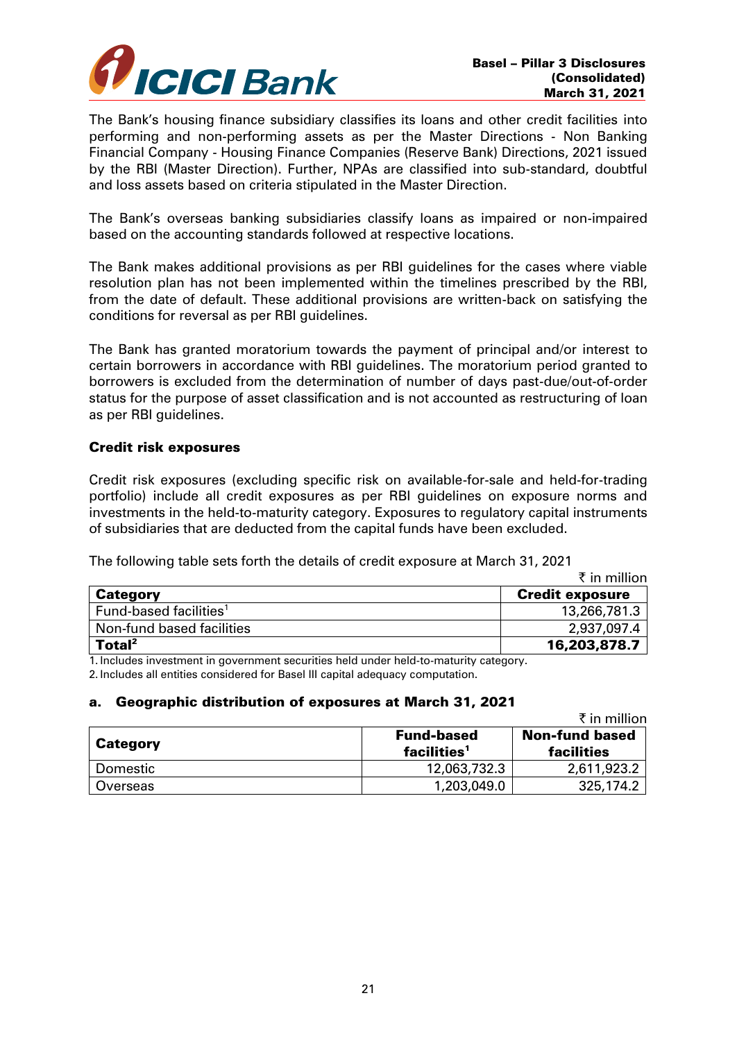The Bank's housing finance subsidiary classifies its loans and other credit facilities into performing and non-performing assets as per the Master Directions - Non Banking Financial Company - Housing Finance Companies (Reserve Bank) Directions, 2021 issued by the RBI (Master Direction). Further, NPAs are classified into sub-standard, doubtful and loss assets based on criteria stipulated in the Master Direction.

The Bank's overseas banking subsidiaries classify loans as impaired or non-impaired based on the accounting standards followed at respective locations.

The Bank makes additional provisions as per RBI guidelines for the cases where viable resolution plan has not been implemented within the timelines prescribed by the RBI, from the date of default. These additional provisions are written-back on satisfying the conditions for reversal as per RBI guidelines.

The Bank has granted moratorium towards the payment of principal and/or interest to certain borrowers in accordance with RBI guidelines. The moratorium period granted to borrowers is excluded from the determination of number of days past-due/out-of-order status for the purpose of asset classification and is not accounted as restructuring of loan as per RBI guidelines.

**Credit risk exposures**

Credit risk exposures (excluding specific risk on available-for-sale and held-for-trading portfolio) include all credit exposures as per RBI guidelines on exposure norms and investments in the held-to-maturity category. Exposures to regulatory capital instruments of subsidiaries that are deducted from the capital funds have been excluded.

The following table sets forth the details of credit exposure at March 31, 2021

₹ in million

| Category | Credit exposure |
|---|---|
| Fund-based facilities[1] | 13,266,781.3 |
| Non-fund based facilities | 2,937,097.4 |
| **Total[2]** | **16,203,878.7** |

1. Includes investment in government securities held under held-to-maturity category.
2. Includes all entities considered for Basel III capital adequacy computation.

**a. Geographic distribution of exposures at March 31, 2021**

₹ in million

| Category | Fund-based facilities[1] | Non-fund based facilities |
|---|---|---|
| Domestic | 12,063,732.3 | 2,611,923.2 |
| Overseas | 1,203,049.0 | 325,174.2 |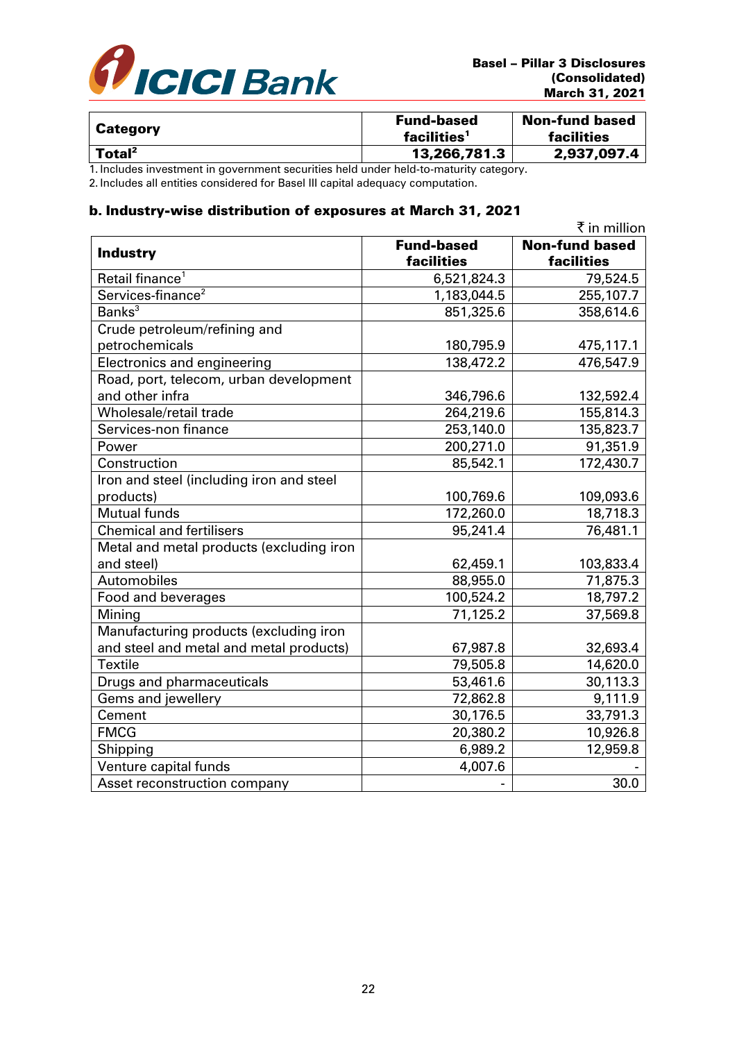| Category | Fund-based facilities[1] | Non-fund based facilities |
|---|---|---|
| **Total[2]** | **13,266,781.3** | **2,937,097.4** |

1. Includes investment in government securities held under held-to-maturity category.
2. Includes all entities considered for Basel III capital adequacy computation.

### b. Industry-wise distribution of exposures at March 31, 2021

₹ in million

| Industry | Fund-based facilities | Non-fund based facilities |
|---|---|---|
| Retail finance[1] | 6,521,824.3 | 79,524.5 |
| Services-finance[2] | 1,183,044.5 | 255,107.7 |
| Banks[3] | 851,325.6 | 358,614.6 |
| Crude petroleum/refining and petrochemicals | 180,795.9 | 475,117.1 |
| Electronics and engineering | 138,472.2 | 476,547.9 |
| Road, port, telecom, urban development and other infra | 346,796.6 | 132,592.4 |
| Wholesale/retail trade | 264,219.6 | 155,814.3 |
| Services-non finance | 253,140.0 | 135,823.7 |
| Power | 200,271.0 | 91,351.9 |
| Construction | 85,542.1 | 172,430.7 |
| Iron and steel (including iron and steel products) | 100,769.6 | 109,093.6 |
| Mutual funds | 172,260.0 | 18,718.3 |
| Chemical and fertilisers | 95,241.4 | 76,481.1 |
| Metal and metal products (excluding iron and steel) | 62,459.1 | 103,833.4 |
| Automobiles | 88,955.0 | 71,875.3 |
| Food and beverages | 100,524.2 | 18,797.2 |
| Mining | 71,125.2 | 37,569.8 |
| Manufacturing products (excluding iron and steel and metal and metal products) | 67,987.8 | 32,693.4 |
| Textile | 79,505.8 | 14,620.0 |
| Drugs and pharmaceuticals | 53,461.6 | 30,113.3 |
| Gems and jewellery | 72,862.8 | 9,111.9 |
| Cement | 30,176.5 | 33,791.3 |
| FMCG | 20,380.2 | 10,926.8 |
| Shipping | 6,989.2 | 12,959.8 |
| Venture capital funds | 4,007.6 | - |
| Asset reconstruction company | - | 30.0 |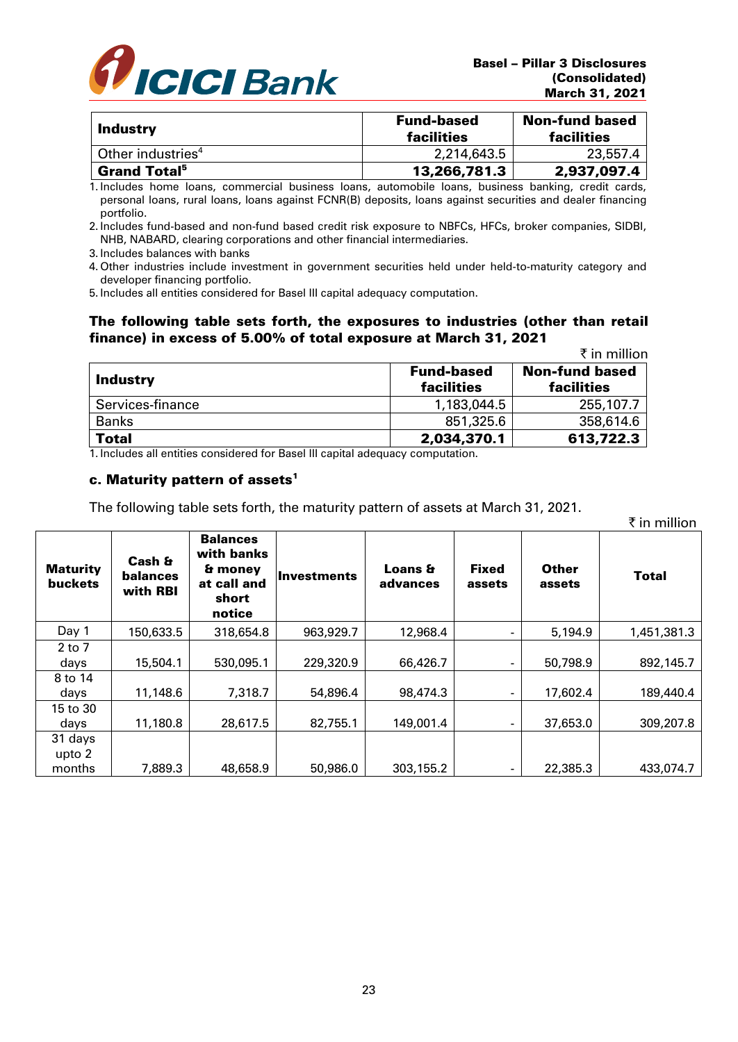| Industry | Fund-based facilities | Non-fund based facilities |
|---|---|---|
| Other industries[4] | 2,214,643.5 | 23,557.4 |
| **Grand Total[5]** | **13,266,781.3** | **2,937,097.4** |

1. Includes home loans, commercial business loans, automobile loans, business banking, credit cards, personal loans, rural loans, loans against FCNR(B) deposits, loans against securities and dealer financing portfolio.
2. Includes fund-based and non-fund based credit risk exposure to NBFCs, HFCs, broker companies, SIDBI, NHB, NABARD, clearing corporations and other financial intermediaries.
3. Includes balances with banks
4. Other industries include investment in government securities held under held-to-maturity category and developer financing portfolio.
5. Includes all entities considered for Basel III capital adequacy computation.

**The following table sets forth, the exposures to industries (other than retail finance) in excess of 5.00% of total exposure at March 31, 2021**

₹ in million

| Industry | Fund-based facilities | Non-fund based facilities |
|---|---|---|
| Services-finance | 1,183,044.5 | 255,107.7 |
| Banks | 851,325.6 | 358,614.6 |
| **Total** | **2,034,370.1** | **613,722.3** |

1. Includes all entities considered for Basel III capital adequacy computation.

### c. Maturity pattern of assets[1]

The following table sets forth, the maturity pattern of assets at March 31, 2021.

₹ in million

| Maturity buckets | Cash & balances with RBI | Balances with banks & money at call and short notice | Investments | Loans & advances | Fixed assets | Other assets | Total |
|---|---|---|---|---|---|---|---|
| Day 1 | 150,633.5 | 318,654.8 | 963,929.7 | 12,968.4 | - | 5,194.9 | 1,451,381.3 |
| 2 to 7 days | 15,504.1 | 530,095.1 | 229,320.9 | 66,426.7 | - | 50,798.9 | 892,145.7 |
| 8 to 14 days | 11,148.6 | 7,318.7 | 54,896.4 | 98,474.3 | - | 17,602.4 | 189,440.4 |
| 15 to 30 days | 11,180.8 | 28,617.5 | 82,755.1 | 149,001.4 | - | 37,653.0 | 309,207.8 |
| 31 days upto 2 months | 7,889.3 | 48,658.9 | 50,986.0 | 303,155.2 | - | 22,385.3 | 433,074.7 |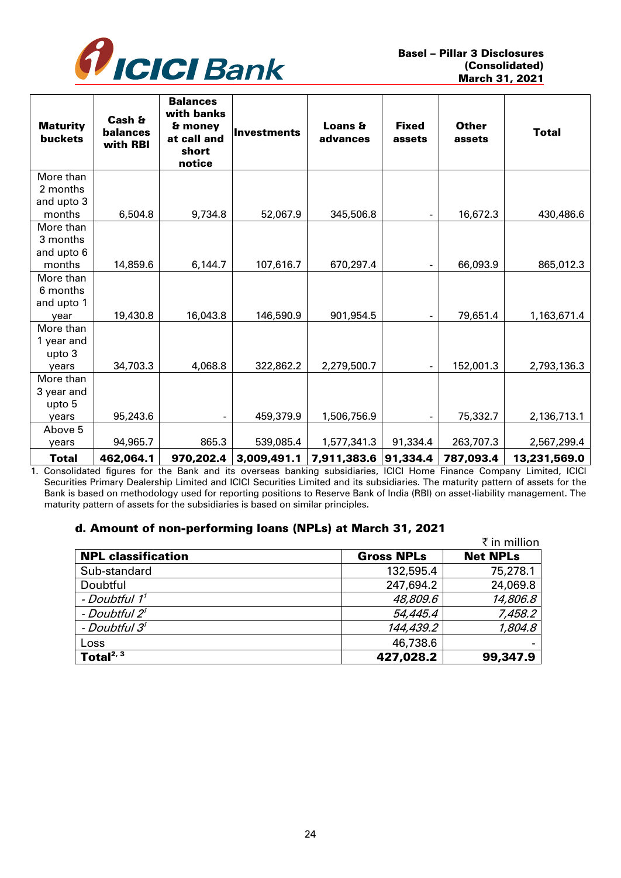| Maturity buckets | Cash & balances with RBI | Balances with banks & money at call and short notice | Investments | Loans & advances | Fixed assets | Other assets | Total |
|---|---|---|---|---|---|---|---|
| More than 2 months and upto 3 months | 6,504.8 | 9,734.8 | 52,067.9 | 345,506.8 | - | 16,672.3 | 430,486.6 |
| More than 3 months and upto 6 months | 14,859.6 | 6,144.7 | 107,616.7 | 670,297.4 | - | 66,093.9 | 865,012.3 |
| More than 6 months and upto 1 year | 19,430.8 | 16,043.8 | 146,590.9 | 901,954.5 | - | 79,651.4 | 1,163,671.4 |
| More than 1 year and upto 3 years | 34,703.3 | 4,068.8 | 322,862.2 | 2,279,500.7 | - | 152,001.3 | 2,793,136.3 |
| More than 3 year and upto 5 years | 95,243.6 | - | 459,379.9 | 1,506,756.9 | - | 75,332.7 | 2,136,713.1 |
| Above 5 years | 94,965.7 | 865.3 | 539,085.4 | 1,577,341.3 | 91,334.4 | 263,707.3 | 2,567,299.4 |
| **Total** | **462,064.1** | **970,202.4** | **3,009,491.1** | **7,911,383.6** | **91,334.4** | **787,093.4** | **13,231,569.0** |

1. Consolidated figures for the Bank and its overseas banking subsidiaries, ICICI Home Finance Company Limited, ICICI Securities Primary Dealership Limited and ICICI Securities Limited and its subsidiaries. The maturity pattern of assets for the Bank is based on methodology used for reporting positions to Reserve Bank of India (RBI) on asset-liability management. The maturity pattern of assets for the subsidiaries is based on similar principles.

## d. Amount of non-performing loans (NPLs) at March 31, 2021

₹ in million

| NPL classification | Gross NPLs | Net NPLs |
|---|---|---|
| Sub-standard | 132,595.4 | 75,278.1 |
| Doubtful | 247,694.2 | 24,069.8 |
| *- Doubtful 1*[1] | *48,809.6* | *14,806.8* |
| *- Doubtful 2*[1] | *54,445.4* | *7,458.2* |
| *- Doubtful 3*[1] | *144,439.2* | *1,804.8* |
| Loss | 46,738.6 | - |
| **Total**[2, 3] | **427,028.2** | **99,347.9** |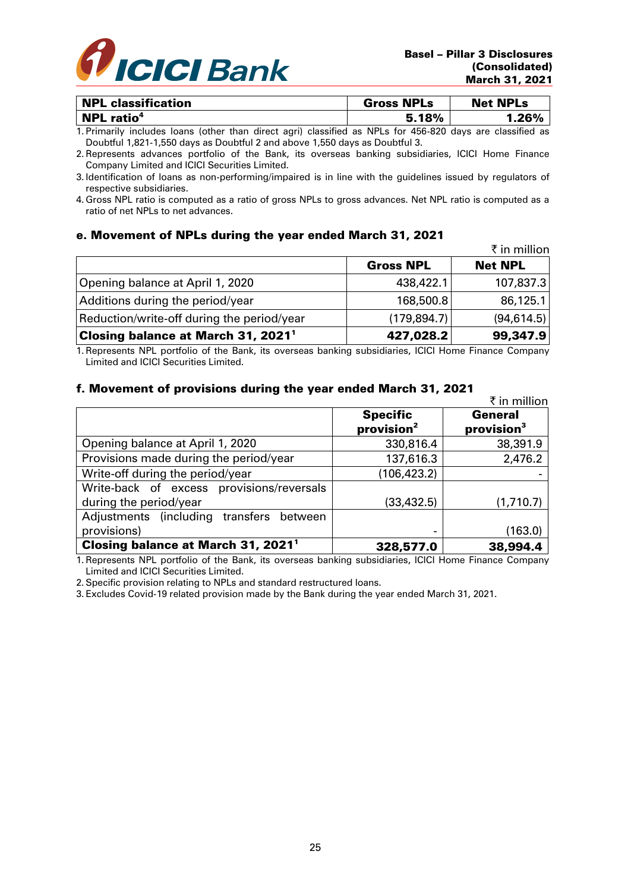| NPL classification | Gross NPLs | Net NPLs |
|---|---|---|
| **NPL ratio[4]** | **5.18%** | **1.26%** |

1. Primarily includes loans (other than direct agri) classified as NPLs for 456-820 days are classified as Doubtful 1,821-1,550 days as Doubtful 2 and above 1,550 days as Doubtful 3.
2. Represents advances portfolio of the Bank, its overseas banking subsidiaries, ICICI Home Finance Company Limited and ICICI Securities Limited.
3. Identification of loans as non-performing/impaired is in line with the guidelines issued by regulators of respective subsidiaries.
4. Gross NPL ratio is computed as a ratio of gross NPLs to gross advances. Net NPL ratio is computed as a ratio of net NPLs to net advances.

### e. Movement of NPLs during the year ended March 31, 2021

₹ in million

| | Gross NPL | Net NPL |
|---|---|---|
| Opening balance at April 1, 2020 | 438,422.1 | 107,837.3 |
| Additions during the period/year | 168,500.8 | 86,125.1 |
| Reduction/write-off during the period/year | (179,894.7) | (94,614.5) |
| **Closing balance at March 31, 2021[1]** | **427,028.2** | **99,347.9** |

1. Represents NPL portfolio of the Bank, its overseas banking subsidiaries, ICICI Home Finance Company Limited and ICICI Securities Limited.

### f. Movement of provisions during the year ended March 31, 2021

₹ in million

| | Specific provision[2] | General provision[3] |
|---|---|---|
| Opening balance at April 1, 2020 | 330,816.4 | 38,391.9 |
| Provisions made during the period/year | 137,616.3 | 2,476.2 |
| Write-off during the period/year | (106,423.2) | - |
| Write-back of excess provisions/reversals during the period/year | (33,432.5) | (1,710.7) |
| Adjustments (including transfers between provisions) | - | (163.0) |
| **Closing balance at March 31, 2021[1]** | **328,577.0** | **38,994.4** |

1. Represents NPL portfolio of the Bank, its overseas banking subsidiaries, ICICI Home Finance Company Limited and ICICI Securities Limited.
2. Specific provision relating to NPLs and standard restructured loans.
3. Excludes Covid-19 related provision made by the Bank during the year ended March 31, 2021.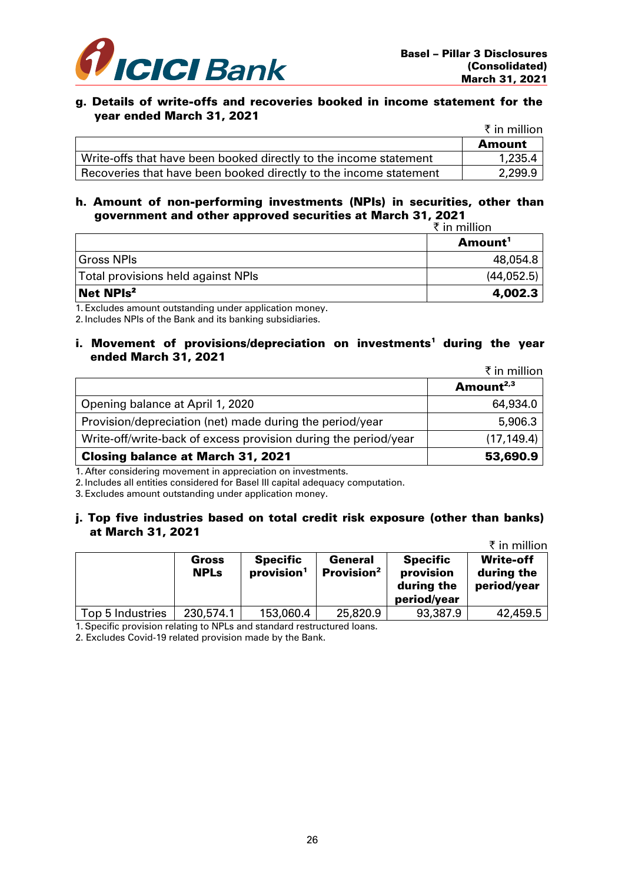## g. Details of write-offs and recoveries booked in income statement for the year ended March 31, 2021

₹ in million

| | Amount |
|---|---|
| Write-offs that have been booked directly to the income statement | 1,235.4 |
| Recoveries that have been booked directly to the income statement | 2,299.9 |

## h. Amount of non-performing investments (NPIs) in securities, other than government and other approved securities at March 31, 2021

₹ in million

| | Amount[1] |
|---|---|
| Gross NPIs | 48,054.8 |
| Total provisions held against NPIs | (44,052.5) |
| **Net NPIs[2]** | **4,002.3** |

1. Excludes amount outstanding under application money.
2. Includes NPIs of the Bank and its banking subsidiaries.

## i. Movement of provisions/depreciation on investments[1] during the year ended March 31, 2021

₹ in million

| | Amount[2,3] |
|---|---|
| Opening balance at April 1, 2020 | 64,934.0 |
| Provision/depreciation (net) made during the period/year | 5,906.3 |
| Write-off/write-back of excess provision during the period/year | (17,149.4) |
| **Closing balance at March 31, 2021** | **53,690.9** |

1. After considering movement in appreciation on investments.
2. Includes all entities considered for Basel III capital adequacy computation.
3. Excludes amount outstanding under application money.

## j. Top five industries based on total credit risk exposure (other than banks) at March 31, 2021

₹ in million

| | Gross NPLs | Specific provision[1] | General Provision[2] | Specific provision during the period/year | Write-off during the period/year |
|---|---|---|---|---|---|
| Top 5 Industries | 230,574.1 | 153,060.4 | 25,820.9 | 93,387.9 | 42,459.5 |

1. Specific provision relating to NPLs and standard restructured loans.
2. Excludes Covid-19 related provision made by the Bank.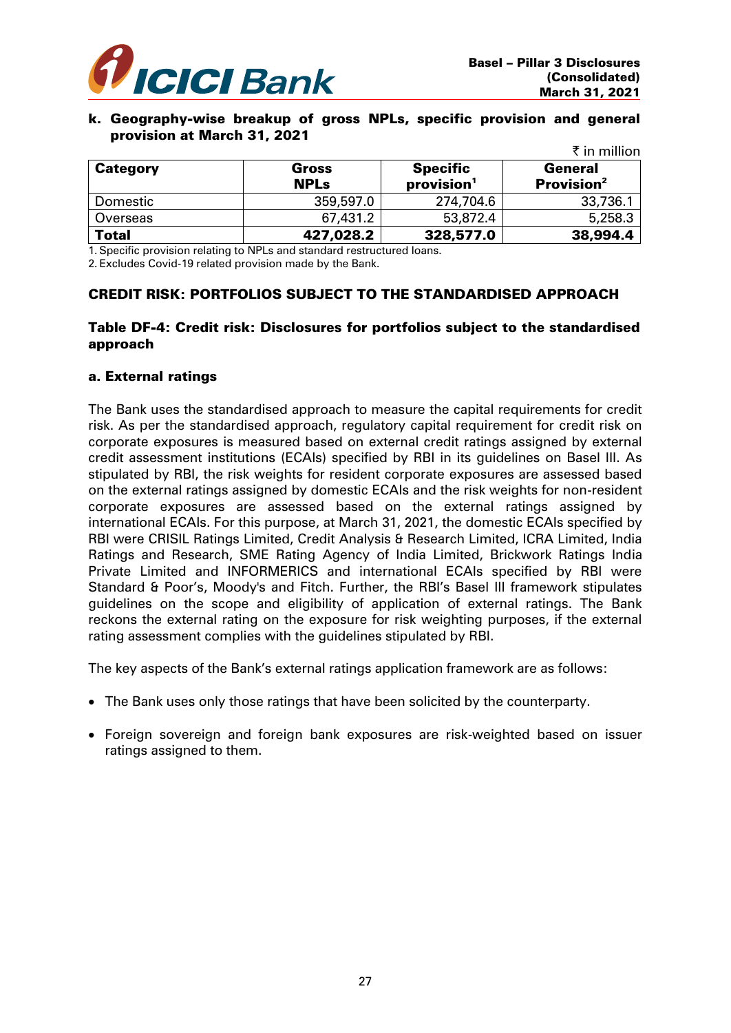**k. Geography-wise breakup of gross NPLs, specific provision and general provision at March 31, 2021**

₹ in million

| Category | Gross NPLs | Specific provision[1] | General Provision[2] |
|---|---|---|---|
| Domestic | 359,597.0 | 274,704.6 | 33,736.1 |
| Overseas | 67,431.2 | 53,872.4 | 5,258.3 |
| **Total** | **427,028.2** | **328,577.0** | **38,994.4** |

1. Specific provision relating to NPLs and standard restructured loans.
2. Excludes Covid-19 related provision made by the Bank.

## CREDIT RISK: PORTFOLIOS SUBJECT TO THE STANDARDISED APPROACH

### Table DF-4: Credit risk: Disclosures for portfolios subject to the standardised approach

#### a. External ratings

The Bank uses the standardised approach to measure the capital requirements for credit risk. As per the standardised approach, regulatory capital requirement for credit risk on corporate exposures is measured based on external credit ratings assigned by external credit assessment institutions (ECAIs) specified by RBI in its guidelines on Basel III. As stipulated by RBI, the risk weights for resident corporate exposures are assessed based on the external ratings assigned by domestic ECAIs and the risk weights for non-resident corporate exposures are assessed based on the external ratings assigned by international ECAIs. For this purpose, at March 31, 2021, the domestic ECAIs specified by RBI were CRISIL Ratings Limited, Credit Analysis & Research Limited, ICRA Limited, India Ratings and Research, SME Rating Agency of India Limited, Brickwork Ratings India Private Limited and INFORMERICS and international ECAIs specified by RBI were Standard & Poor's, Moody's and Fitch. Further, the RBI's Basel III framework stipulates guidelines on the scope and eligibility of application of external ratings. The Bank reckons the external rating on the exposure for risk weighting purposes, if the external rating assessment complies with the guidelines stipulated by RBI.

The key aspects of the Bank's external ratings application framework are as follows:

- The Bank uses only those ratings that have been solicited by the counterparty.
- Foreign sovereign and foreign bank exposures are risk-weighted based on issuer ratings assigned to them.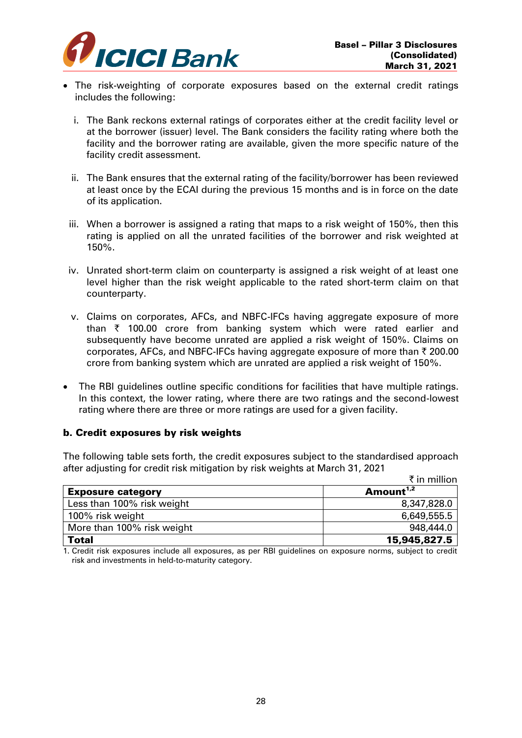- The risk-weighting of corporate exposures based on the external credit ratings includes the following:

  i. The Bank reckons external ratings of corporates either at the credit facility level or at the borrower (issuer) level. The Bank considers the facility rating where both the facility and the borrower rating are available, given the more specific nature of the facility credit assessment.

  ii. The Bank ensures that the external rating of the facility/borrower has been reviewed at least once by the ECAI during the previous 15 months and is in force on the date of its application.

  iii. When a borrower is assigned a rating that maps to a risk weight of 150%, then this rating is applied on all the unrated facilities of the borrower and risk weighted at 150%.

  iv. Unrated short-term claim on counterparty is assigned a risk weight of at least one level higher than the risk weight applicable to the rated short-term claim on that counterparty.

  v. Claims on corporates, AFCs, and NBFC-IFCs having aggregate exposure of more than ₹ 100.00 crore from banking system which were rated earlier and subsequently have become unrated are applied a risk weight of 150%. Claims on corporates, AFCs, and NBFC-IFCs having aggregate exposure of more than ₹ 200.00 crore from banking system which are unrated are applied a risk weight of 150%.

- The RBI guidelines outline specific conditions for facilities that have multiple ratings. In this context, the lower rating, where there are two ratings and the second-lowest rating where there are three or more ratings are used for a given facility.

### b. Credit exposures by risk weights

The following table sets forth, the credit exposures subject to the standardised approach after adjusting for credit risk mitigation by risk weights at March 31, 2021

₹ in million

| Exposure category | Amount[1,2] |
|---|---|
| Less than 100% risk weight | 8,347,828.0 |
| 100% risk weight | 6,649,555.5 |
| More than 100% risk weight | 948,444.0 |
| **Total** | **15,945,827.5** |

1. Credit risk exposures include all exposures, as per RBI guidelines on exposure norms, subject to credit risk and investments in held-to-maturity category.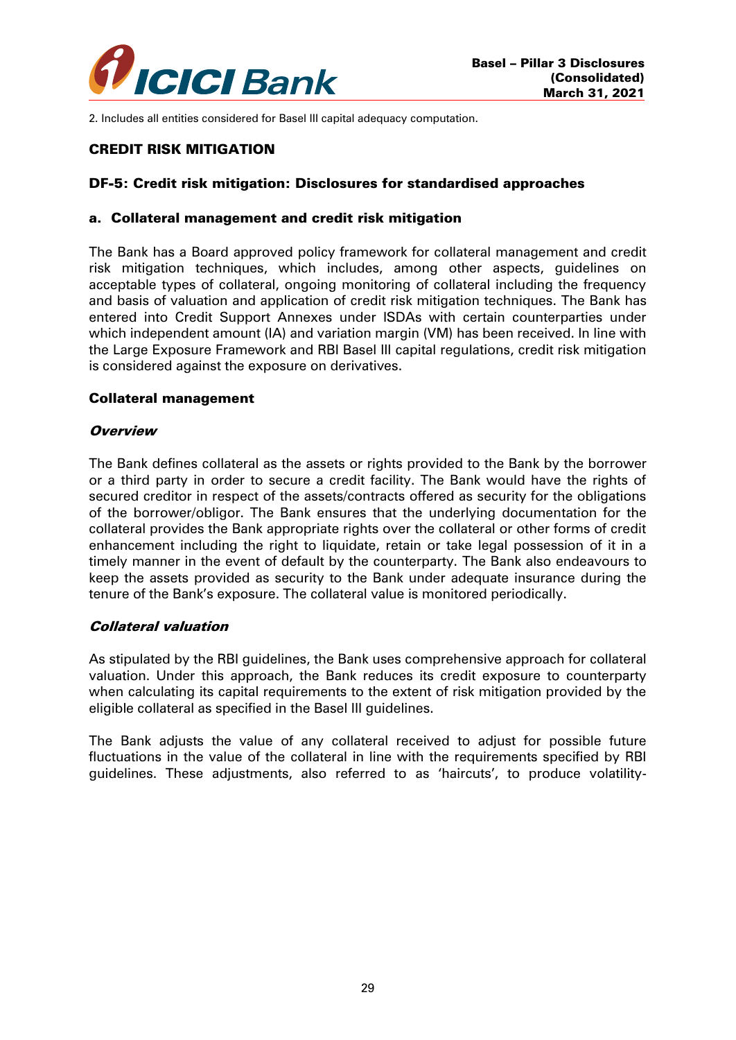2. Includes all entities considered for Basel III capital adequacy computation.

## CREDIT RISK MITIGATION

### DF-5: Credit risk mitigation: Disclosures for standardised approaches

#### a. Collateral management and credit risk mitigation

The Bank has a Board approved policy framework for collateral management and credit risk mitigation techniques, which includes, among other aspects, guidelines on acceptable types of collateral, ongoing monitoring of collateral including the frequency and basis of valuation and application of credit risk mitigation techniques. The Bank has entered into Credit Support Annexes under ISDAs with certain counterparties under which independent amount (IA) and variation margin (VM) has been received. In line with the Large Exposure Framework and RBI Basel III capital regulations, credit risk mitigation is considered against the exposure on derivatives.

#### Collateral management

***Overview***

The Bank defines collateral as the assets or rights provided to the Bank by the borrower or a third party in order to secure a credit facility. The Bank would have the rights of secured creditor in respect of the assets/contracts offered as security for the obligations of the borrower/obligor. The Bank ensures that the underlying documentation for the collateral provides the Bank appropriate rights over the collateral or other forms of credit enhancement including the right to liquidate, retain or take legal possession of it in a timely manner in the event of default by the counterparty. The Bank also endeavours to keep the assets provided as security to the Bank under adequate insurance during the tenure of the Bank's exposure. The collateral value is monitored periodically.

***Collateral valuation***

As stipulated by the RBI guidelines, the Bank uses comprehensive approach for collateral valuation. Under this approach, the Bank reduces its credit exposure to counterparty when calculating its capital requirements to the extent of risk mitigation provided by the eligible collateral as specified in the Basel III guidelines.

The Bank adjusts the value of any collateral received to adjust for possible future fluctuations in the value of the collateral in line with the requirements specified by RBI guidelines. These adjustments, also referred to as 'haircuts', to produce volatility-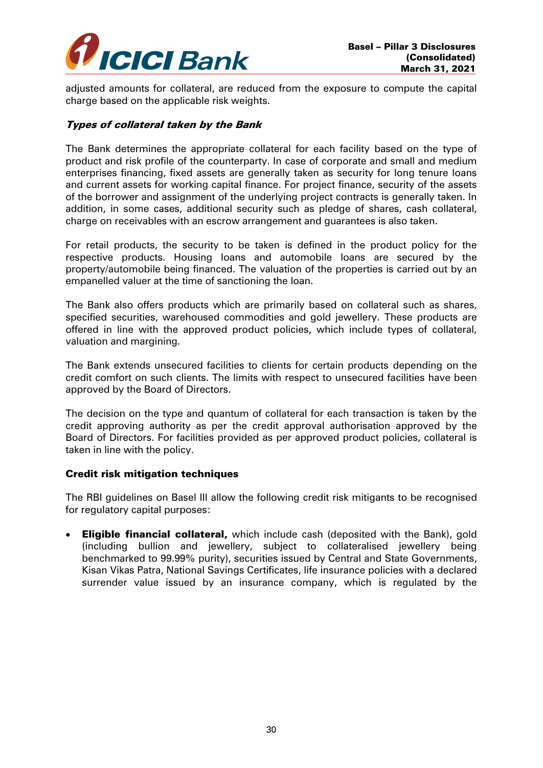adjusted amounts for collateral, are reduced from the exposure to compute the capital charge based on the applicable risk weights.

### *Types of collateral taken by the Bank*

The Bank determines the appropriate collateral for each facility based on the type of product and risk profile of the counterparty. In case of corporate and small and medium enterprises financing, fixed assets are generally taken as security for long tenure loans and current assets for working capital finance. For project finance, security of the assets of the borrower and assignment of the underlying project contracts is generally taken. In addition, in some cases, additional security such as pledge of shares, cash collateral, charge on receivables with an escrow arrangement and guarantees is also taken.

For retail products, the security to be taken is defined in the product policy for the respective products. Housing loans and automobile loans are secured by the property/automobile being financed. The valuation of the properties is carried out by an empanelled valuer at the time of sanctioning the loan.

The Bank also offers products which are primarily based on collateral such as shares, specified securities, warehoused commodities and gold jewellery. These products are offered in line with the approved product policies, which include types of collateral, valuation and margining.

The Bank extends unsecured facilities to clients for certain products depending on the credit comfort on such clients. The limits with respect to unsecured facilities have been approved by the Board of Directors.

The decision on the type and quantum of collateral for each transaction is taken by the credit approving authority as per the credit approval authorisation approved by the Board of Directors. For facilities provided as per approved product policies, collateral is taken in line with the policy.

### **Credit risk mitigation techniques**

The RBI guidelines on Basel III allow the following credit risk mitigants to be recognised for regulatory capital purposes:

- **Eligible financial collateral,** which include cash (deposited with the Bank), gold (including bullion and jewellery, subject to collateralised jewellery being benchmarked to 99.99% purity), securities issued by Central and State Governments, Kisan Vikas Patra, National Savings Certificates, life insurance policies with a declared surrender value issued by an insurance company, which is regulated by the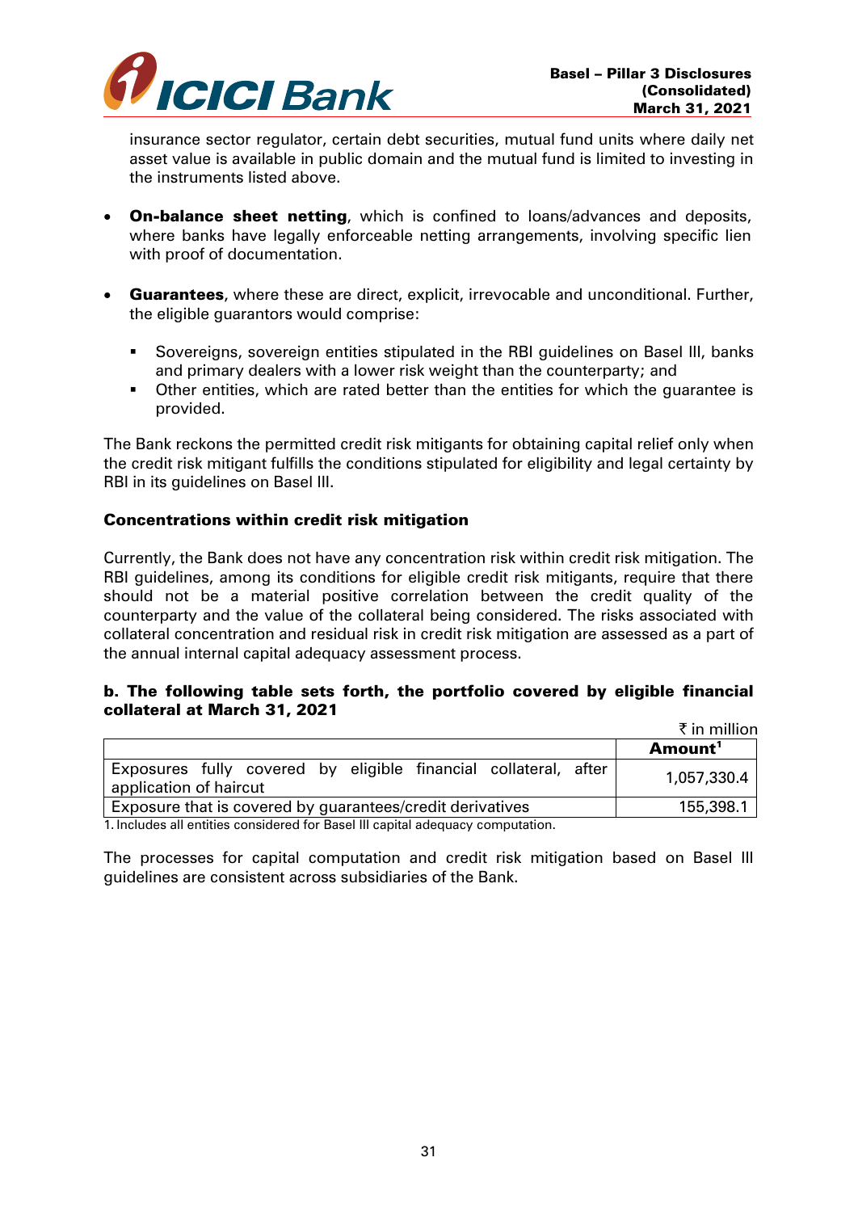insurance sector regulator, certain debt securities, mutual fund units where daily net asset value is available in public domain and the mutual fund is limited to investing in the instruments listed above.

- **On-balance sheet netting**, which is confined to loans/advances and deposits, where banks have legally enforceable netting arrangements, involving specific lien with proof of documentation.

- **Guarantees**, where these are direct, explicit, irrevocable and unconditional. Further, the eligible guarantors would comprise:
  - Sovereigns, sovereign entities stipulated in the RBI guidelines on Basel III, banks and primary dealers with a lower risk weight than the counterparty; and
  - Other entities, which are rated better than the entities for which the guarantee is provided.

The Bank reckons the permitted credit risk mitigants for obtaining capital relief only when the credit risk mitigant fulfills the conditions stipulated for eligibility and legal certainty by RBI in its guidelines on Basel III.

**Concentrations within credit risk mitigation**

Currently, the Bank does not have any concentration risk within credit risk mitigation. The RBI guidelines, among its conditions for eligible credit risk mitigants, require that there should not be a material positive correlation between the credit quality of the counterparty and the value of the collateral being considered. The risks associated with collateral concentration and residual risk in credit risk mitigation are assessed as a part of the annual internal capital adequacy assessment process.

**b. The following table sets forth, the portfolio covered by eligible financial collateral at March 31, 2021**

₹ in million

| | Amount[1] |
|---|---|
| Exposures fully covered by eligible financial collateral, after application of haircut | 1,057,330.4 |
| Exposure that is covered by guarantees/credit derivatives | 155,398.1 |

1. Includes all entities considered for Basel III capital adequacy computation.

The processes for capital computation and credit risk mitigation based on Basel III guidelines are consistent across subsidiaries of the Bank.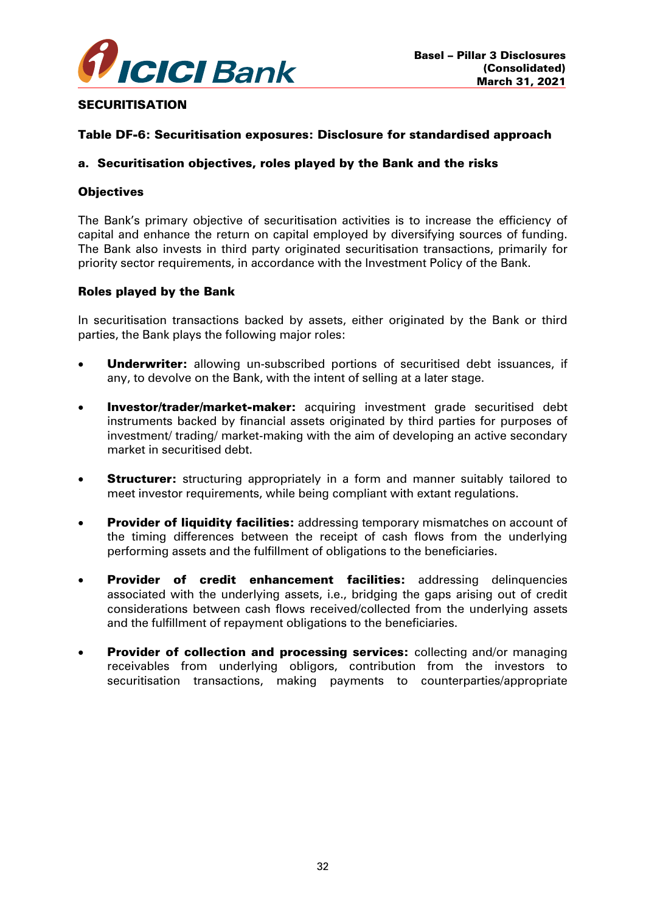## SECURITISATION

### Table DF-6: Securitisation exposures: Disclosure for standardised approach

#### a. Securitisation objectives, roles played by the Bank and the risks

**Objectives**

The Bank's primary objective of securitisation activities is to increase the efficiency of capital and enhance the return on capital employed by diversifying sources of funding. The Bank also invests in third party originated securitisation transactions, primarily for priority sector requirements, in accordance with the Investment Policy of the Bank.

**Roles played by the Bank**

In securitisation transactions backed by assets, either originated by the Bank or third parties, the Bank plays the following major roles:

- **Underwriter:** allowing un-subscribed portions of securitised debt issuances, if any, to devolve on the Bank, with the intent of selling at a later stage.
- **Investor/trader/market-maker:** acquiring investment grade securitised debt instruments backed by financial assets originated by third parties for purposes of investment/ trading/ market-making with the aim of developing an active secondary market in securitised debt.
- **Structurer:** structuring appropriately in a form and manner suitably tailored to meet investor requirements, while being compliant with extant regulations.
- **Provider of liquidity facilities:** addressing temporary mismatches on account of the timing differences between the receipt of cash flows from the underlying performing assets and the fulfillment of obligations to the beneficiaries.
- **Provider of credit enhancement facilities:** addressing delinquencies associated with the underlying assets, i.e., bridging the gaps arising out of credit considerations between cash flows received/collected from the underlying assets and the fulfillment of repayment obligations to the beneficiaries.
- **Provider of collection and processing services:** collecting and/or managing receivables from underlying obligors, contribution from the investors to securitisation transactions, making payments to counterparties/appropriate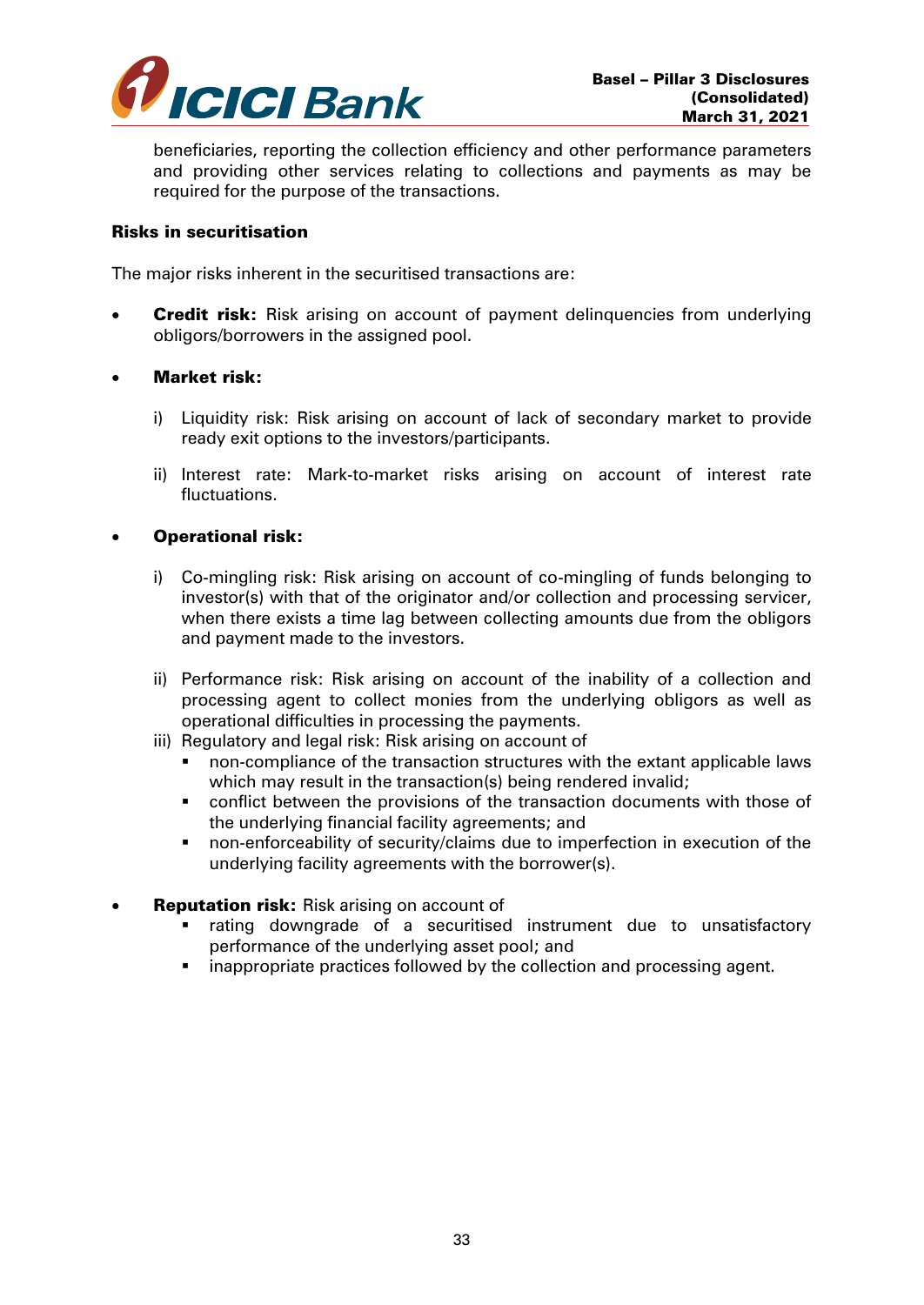beneficiaries, reporting the collection efficiency and other performance parameters and providing other services relating to collections and payments as may be required for the purpose of the transactions.

**Risks in securitisation**

The major risks inherent in the securitised transactions are:

- **Credit risk:** Risk arising on account of payment delinquencies from underlying obligors/borrowers in the assigned pool.

- **Market risk:**

  i) Liquidity risk: Risk arising on account of lack of secondary market to provide ready exit options to the investors/participants.

  ii) Interest rate: Mark-to-market risks arising on account of interest rate fluctuations.

- **Operational risk:**

  i) Co-mingling risk: Risk arising on account of co-mingling of funds belonging to investor(s) with that of the originator and/or collection and processing servicer, when there exists a time lag between collecting amounts due from the obligors and payment made to the investors.

  ii) Performance risk: Risk arising on account of the inability of a collection and processing agent to collect monies from the underlying obligors as well as operational difficulties in processing the payments.

  iii) Regulatory and legal risk: Risk arising on account of
     - non-compliance of the transaction structures with the extant applicable laws which may result in the transaction(s) being rendered invalid;
     - conflict between the provisions of the transaction documents with those of the underlying financial facility agreements; and
     - non-enforceability of security/claims due to imperfection in execution of the underlying facility agreements with the borrower(s).

- **Reputation risk:** Risk arising on account of
  - rating downgrade of a securitised instrument due to unsatisfactory performance of the underlying asset pool; and
  - inappropriate practices followed by the collection and processing agent.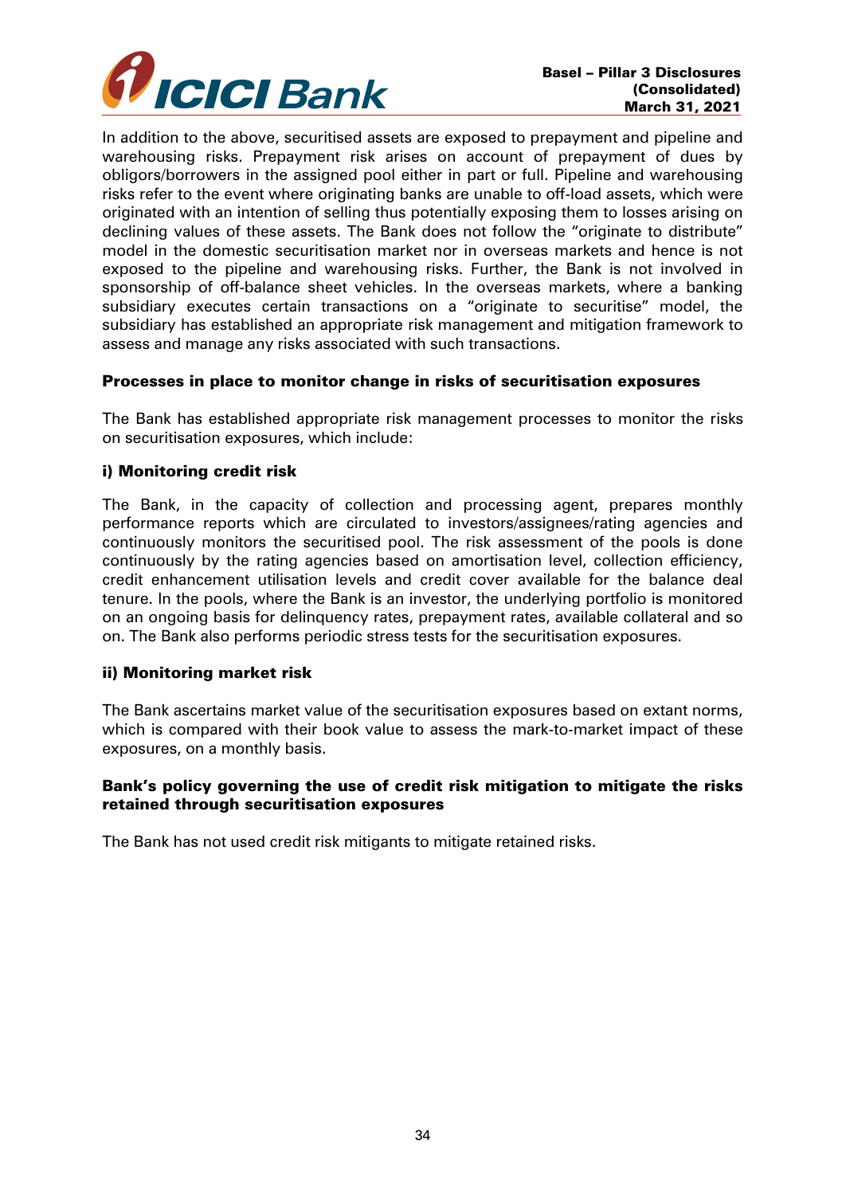In addition to the above, securitised assets are exposed to prepayment and pipeline and warehousing risks. Prepayment risk arises on account of prepayment of dues by obligors/borrowers in the assigned pool either in part or full. Pipeline and warehousing risks refer to the event where originating banks are unable to off-load assets, which were originated with an intention of selling thus potentially exposing them to losses arising on declining values of these assets. The Bank does not follow the "originate to distribute" model in the domestic securitisation market nor in overseas markets and hence is not exposed to the pipeline and warehousing risks. Further, the Bank is not involved in sponsorship of off-balance sheet vehicles. In the overseas markets, where a banking subsidiary executes certain transactions on a "originate to securitise" model, the subsidiary has established an appropriate risk management and mitigation framework to assess and manage any risks associated with such transactions.

**Processes in place to monitor change in risks of securitisation exposures**

The Bank has established appropriate risk management processes to monitor the risks on securitisation exposures, which include:

**i) Monitoring credit risk**

The Bank, in the capacity of collection and processing agent, prepares monthly performance reports which are circulated to investors/assignees/rating agencies and continuously monitors the securitised pool. The risk assessment of the pools is done continuously by the rating agencies based on amortisation level, collection efficiency, credit enhancement utilisation levels and credit cover available for the balance deal tenure. In the pools, where the Bank is an investor, the underlying portfolio is monitored on an ongoing basis for delinquency rates, prepayment rates, available collateral and so on. The Bank also performs periodic stress tests for the securitisation exposures.

**ii) Monitoring market risk**

The Bank ascertains market value of the securitisation exposures based on extant norms, which is compared with their book value to assess the mark-to-market impact of these exposures, on a monthly basis.

**Bank's policy governing the use of credit risk mitigation to mitigate the risks retained through securitisation exposures**

The Bank has not used credit risk mitigants to mitigate retained risks.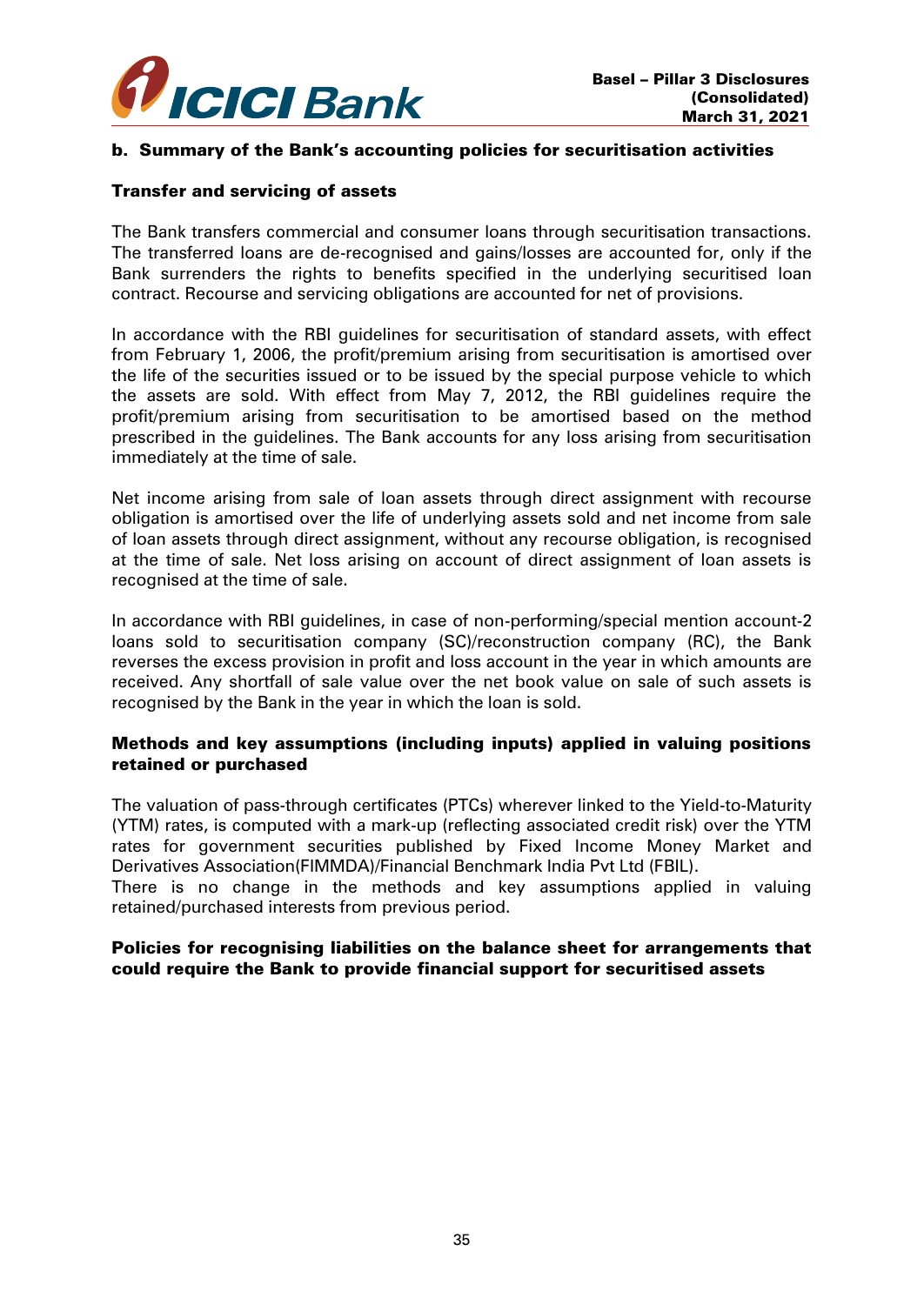### b. Summary of the Bank's accounting policies for securitisation activities

#### Transfer and servicing of assets

The Bank transfers commercial and consumer loans through securitisation transactions. The transferred loans are de-recognised and gains/losses are accounted for, only if the Bank surrenders the rights to benefits specified in the underlying securitised loan contract. Recourse and servicing obligations are accounted for net of provisions.

In accordance with the RBI guidelines for securitisation of standard assets, with effect from February 1, 2006, the profit/premium arising from securitisation is amortised over the life of the securities issued or to be issued by the special purpose vehicle to which the assets are sold. With effect from May 7, 2012, the RBI guidelines require the profit/premium arising from securitisation to be amortised based on the method prescribed in the guidelines. The Bank accounts for any loss arising from securitisation immediately at the time of sale.

Net income arising from sale of loan assets through direct assignment with recourse obligation is amortised over the life of underlying assets sold and net income from sale of loan assets through direct assignment, without any recourse obligation, is recognised at the time of sale. Net loss arising on account of direct assignment of loan assets is recognised at the time of sale.

In accordance with RBI guidelines, in case of non-performing/special mention account-2 loans sold to securitisation company (SC)/reconstruction company (RC), the Bank reverses the excess provision in profit and loss account in the year in which amounts are received. Any shortfall of sale value over the net book value on sale of such assets is recognised by the Bank in the year in which the loan is sold.

#### Methods and key assumptions (including inputs) applied in valuing positions retained or purchased

The valuation of pass-through certificates (PTCs) wherever linked to the Yield-to-Maturity (YTM) rates, is computed with a mark-up (reflecting associated credit risk) over the YTM rates for government securities published by Fixed Income Money Market and Derivatives Association(FIMMDA)/Financial Benchmark India Pvt Ltd (FBIL).

There is no change in the methods and key assumptions applied in valuing retained/purchased interests from previous period.

#### Policies for recognising liabilities on the balance sheet for arrangements that could require the Bank to provide financial support for securitised assets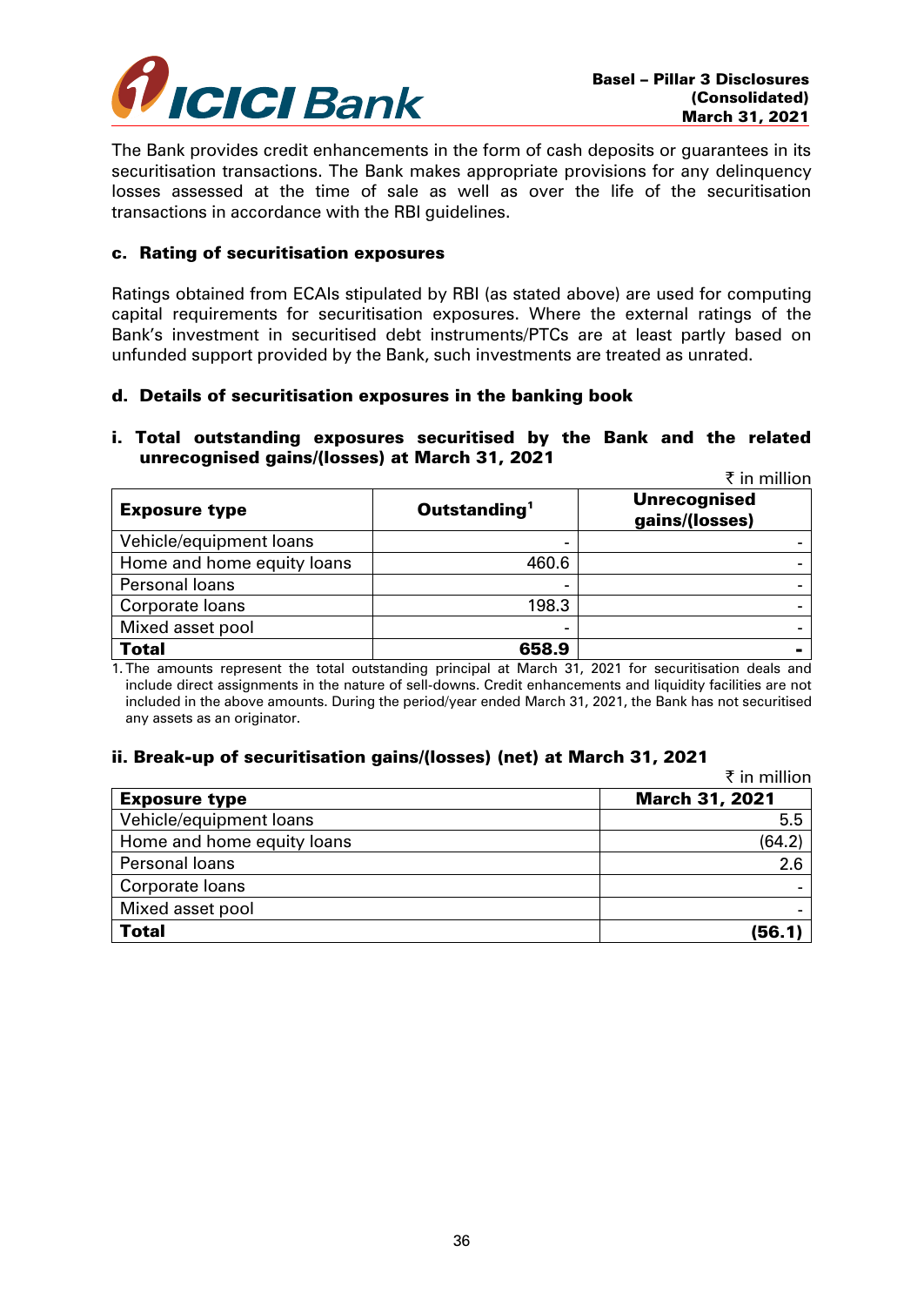The Bank provides credit enhancements in the form of cash deposits or guarantees in its securitisation transactions. The Bank makes appropriate provisions for any delinquency losses assessed at the time of sale as well as over the life of the securitisation transactions in accordance with the RBI guidelines.

### c. Rating of securitisation exposures

Ratings obtained from ECAIs stipulated by RBI (as stated above) are used for computing capital requirements for securitisation exposures. Where the external ratings of the Bank's investment in securitised debt instruments/PTCs are at least partly based on unfunded support provided by the Bank, such investments are treated as unrated.

### d. Details of securitisation exposures in the banking book

#### i. Total outstanding exposures securitised by the Bank and the related unrecognised gains/(losses) at March 31, 2021

₹ in million

| Exposure type | Outstanding[1] | Unrecognised gains/(losses) |
|---|---|---|
| Vehicle/equipment loans | - | - |
| Home and home equity loans | 460.6 | - |
| Personal loans | - | - |
| Corporate loans | 198.3 | - |
| Mixed asset pool | - | - |
| **Total** | **658.9** | **-** |

1. The amounts represent the total outstanding principal at March 31, 2021 for securitisation deals and include direct assignments in the nature of sell-downs. Credit enhancements and liquidity facilities are not included in the above amounts. During the period/year ended March 31, 2021, the Bank has not securitised any assets as an originator.

#### ii. Break-up of securitisation gains/(losses) (net) at March 31, 2021

₹ in million

| Exposure type | March 31, 2021 |
|---|---|
| Vehicle/equipment loans | 5.5 |
| Home and home equity loans | (64.2) |
| Personal loans | 2.6 |
| Corporate loans | - |
| Mixed asset pool | - |
| **Total** | **(56.1)** |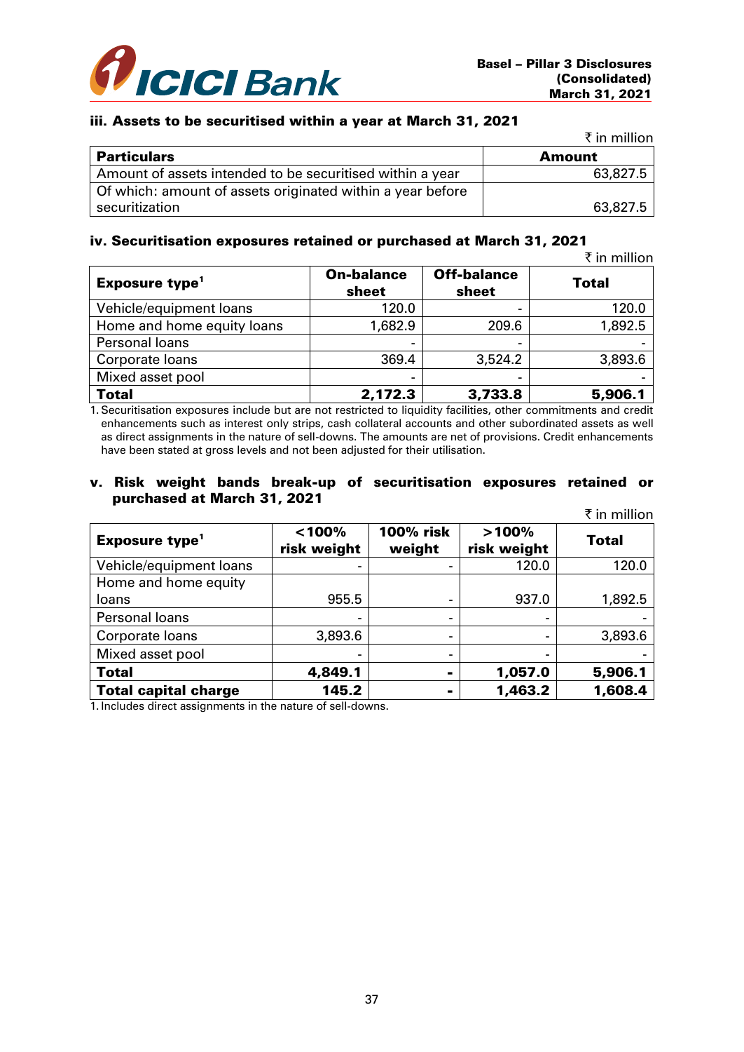### iii. Assets to be securitised within a year at March 31, 2021

₹ in million

| Particulars | Amount |
|---|---|
| Amount of assets intended to be securitised within a year | 63,827.5 |
| Of which: amount of assets originated within a year before securitization | 63,827.5 |

### iv. Securitisation exposures retained or purchased at March 31, 2021

₹ in million

| Exposure type[1] | On-balance sheet | Off-balance sheet | Total |
|---|---|---|---|
| Vehicle/equipment loans | 120.0 | - | 120.0 |
| Home and home equity loans | 1,682.9 | 209.6 | 1,892.5 |
| Personal loans | - | - | - |
| Corporate loans | 369.4 | 3,524.2 | 3,893.6 |
| Mixed asset pool | - | - | - |
| **Total** | **2,172.3** | **3,733.8** | **5,906.1** |

1. Securitisation exposures include but are not restricted to liquidity facilities, other commitments and credit enhancements such as interest only strips, cash collateral accounts and other subordinated assets as well as direct assignments in the nature of sell-downs. The amounts are net of provisions. Credit enhancements have been stated at gross levels and not been adjusted for their utilisation.

### v. Risk weight bands break-up of securitisation exposures retained or purchased at March 31, 2021

₹ in million

| Exposure type[1] | <100% risk weight | 100% risk weight | >100% risk weight | Total |
|---|---|---|---|---|
| Vehicle/equipment loans | - | - | 120.0 | 120.0 |
| Home and home equity loans | 955.5 | - | 937.0 | 1,892.5 |
| Personal loans | - | - | - | - |
| Corporate loans | 3,893.6 | - | - | 3,893.6 |
| Mixed asset pool | - | - | - | - |
| **Total** | **4,849.1** | **-** | **1,057.0** | **5,906.1** |
| **Total capital charge** | **145.2** | **-** | **1,463.2** | **1,608.4** |

1. Includes direct assignments in the nature of sell-downs.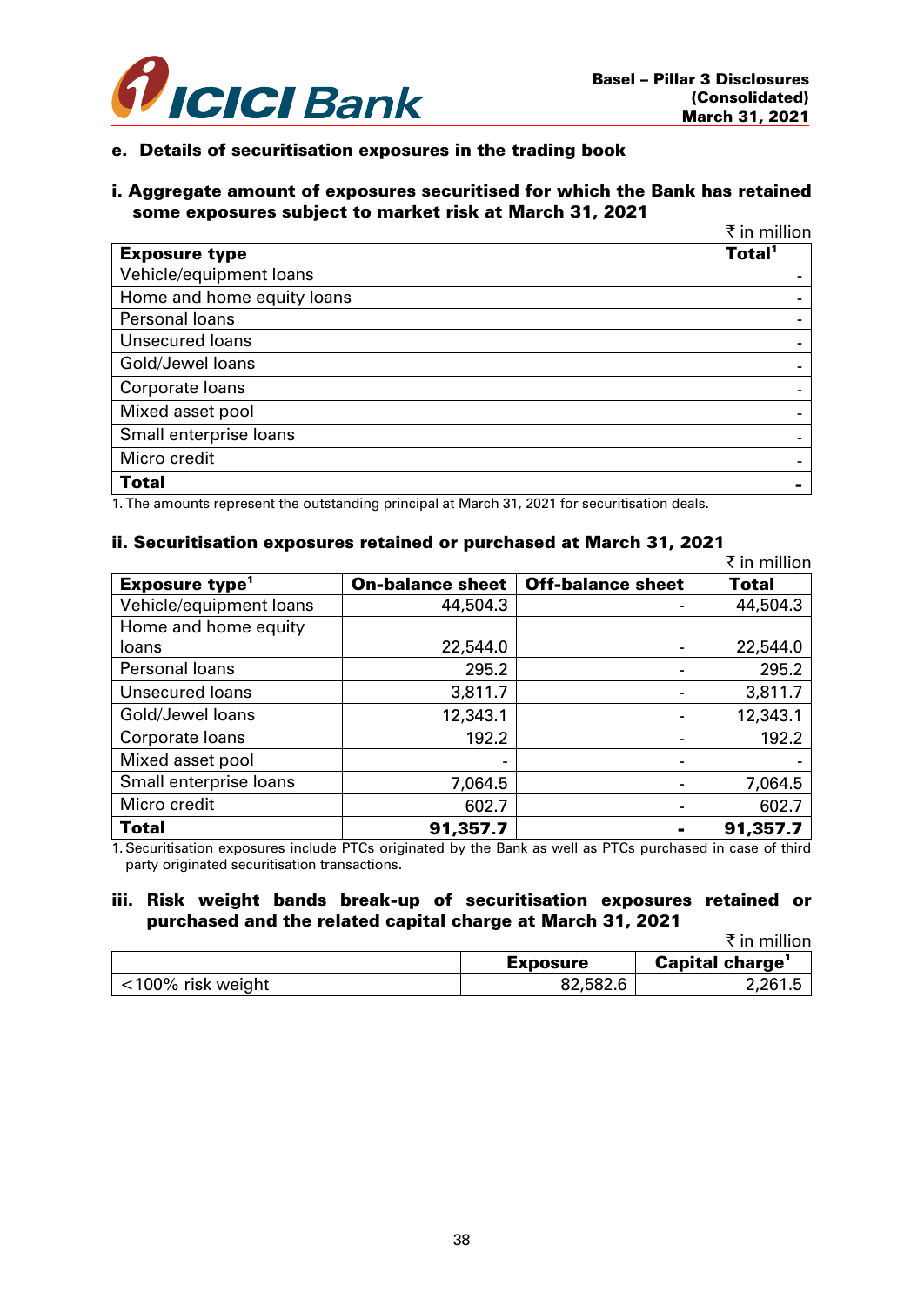### e. Details of securitisation exposures in the trading book

#### i. Aggregate amount of exposures securitised for which the Bank has retained some exposures subject to market risk at March 31, 2021

₹ in million

| Exposure type | Total[1] |
|---|---|
| Vehicle/equipment loans | - |
| Home and home equity loans | - |
| Personal loans | - |
| Unsecured loans | - |
| Gold/Jewel loans | - |
| Corporate loans | - |
| Mixed asset pool | - |
| Small enterprise loans | - |
| Micro credit | - |
| **Total** | **-** |

1. The amounts represent the outstanding principal at March 31, 2021 for securitisation deals.

#### ii. Securitisation exposures retained or purchased at March 31, 2021

₹ in million

| Exposure type[1] | On-balance sheet | Off-balance sheet | Total |
|---|---|---|---|
| Vehicle/equipment loans | 44,504.3 | - | 44,504.3 |
| Home and home equity loans | 22,544.0 | - | 22,544.0 |
| Personal loans | 295.2 | - | 295.2 |
| Unsecured loans | 3,811.7 | - | 3,811.7 |
| Gold/Jewel loans | 12,343.1 | - | 12,343.1 |
| Corporate loans | 192.2 | - | 192.2 |
| Mixed asset pool | - | - | - |
| Small enterprise loans | 7,064.5 | - | 7,064.5 |
| Micro credit | 602.7 | - | 602.7 |
| **Total** | **91,357.7** | **-** | **91,357.7** |

1. Securitisation exposures include PTCs originated by the Bank as well as PTCs purchased in case of third party originated securitisation transactions.

#### iii. Risk weight bands break-up of securitisation exposures retained or purchased and the related capital charge at March 31, 2021

₹ in million

| | Exposure | Capital charge[1] |
|---|---|---|
| <100% risk weight | 82,582.6 | 2,261.5 |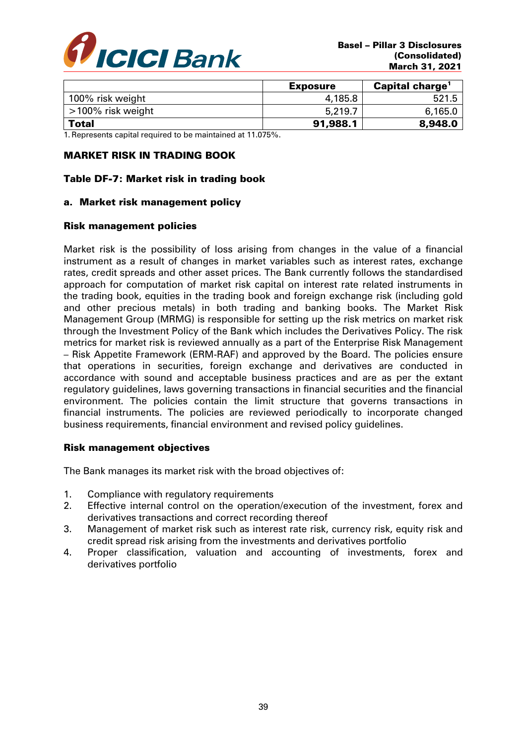| | Exposure | Capital charge[1] |
|---|---|---|
| 100% risk weight | 4,185.8 | 521.5 |
| >100% risk weight | 5,219.7 | 6,165.0 |
| **Total** | **91,988.1** | **8,948.0** |

1. Represents capital required to be maintained at 11.075%.

## MARKET RISK IN TRADING BOOK

### Table DF-7: Market risk in trading book

### a. Market risk management policy

#### Risk management policies

Market risk is the possibility of loss arising from changes in the value of a financial instrument as a result of changes in market variables such as interest rates, exchange rates, credit spreads and other asset prices. The Bank currently follows the standardised approach for computation of market risk capital on interest rate related instruments in the trading book, equities in the trading book and foreign exchange risk (including gold and other precious metals) in both trading and banking books. The Market Risk Management Group (MRMG) is responsible for setting up the risk metrics on market risk through the Investment Policy of the Bank which includes the Derivatives Policy. The risk metrics for market risk is reviewed annually as a part of the Enterprise Risk Management – Risk Appetite Framework (ERM-RAF) and approved by the Board. The policies ensure that operations in securities, foreign exchange and derivatives are conducted in accordance with sound and acceptable business practices and are as per the extant regulatory guidelines, laws governing transactions in financial securities and the financial environment. The policies contain the limit structure that governs transactions in financial instruments. The policies are reviewed periodically to incorporate changed business requirements, financial environment and revised policy guidelines.

#### Risk management objectives

The Bank manages its market risk with the broad objectives of:

1. Compliance with regulatory requirements
2. Effective internal control on the operation/execution of the investment, forex and derivatives transactions and correct recording thereof
3. Management of market risk such as interest rate risk, currency risk, equity risk and credit spread risk arising from the investments and derivatives portfolio
4. Proper classification, valuation and accounting of investments, forex and derivatives portfolio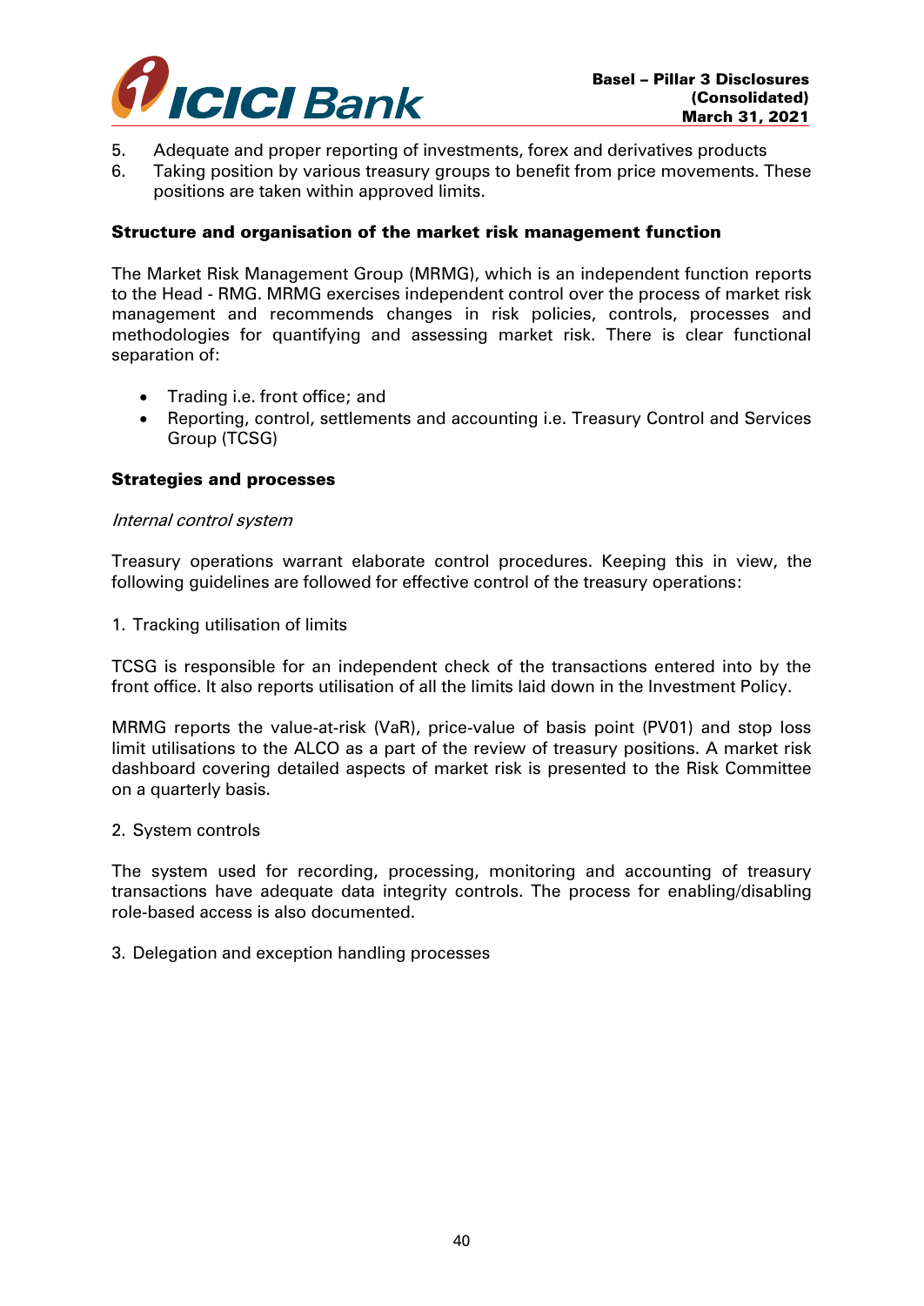5. Adequate and proper reporting of investments, forex and derivatives products
6. Taking position by various treasury groups to benefit from price movements. These positions are taken within approved limits.

**Structure and organisation of the market risk management function**

The Market Risk Management Group (MRMG), which is an independent function reports to the Head - RMG. MRMG exercises independent control over the process of market risk management and recommends changes in risk policies, controls, processes and methodologies for quantifying and assessing market risk. There is clear functional separation of:

- Trading i.e. front office; and
- Reporting, control, settlements and accounting i.e. Treasury Control and Services Group (TCSG)

**Strategies and processes**

*Internal control system*

Treasury operations warrant elaborate control procedures. Keeping this in view, the following guidelines are followed for effective control of the treasury operations:

1. Tracking utilisation of limits

TCSG is responsible for an independent check of the transactions entered into by the front office. It also reports utilisation of all the limits laid down in the Investment Policy.

MRMG reports the value-at-risk (VaR), price-value of basis point (PV01) and stop loss limit utilisations to the ALCO as a part of the review of treasury positions. A market risk dashboard covering detailed aspects of market risk is presented to the Risk Committee on a quarterly basis.

2. System controls

The system used for recording, processing, monitoring and accounting of treasury transactions have adequate data integrity controls. The process for enabling/disabling role-based access is also documented.

3. Delegation and exception handling processes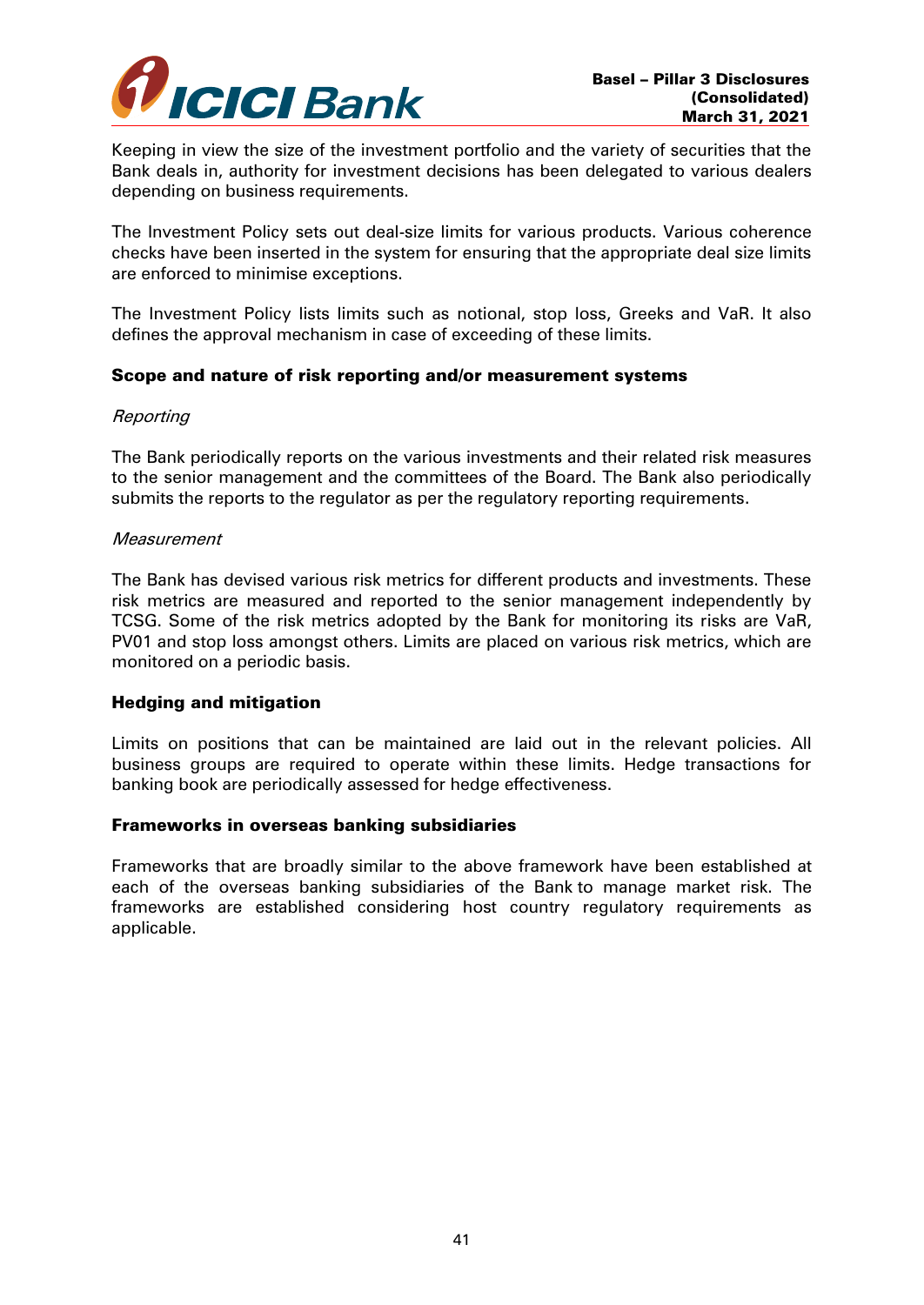Keeping in view the size of the investment portfolio and the variety of securities that the Bank deals in, authority for investment decisions has been delegated to various dealers depending on business requirements.

The Investment Policy sets out deal-size limits for various products. Various coherence checks have been inserted in the system for ensuring that the appropriate deal size limits are enforced to minimise exceptions.

The Investment Policy lists limits such as notional, stop loss, Greeks and VaR. It also defines the approval mechanism in case of exceeding of these limits.

**Scope and nature of risk reporting and/or measurement systems**

*Reporting*

The Bank periodically reports on the various investments and their related risk measures to the senior management and the committees of the Board. The Bank also periodically submits the reports to the regulator as per the regulatory reporting requirements.

*Measurement*

The Bank has devised various risk metrics for different products and investments. These risk metrics are measured and reported to the senior management independently by TCSG. Some of the risk metrics adopted by the Bank for monitoring its risks are VaR, PV01 and stop loss amongst others. Limits are placed on various risk metrics, which are monitored on a periodic basis.

**Hedging and mitigation**

Limits on positions that can be maintained are laid out in the relevant policies. All business groups are required to operate within these limits. Hedge transactions for banking book are periodically assessed for hedge effectiveness.

**Frameworks in overseas banking subsidiaries**

Frameworks that are broadly similar to the above framework have been established at each of the overseas banking subsidiaries of the Bank to manage market risk. The frameworks are established considering host country regulatory requirements as applicable.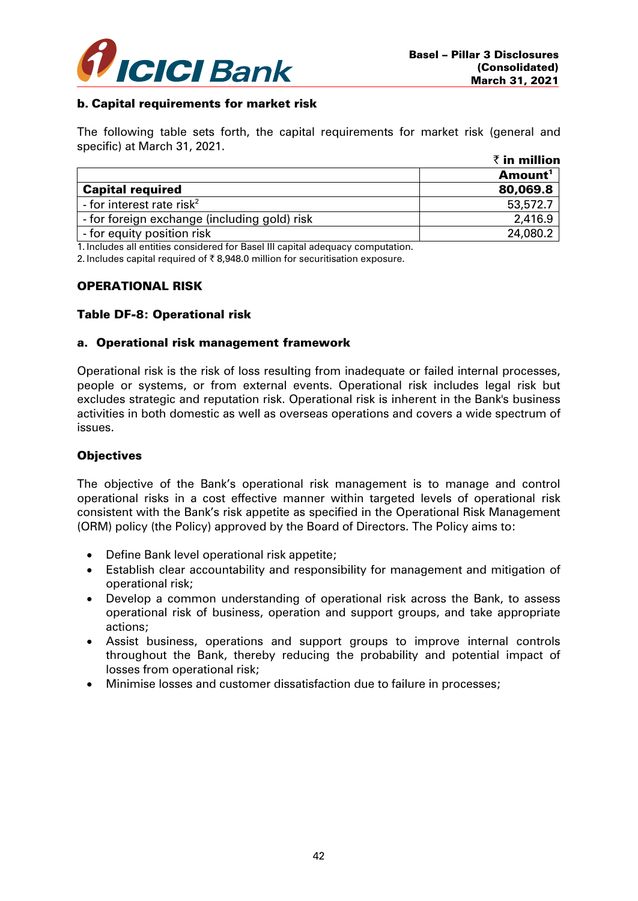### b. Capital requirements for market risk

The following table sets forth, the capital requirements for market risk (general and specific) at March 31, 2021.

₹ in million

| | Amount[1] |
|---|---|
| **Capital required** | **80,069.8** |
| - for interest rate risk[2] | 53,572.7 |
| - for foreign exchange (including gold) risk | 2,416.9 |
| - for equity position risk | 24,080.2 |

1. Includes all entities considered for Basel III capital adequacy computation.
2. Includes capital required of ₹ 8,948.0 million for securitisation exposure.

## OPERATIONAL RISK

### Table DF-8: Operational risk

### a. Operational risk management framework

Operational risk is the risk of loss resulting from inadequate or failed internal processes, people or systems, or from external events. Operational risk includes legal risk but excludes strategic and reputation risk. Operational risk is inherent in the Bank's business activities in both domestic as well as overseas operations and covers a wide spectrum of issues.

### Objectives

The objective of the Bank's operational risk management is to manage and control operational risks in a cost effective manner within targeted levels of operational risk consistent with the Bank's risk appetite as specified in the Operational Risk Management (ORM) policy (the Policy) approved by the Board of Directors. The Policy aims to:

- Define Bank level operational risk appetite;
- Establish clear accountability and responsibility for management and mitigation of operational risk;
- Develop a common understanding of operational risk across the Bank, to assess operational risk of business, operation and support groups, and take appropriate actions;
- Assist business, operations and support groups to improve internal controls throughout the Bank, thereby reducing the probability and potential impact of losses from operational risk;
- Minimise losses and customer dissatisfaction due to failure in processes;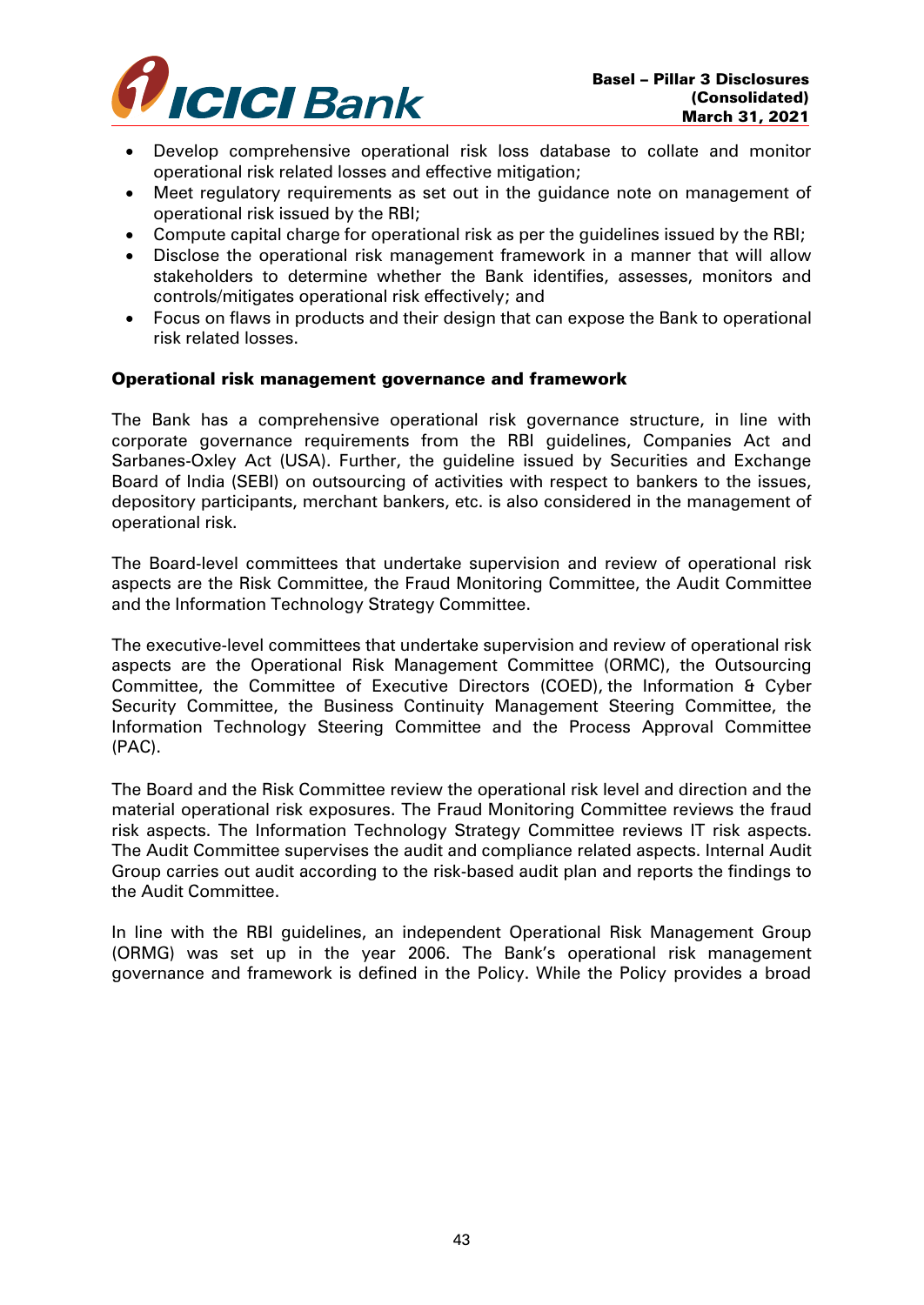- Develop comprehensive operational risk loss database to collate and monitor operational risk related losses and effective mitigation;
- Meet regulatory requirements as set out in the guidance note on management of operational risk issued by the RBI;
- Compute capital charge for operational risk as per the guidelines issued by the RBI;
- Disclose the operational risk management framework in a manner that will allow stakeholders to determine whether the Bank identifies, assesses, monitors and controls/mitigates operational risk effectively; and
- Focus on flaws in products and their design that can expose the Bank to operational risk related losses.

**Operational risk management governance and framework**

The Bank has a comprehensive operational risk governance structure, in line with corporate governance requirements from the RBI guidelines, Companies Act and Sarbanes-Oxley Act (USA). Further, the guideline issued by Securities and Exchange Board of India (SEBI) on outsourcing of activities with respect to bankers to the issues, depository participants, merchant bankers, etc. is also considered in the management of operational risk.

The Board-level committees that undertake supervision and review of operational risk aspects are the Risk Committee, the Fraud Monitoring Committee, the Audit Committee and the Information Technology Strategy Committee.

The executive-level committees that undertake supervision and review of operational risk aspects are the Operational Risk Management Committee (ORMC), the Outsourcing Committee, the Committee of Executive Directors (COED), the Information & Cyber Security Committee, the Business Continuity Management Steering Committee, the Information Technology Steering Committee and the Process Approval Committee (PAC).

The Board and the Risk Committee review the operational risk level and direction and the material operational risk exposures. The Fraud Monitoring Committee reviews the fraud risk aspects. The Information Technology Strategy Committee reviews IT risk aspects. The Audit Committee supervises the audit and compliance related aspects. Internal Audit Group carries out audit according to the risk-based audit plan and reports the findings to the Audit Committee.

In line with the RBI guidelines, an independent Operational Risk Management Group (ORMG) was set up in the year 2006. The Bank's operational risk management governance and framework is defined in the Policy. While the Policy provides a broad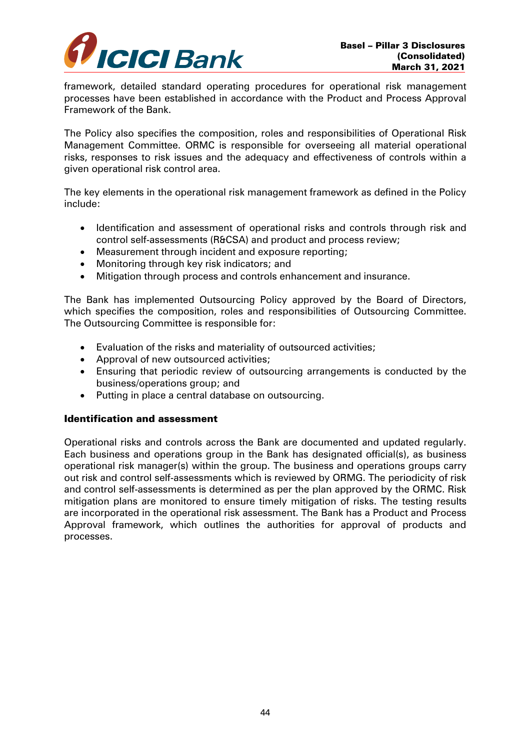framework, detailed standard operating procedures for operational risk management processes have been established in accordance with the Product and Process Approval Framework of the Bank.

The Policy also specifies the composition, roles and responsibilities of Operational Risk Management Committee. ORMC is responsible for overseeing all material operational risks, responses to risk issues and the adequacy and effectiveness of controls within a given operational risk control area.

The key elements in the operational risk management framework as defined in the Policy include:

- Identification and assessment of operational risks and controls through risk and control self-assessments (R&CSA) and product and process review;
- Measurement through incident and exposure reporting;
- Monitoring through key risk indicators; and
- Mitigation through process and controls enhancement and insurance.

The Bank has implemented Outsourcing Policy approved by the Board of Directors, which specifies the composition, roles and responsibilities of Outsourcing Committee. The Outsourcing Committee is responsible for:

- Evaluation of the risks and materiality of outsourced activities;
- Approval of new outsourced activities;
- Ensuring that periodic review of outsourcing arrangements is conducted by the business/operations group; and
- Putting in place a central database on outsourcing.

**Identification and assessment**

Operational risks and controls across the Bank are documented and updated regularly. Each business and operations group in the Bank has designated official(s), as business operational risk manager(s) within the group. The business and operations groups carry out risk and control self-assessments which is reviewed by ORMG. The periodicity of risk and control self-assessments is determined as per the plan approved by the ORMC. Risk mitigation plans are monitored to ensure timely mitigation of risks. The testing results are incorporated in the operational risk assessment. The Bank has a Product and Process Approval framework, which outlines the authorities for approval of products and processes.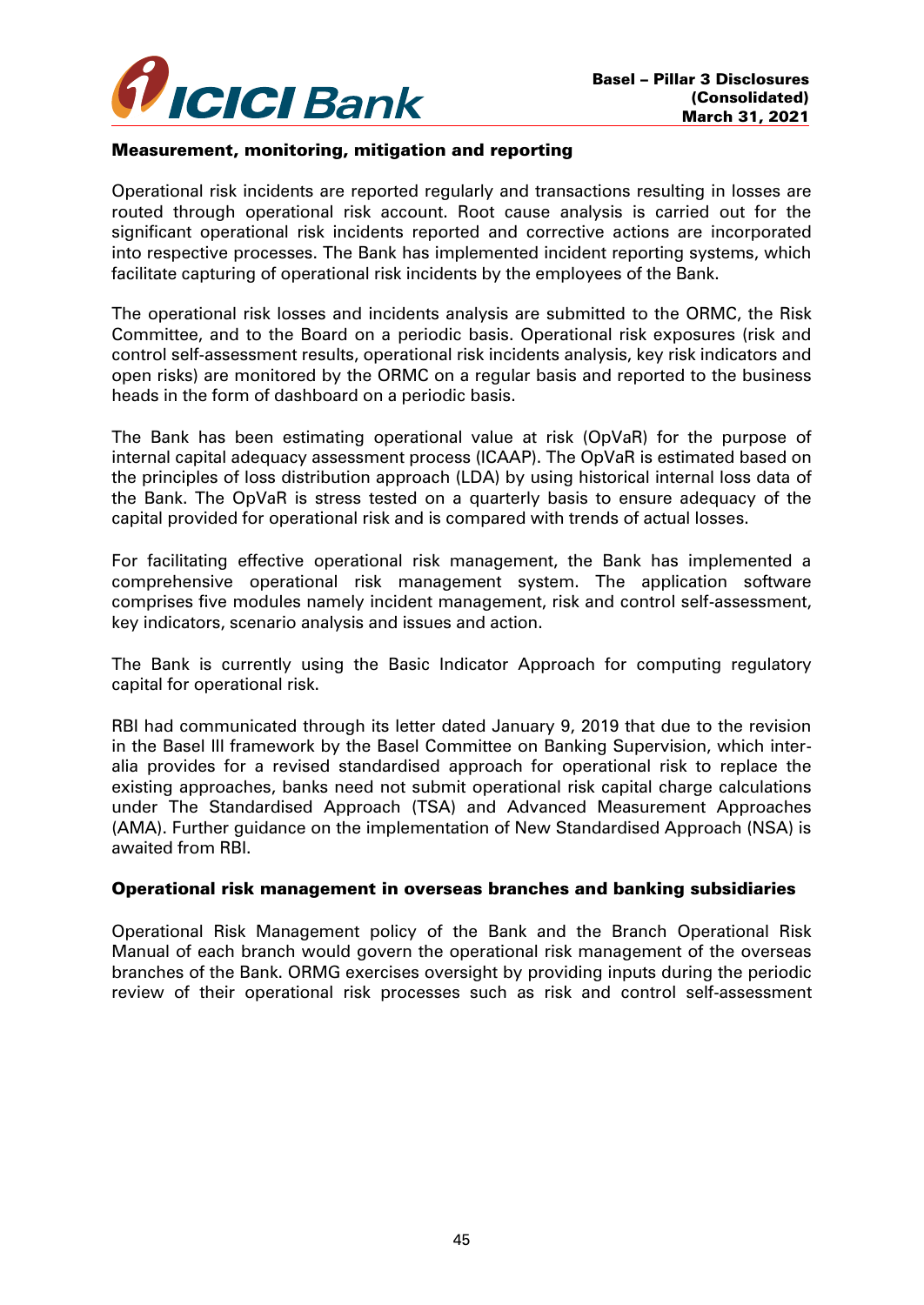### Measurement, monitoring, mitigation and reporting

Operational risk incidents are reported regularly and transactions resulting in losses are routed through operational risk account. Root cause analysis is carried out for the significant operational risk incidents reported and corrective actions are incorporated into respective processes. The Bank has implemented incident reporting systems, which facilitate capturing of operational risk incidents by the employees of the Bank.

The operational risk losses and incidents analysis are submitted to the ORMC, the Risk Committee, and to the Board on a periodic basis. Operational risk exposures (risk and control self-assessment results, operational risk incidents analysis, key risk indicators and open risks) are monitored by the ORMC on a regular basis and reported to the business heads in the form of dashboard on a periodic basis.

The Bank has been estimating operational value at risk (OpVaR) for the purpose of internal capital adequacy assessment process (ICAAP). The OpVaR is estimated based on the principles of loss distribution approach (LDA) by using historical internal loss data of the Bank. The OpVaR is stress tested on a quarterly basis to ensure adequacy of the capital provided for operational risk and is compared with trends of actual losses.

For facilitating effective operational risk management, the Bank has implemented a comprehensive operational risk management system. The application software comprises five modules namely incident management, risk and control self-assessment, key indicators, scenario analysis and issues and action.

The Bank is currently using the Basic Indicator Approach for computing regulatory capital for operational risk.

RBI had communicated through its letter dated January 9, 2019 that due to the revision in the Basel III framework by the Basel Committee on Banking Supervision, which inter-alia provides for a revised standardised approach for operational risk to replace the existing approaches, banks need not submit operational risk capital charge calculations under The Standardised Approach (TSA) and Advanced Measurement Approaches (AMA). Further guidance on the implementation of New Standardised Approach (NSA) is awaited from RBI.

### Operational risk management in overseas branches and banking subsidiaries

Operational Risk Management policy of the Bank and the Branch Operational Risk Manual of each branch would govern the operational risk management of the overseas branches of the Bank. ORMG exercises oversight by providing inputs during the periodic review of their operational risk processes such as risk and control self-assessment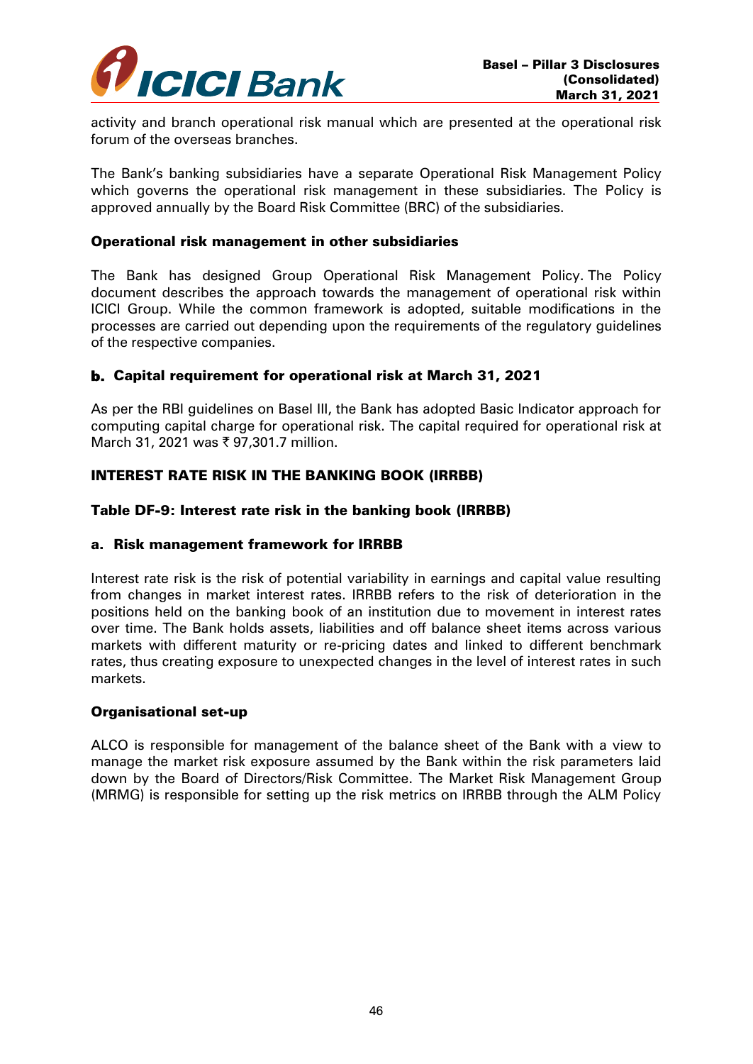activity and branch operational risk manual which are presented at the operational risk forum of the overseas branches.

The Bank's banking subsidiaries have a separate Operational Risk Management Policy which governs the operational risk management in these subsidiaries. The Policy is approved annually by the Board Risk Committee (BRC) of the subsidiaries.

#### Operational risk management in other subsidiaries

The Bank has designed Group Operational Risk Management Policy. The Policy document describes the approach towards the management of operational risk within ICICI Group. While the common framework is adopted, suitable modifications in the processes are carried out depending upon the requirements of the regulatory guidelines of the respective companies.

### b. Capital requirement for operational risk at March 31, 2021

As per the RBI guidelines on Basel III, the Bank has adopted Basic Indicator approach for computing capital charge for operational risk. The capital required for operational risk at March 31, 2021 was ₹ 97,301.7 million.

## INTEREST RATE RISK IN THE BANKING BOOK (IRRBB)

### Table DF-9: Interest rate risk in the banking book (IRRBB)

### a. Risk management framework for IRRBB

Interest rate risk is the risk of potential variability in earnings and capital value resulting from changes in market interest rates. IRRBB refers to the risk of deterioration in the positions held on the banking book of an institution due to movement in interest rates over time. The Bank holds assets, liabilities and off balance sheet items across various markets with different maturity or re-pricing dates and linked to different benchmark rates, thus creating exposure to unexpected changes in the level of interest rates in such markets.

#### Organisational set-up

ALCO is responsible for management of the balance sheet of the Bank with a view to manage the market risk exposure assumed by the Bank within the risk parameters laid down by the Board of Directors/Risk Committee. The Market Risk Management Group (MRMG) is responsible for setting up the risk metrics on IRRBB through the ALM Policy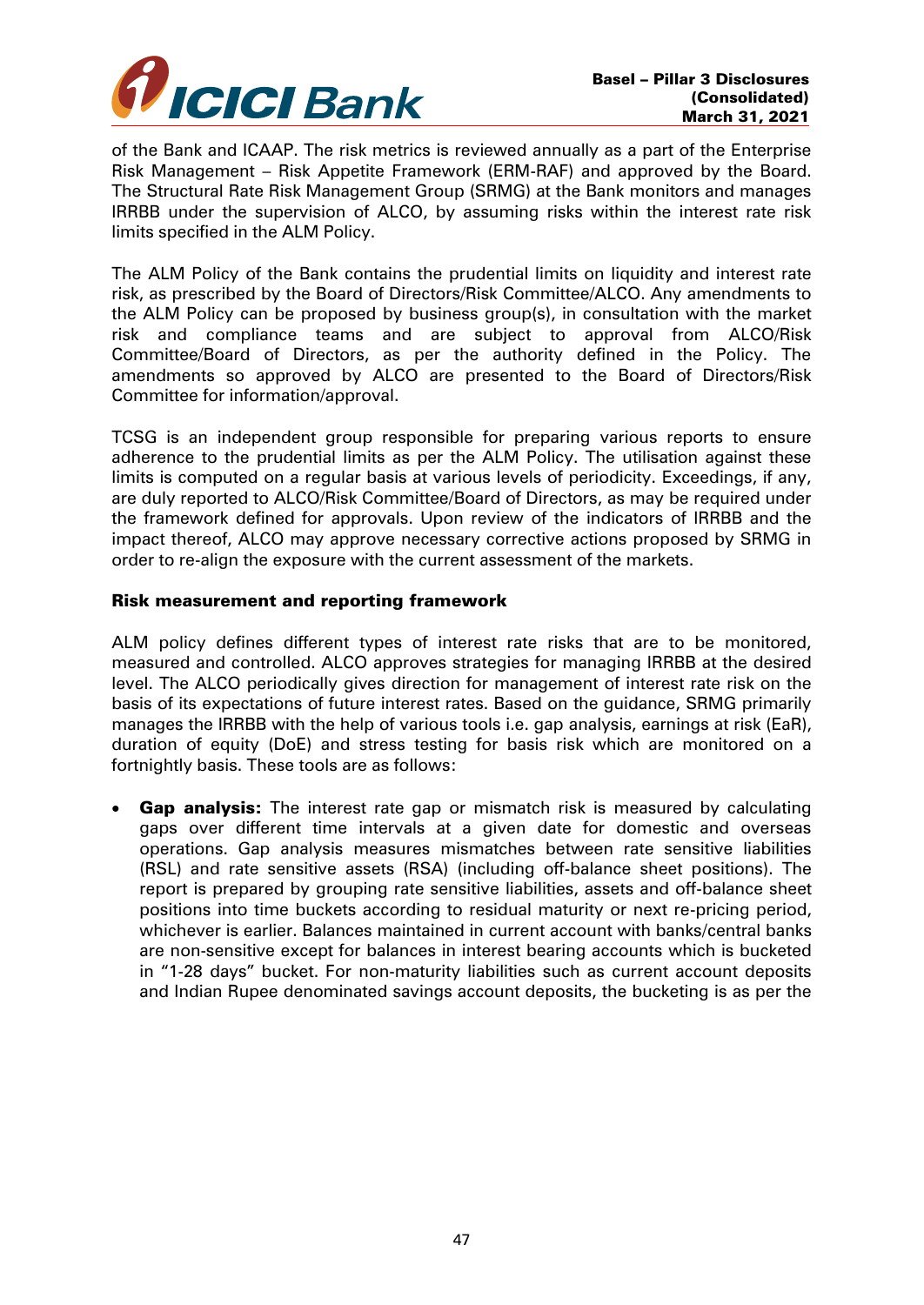of the Bank and ICAAP. The risk metrics is reviewed annually as a part of the Enterprise Risk Management – Risk Appetite Framework (ERM-RAF) and approved by the Board. The Structural Rate Risk Management Group (SRMG) at the Bank monitors and manages IRRBB under the supervision of ALCO, by assuming risks within the interest rate risk limits specified in the ALM Policy.

The ALM Policy of the Bank contains the prudential limits on liquidity and interest rate risk, as prescribed by the Board of Directors/Risk Committee/ALCO. Any amendments to the ALM Policy can be proposed by business group(s), in consultation with the market risk and compliance teams and are subject to approval from ALCO/Risk Committee/Board of Directors, as per the authority defined in the Policy. The amendments so approved by ALCO are presented to the Board of Directors/Risk Committee for information/approval.

TCSG is an independent group responsible for preparing various reports to ensure adherence to the prudential limits as per the ALM Policy. The utilisation against these limits is computed on a regular basis at various levels of periodicity. Exceedings, if any, are duly reported to ALCO/Risk Committee/Board of Directors, as may be required under the framework defined for approvals. Upon review of the indicators of IRRBB and the impact thereof, ALCO may approve necessary corrective actions proposed by SRMG in order to re-align the exposure with the current assessment of the markets.

**Risk measurement and reporting framework**

ALM policy defines different types of interest rate risks that are to be monitored, measured and controlled. ALCO approves strategies for managing IRRBB at the desired level. The ALCO periodically gives direction for management of interest rate risk on the basis of its expectations of future interest rates. Based on the guidance, SRMG primarily manages the IRRBB with the help of various tools i.e. gap analysis, earnings at risk (EaR), duration of equity (DoE) and stress testing for basis risk which are monitored on a fortnightly basis. These tools are as follows:

- **Gap analysis:** The interest rate gap or mismatch risk is measured by calculating gaps over different time intervals at a given date for domestic and overseas operations. Gap analysis measures mismatches between rate sensitive liabilities (RSL) and rate sensitive assets (RSA) (including off-balance sheet positions). The report is prepared by grouping rate sensitive liabilities, assets and off-balance sheet positions into time buckets according to residual maturity or next re-pricing period, whichever is earlier. Balances maintained in current account with banks/central banks are non-sensitive except for balances in interest bearing accounts which is bucketed in "1-28 days" bucket. For non-maturity liabilities such as current account deposits and Indian Rupee denominated savings account deposits, the bucketing is as per the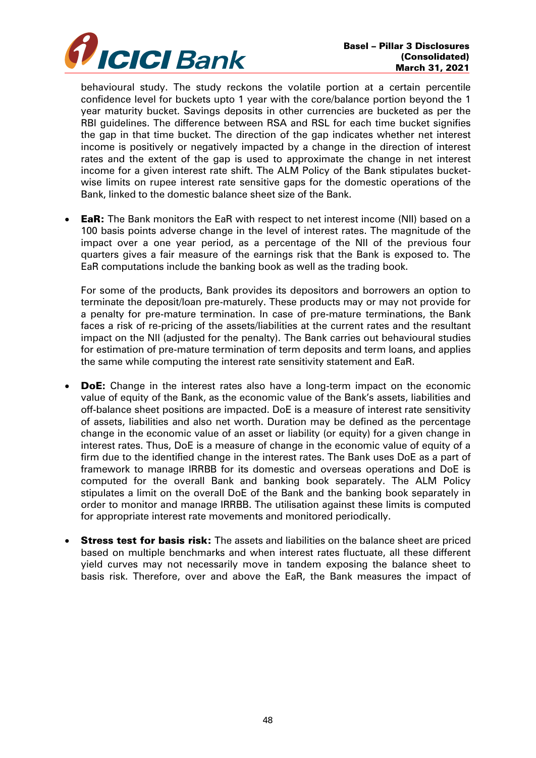behavioural study. The study reckons the volatile portion at a certain percentile confidence level for buckets upto 1 year with the core/balance portion beyond the 1 year maturity bucket. Savings deposits in other currencies are bucketed as per the RBI guidelines. The difference between RSA and RSL for each time bucket signifies the gap in that time bucket. The direction of the gap indicates whether net interest income is positively or negatively impacted by a change in the direction of interest rates and the extent of the gap is used to approximate the change in net interest income for a given interest rate shift. The ALM Policy of the Bank stipulates bucket-wise limits on rupee interest rate sensitive gaps for the domestic operations of the Bank, linked to the domestic balance sheet size of the Bank.

- **EaR:** The Bank monitors the EaR with respect to net interest income (NII) based on a 100 basis points adverse change in the level of interest rates. The magnitude of the impact over a one year period, as a percentage of the NII of the previous four quarters gives a fair measure of the earnings risk that the Bank is exposed to. The EaR computations include the banking book as well as the trading book.

  For some of the products, Bank provides its depositors and borrowers an option to terminate the deposit/loan pre-maturely. These products may or may not provide for a penalty for pre-mature termination. In case of pre-mature terminations, the Bank faces a risk of re-pricing of the assets/liabilities at the current rates and the resultant impact on the NII (adjusted for the penalty). The Bank carries out behavioural studies for estimation of pre-mature termination of term deposits and term loans, and applies the same while computing the interest rate sensitivity statement and EaR.

- **DoE:** Change in the interest rates also have a long-term impact on the economic value of equity of the Bank, as the economic value of the Bank's assets, liabilities and off-balance sheet positions are impacted. DoE is a measure of interest rate sensitivity of assets, liabilities and also net worth. Duration may be defined as the percentage change in the economic value of an asset or liability (or equity) for a given change in interest rates. Thus, DoE is a measure of change in the economic value of equity of a firm due to the identified change in the interest rates. The Bank uses DoE as a part of framework to manage IRRBB for its domestic and overseas operations and DoE is computed for the overall Bank and banking book separately. The ALM Policy stipulates a limit on the overall DoE of the Bank and the banking book separately in order to monitor and manage IRRBB. The utilisation against these limits is computed for appropriate interest rate movements and monitored periodically.

- **Stress test for basis risk:** The assets and liabilities on the balance sheet are priced based on multiple benchmarks and when interest rates fluctuate, all these different yield curves may not necessarily move in tandem exposing the balance sheet to basis risk. Therefore, over and above the EaR, the Bank measures the impact of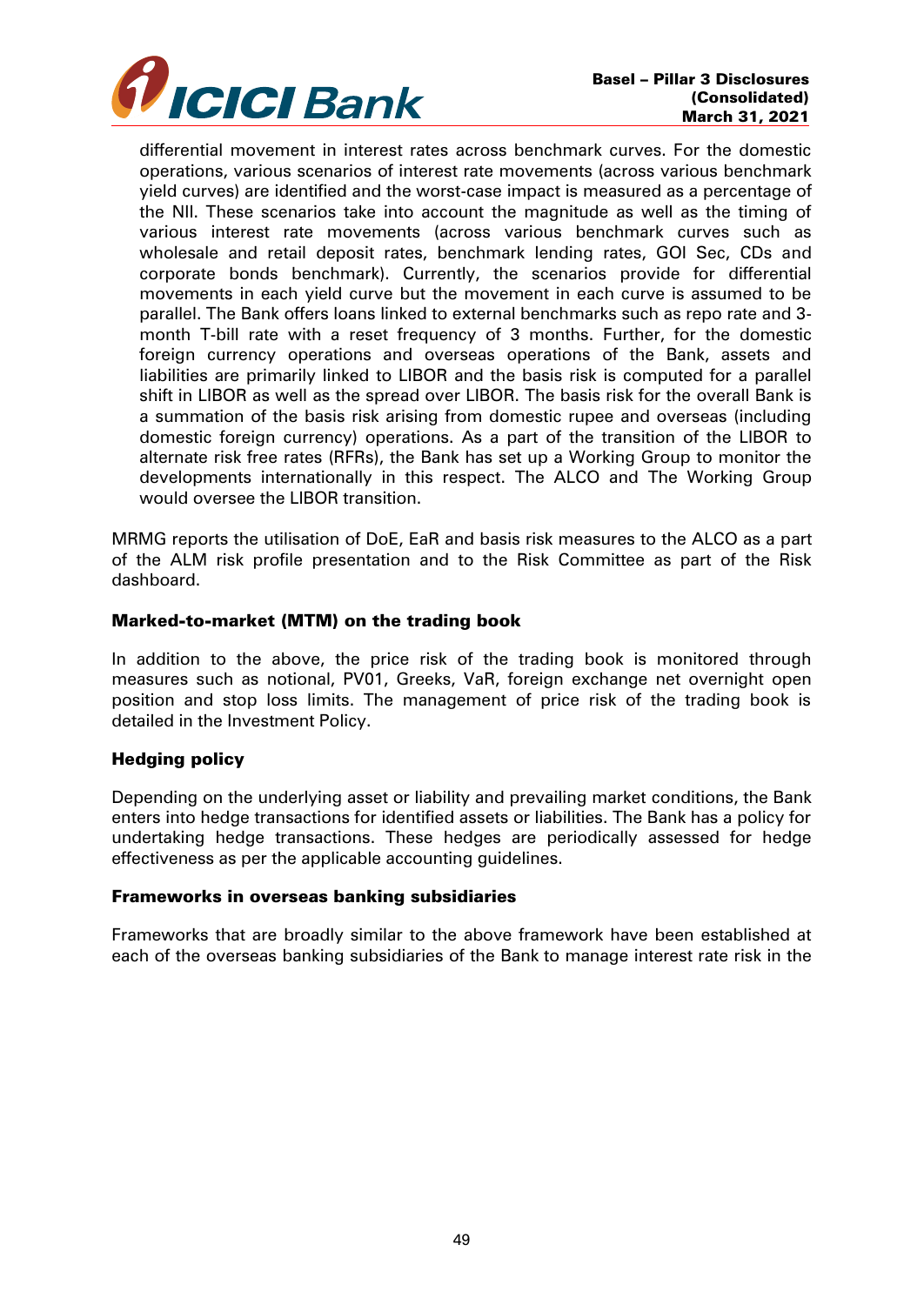differential movement in interest rates across benchmark curves. For the domestic operations, various scenarios of interest rate movements (across various benchmark yield curves) are identified and the worst-case impact is measured as a percentage of the NII. These scenarios take into account the magnitude as well as the timing of various interest rate movements (across various benchmark curves such as wholesale and retail deposit rates, benchmark lending rates, GOI Sec, CDs and corporate bonds benchmark). Currently, the scenarios provide for differential movements in each yield curve but the movement in each curve is assumed to be parallel. The Bank offers loans linked to external benchmarks such as repo rate and 3-month T-bill rate with a reset frequency of 3 months. Further, for the domestic foreign currency operations and overseas operations of the Bank, assets and liabilities are primarily linked to LIBOR and the basis risk is computed for a parallel shift in LIBOR as well as the spread over LIBOR. The basis risk for the overall Bank is a summation of the basis risk arising from domestic rupee and overseas (including domestic foreign currency) operations. As a part of the transition of the LIBOR to alternate risk free rates (RFRs), the Bank has set up a Working Group to monitor the developments internationally in this respect. The ALCO and The Working Group would oversee the LIBOR transition.

MRMG reports the utilisation of DoE, EaR and basis risk measures to the ALCO as a part of the ALM risk profile presentation and to the Risk Committee as part of the Risk dashboard.

**Marked-to-market (MTM) on the trading book**

In addition to the above, the price risk of the trading book is monitored through measures such as notional, PV01, Greeks, VaR, foreign exchange net overnight open position and stop loss limits. The management of price risk of the trading book is detailed in the Investment Policy.

**Hedging policy**

Depending on the underlying asset or liability and prevailing market conditions, the Bank enters into hedge transactions for identified assets or liabilities. The Bank has a policy for undertaking hedge transactions. These hedges are periodically assessed for hedge effectiveness as per the applicable accounting guidelines.

**Frameworks in overseas banking subsidiaries**

Frameworks that are broadly similar to the above framework have been established at each of the overseas banking subsidiaries of the Bank to manage interest rate risk in the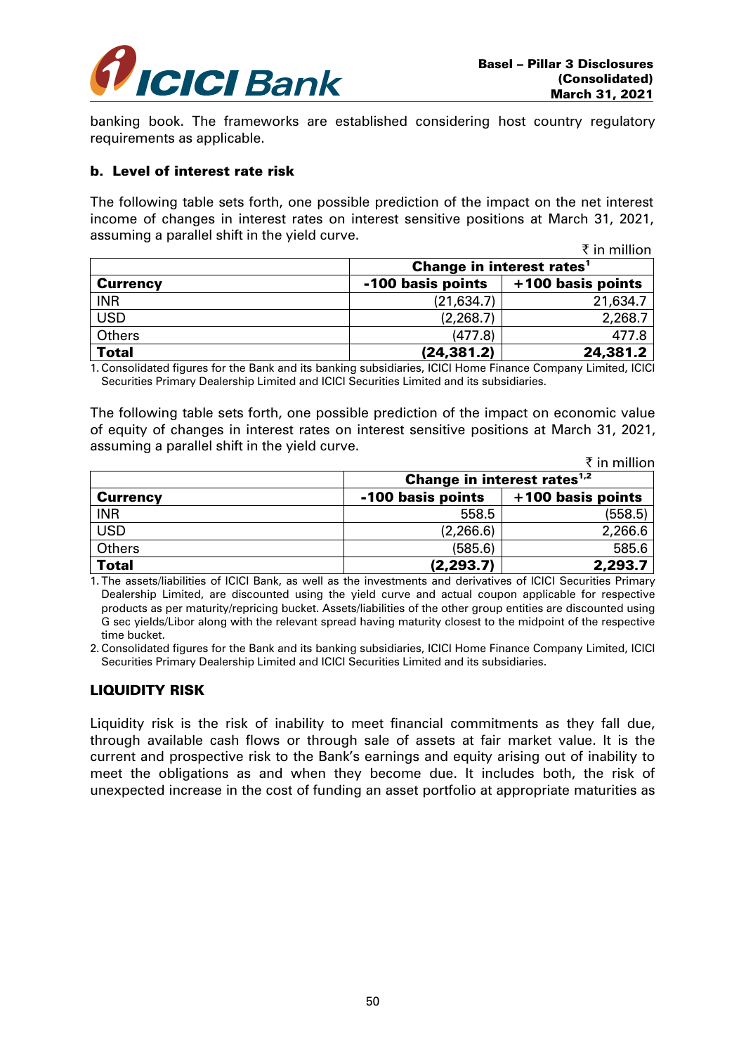banking book. The frameworks are established considering host country regulatory requirements as applicable.

**b. Level of interest rate risk**

The following table sets forth, one possible prediction of the impact on the net interest income of changes in interest rates on interest sensitive positions at March 31, 2021, assuming a parallel shift in the yield curve.

₹ in million

| | Change in interest rates[1] | |
|---|---|---|
| **Currency** | **-100 basis points** | **+100 basis points** |
| INR | (21,634.7) | 21,634.7 |
| USD | (2,268.7) | 2,268.7 |
| Others | (477.8) | 477.8 |
| **Total** | **(24,381.2)** | **24,381.2** |

1. Consolidated figures for the Bank and its banking subsidiaries, ICICI Home Finance Company Limited, ICICI Securities Primary Dealership Limited and ICICI Securities Limited and its subsidiaries.

The following table sets forth, one possible prediction of the impact on economic value of equity of changes in interest rates on interest sensitive positions at March 31, 2021, assuming a parallel shift in the yield curve.

₹ in million

| | Change in interest rates[1,2] | |
|---|---|---|
| **Currency** | **-100 basis points** | **+100 basis points** |
| INR | 558.5 | (558.5) |
| USD | (2,266.6) | 2,266.6 |
| Others | (585.6) | 585.6 |
| **Total** | **(2,293.7)** | **2,293.7** |

1. The assets/liabilities of ICICI Bank, as well as the investments and derivatives of ICICI Securities Primary Dealership Limited, are discounted using the yield curve and actual coupon applicable for respective products as per maturity/repricing bucket. Assets/liabilities of the other group entities are discounted using G sec yields/Libor along with the relevant spread having maturity closest to the midpoint of the respective time bucket.
2. Consolidated figures for the Bank and its banking subsidiaries, ICICI Home Finance Company Limited, ICICI Securities Primary Dealership Limited and ICICI Securities Limited and its subsidiaries.

## LIQUIDITY RISK

Liquidity risk is the risk of inability to meet financial commitments as they fall due, through available cash flows or through sale of assets at fair market value. It is the current and prospective risk to the Bank's earnings and equity arising out of inability to meet the obligations as and when they become due. It includes both, the risk of unexpected increase in the cost of funding an asset portfolio at appropriate maturities as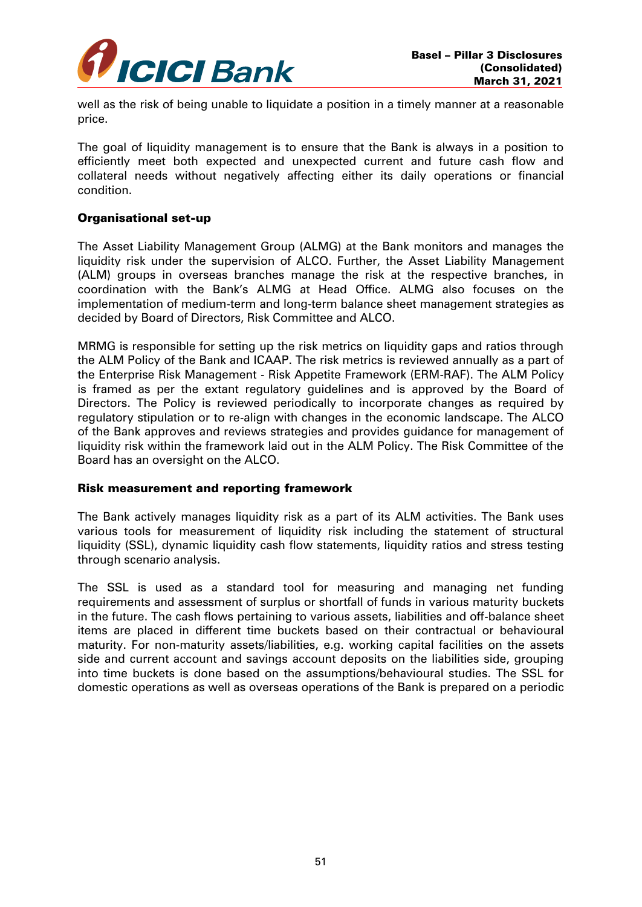well as the risk of being unable to liquidate a position in a timely manner at a reasonable price.

The goal of liquidity management is to ensure that the Bank is always in a position to efficiently meet both expected and unexpected current and future cash flow and collateral needs without negatively affecting either its daily operations or financial condition.

**Organisational set-up**

The Asset Liability Management Group (ALMG) at the Bank monitors and manages the liquidity risk under the supervision of ALCO. Further, the Asset Liability Management (ALM) groups in overseas branches manage the risk at the respective branches, in coordination with the Bank's ALMG at Head Office. ALMG also focuses on the implementation of medium-term and long-term balance sheet management strategies as decided by Board of Directors, Risk Committee and ALCO.

MRMG is responsible for setting up the risk metrics on liquidity gaps and ratios through the ALM Policy of the Bank and ICAAP. The risk metrics is reviewed annually as a part of the Enterprise Risk Management - Risk Appetite Framework (ERM-RAF). The ALM Policy is framed as per the extant regulatory guidelines and is approved by the Board of Directors. The Policy is reviewed periodically to incorporate changes as required by regulatory stipulation or to re-align with changes in the economic landscape. The ALCO of the Bank approves and reviews strategies and provides guidance for management of liquidity risk within the framework laid out in the ALM Policy. The Risk Committee of the Board has an oversight on the ALCO.

**Risk measurement and reporting framework**

The Bank actively manages liquidity risk as a part of its ALM activities. The Bank uses various tools for measurement of liquidity risk including the statement of structural liquidity (SSL), dynamic liquidity cash flow statements, liquidity ratios and stress testing through scenario analysis.

The SSL is used as a standard tool for measuring and managing net funding requirements and assessment of surplus or shortfall of funds in various maturity buckets in the future. The cash flows pertaining to various assets, liabilities and off-balance sheet items are placed in different time buckets based on their contractual or behavioural maturity. For non-maturity assets/liabilities, e.g. working capital facilities on the assets side and current account and savings account deposits on the liabilities side, grouping into time buckets is done based on the assumptions/behavioural studies. The SSL for domestic operations as well as overseas operations of the Bank is prepared on a periodic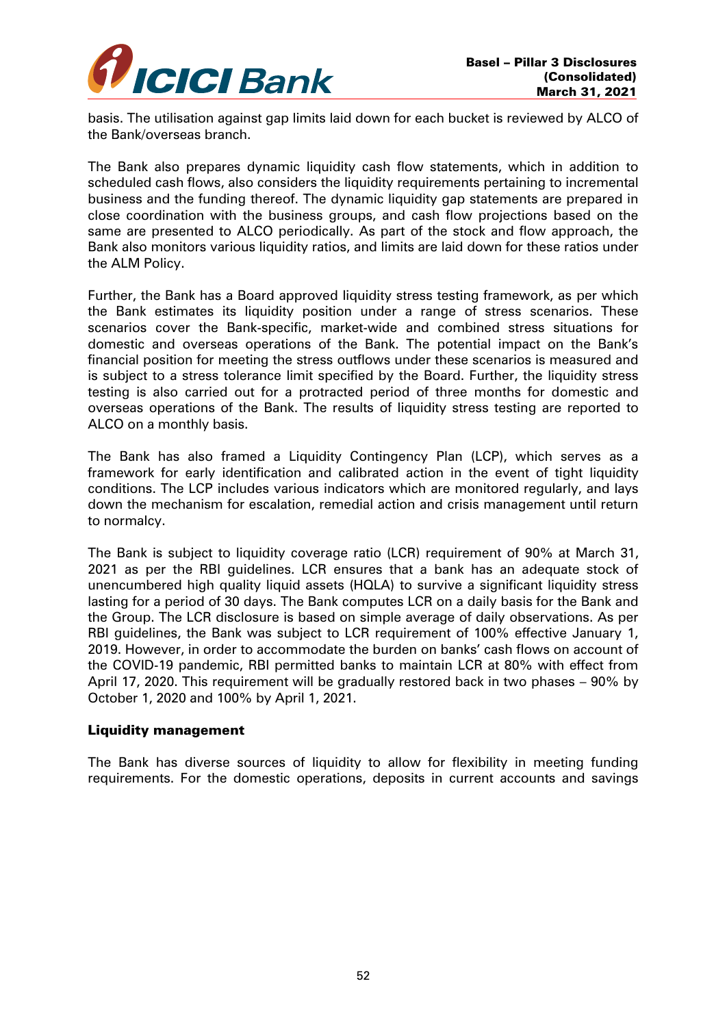basis. The utilisation against gap limits laid down for each bucket is reviewed by ALCO of the Bank/overseas branch.

The Bank also prepares dynamic liquidity cash flow statements, which in addition to scheduled cash flows, also considers the liquidity requirements pertaining to incremental business and the funding thereof. The dynamic liquidity gap statements are prepared in close coordination with the business groups, and cash flow projections based on the same are presented to ALCO periodically. As part of the stock and flow approach, the Bank also monitors various liquidity ratios, and limits are laid down for these ratios under the ALM Policy.

Further, the Bank has a Board approved liquidity stress testing framework, as per which the Bank estimates its liquidity position under a range of stress scenarios. These scenarios cover the Bank-specific, market-wide and combined stress situations for domestic and overseas operations of the Bank. The potential impact on the Bank's financial position for meeting the stress outflows under these scenarios is measured and is subject to a stress tolerance limit specified by the Board. Further, the liquidity stress testing is also carried out for a protracted period of three months for domestic and overseas operations of the Bank. The results of liquidity stress testing are reported to ALCO on a monthly basis.

The Bank has also framed a Liquidity Contingency Plan (LCP), which serves as a framework for early identification and calibrated action in the event of tight liquidity conditions. The LCP includes various indicators which are monitored regularly, and lays down the mechanism for escalation, remedial action and crisis management until return to normalcy.

The Bank is subject to liquidity coverage ratio (LCR) requirement of 90% at March 31, 2021 as per the RBI guidelines. LCR ensures that a bank has an adequate stock of unencumbered high quality liquid assets (HQLA) to survive a significant liquidity stress lasting for a period of 30 days. The Bank computes LCR on a daily basis for the Bank and the Group. The LCR disclosure is based on simple average of daily observations. As per RBI guidelines, the Bank was subject to LCR requirement of 100% effective January 1, 2019. However, in order to accommodate the burden on banks' cash flows on account of the COVID-19 pandemic, RBI permitted banks to maintain LCR at 80% with effect from April 17, 2020. This requirement will be gradually restored back in two phases – 90% by October 1, 2020 and 100% by April 1, 2021.

**Liquidity management**

The Bank has diverse sources of liquidity to allow for flexibility in meeting funding requirements. For the domestic operations, deposits in current accounts and savings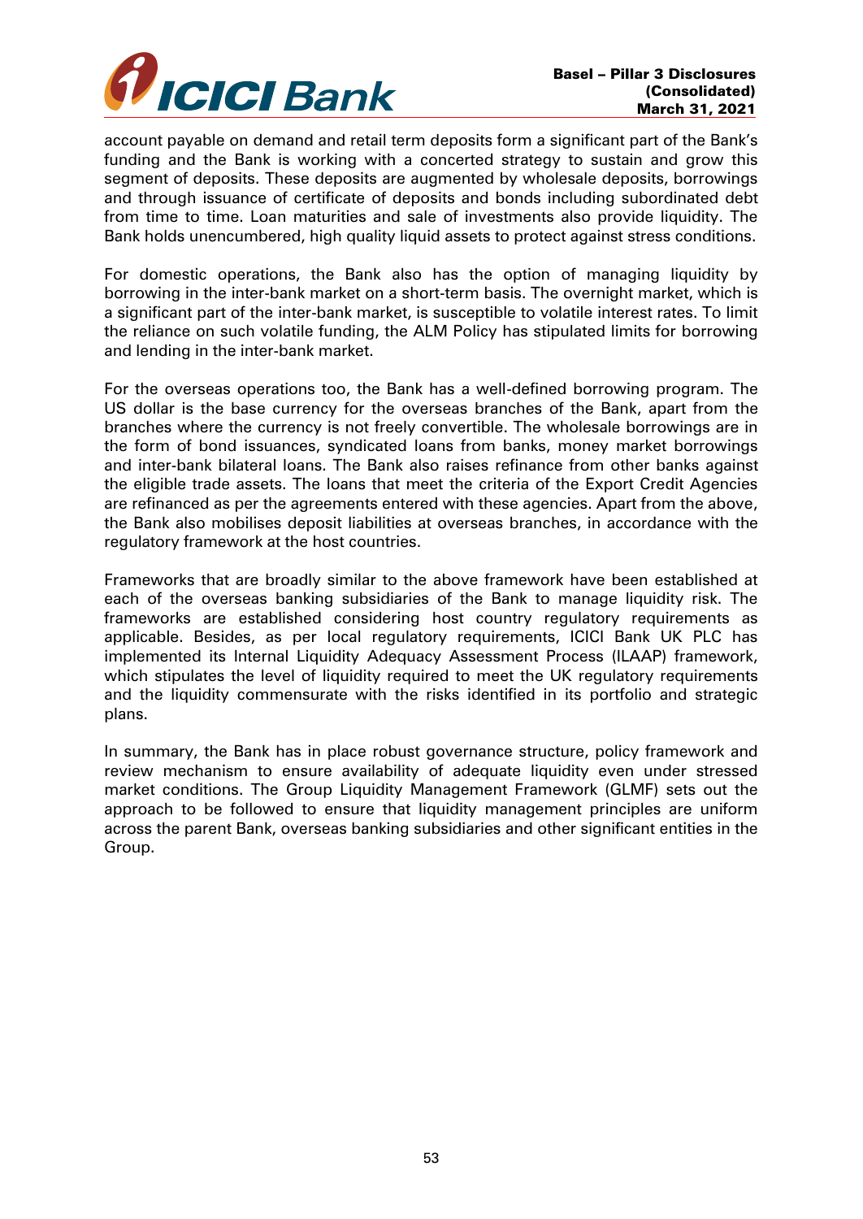account payable on demand and retail term deposits form a significant part of the Bank's funding and the Bank is working with a concerted strategy to sustain and grow this segment of deposits. These deposits are augmented by wholesale deposits, borrowings and through issuance of certificate of deposits and bonds including subordinated debt from time to time. Loan maturities and sale of investments also provide liquidity. The Bank holds unencumbered, high quality liquid assets to protect against stress conditions.

For domestic operations, the Bank also has the option of managing liquidity by borrowing in the inter-bank market on a short-term basis. The overnight market, which is a significant part of the inter-bank market, is susceptible to volatile interest rates. To limit the reliance on such volatile funding, the ALM Policy has stipulated limits for borrowing and lending in the inter-bank market.

For the overseas operations too, the Bank has a well-defined borrowing program. The US dollar is the base currency for the overseas branches of the Bank, apart from the branches where the currency is not freely convertible. The wholesale borrowings are in the form of bond issuances, syndicated loans from banks, money market borrowings and inter-bank bilateral loans. The Bank also raises refinance from other banks against the eligible trade assets. The loans that meet the criteria of the Export Credit Agencies are refinanced as per the agreements entered with these agencies. Apart from the above, the Bank also mobilises deposit liabilities at overseas branches, in accordance with the regulatory framework at the host countries.

Frameworks that are broadly similar to the above framework have been established at each of the overseas banking subsidiaries of the Bank to manage liquidity risk. The frameworks are established considering host country regulatory requirements as applicable. Besides, as per local regulatory requirements, ICICI Bank UK PLC has implemented its Internal Liquidity Adequacy Assessment Process (ILAAP) framework, which stipulates the level of liquidity required to meet the UK regulatory requirements and the liquidity commensurate with the risks identified in its portfolio and strategic plans.

In summary, the Bank has in place robust governance structure, policy framework and review mechanism to ensure availability of adequate liquidity even under stressed market conditions. The Group Liquidity Management Framework (GLMF) sets out the approach to be followed to ensure that liquidity management principles are uniform across the parent Bank, overseas banking subsidiaries and other significant entities in the Group.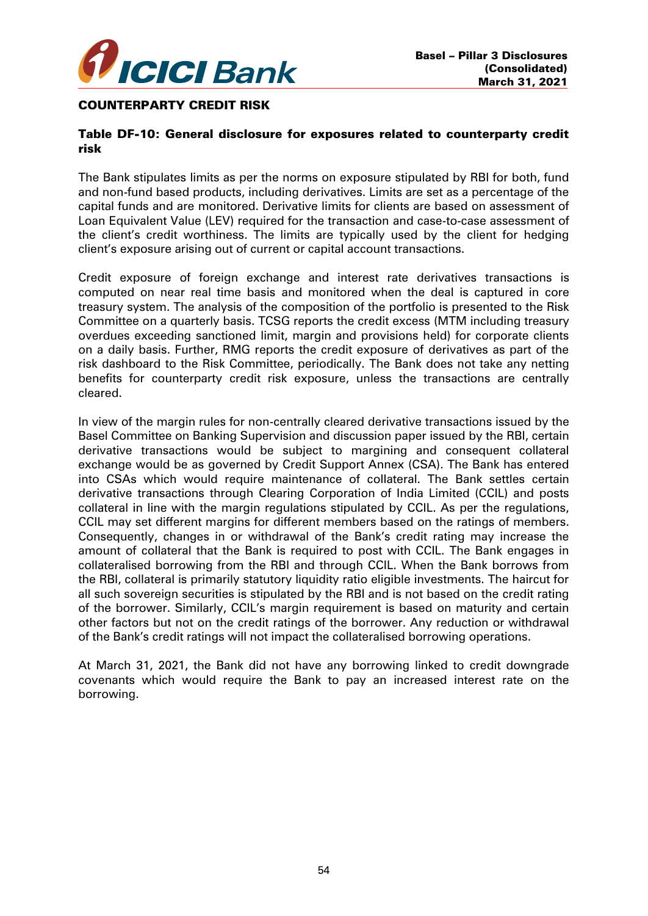## COUNTERPARTY CREDIT RISK

### Table DF-10: General disclosure for exposures related to counterparty credit risk

The Bank stipulates limits as per the norms on exposure stipulated by RBI for both, fund and non-fund based products, including derivatives. Limits are set as a percentage of the capital funds and are monitored. Derivative limits for clients are based on assessment of Loan Equivalent Value (LEV) required for the transaction and case-to-case assessment of the client's credit worthiness. The limits are typically used by the client for hedging client's exposure arising out of current or capital account transactions.

Credit exposure of foreign exchange and interest rate derivatives transactions is computed on near real time basis and monitored when the deal is captured in core treasury system. The analysis of the composition of the portfolio is presented to the Risk Committee on a quarterly basis. TCSG reports the credit excess (MTM including treasury overdues exceeding sanctioned limit, margin and provisions held) for corporate clients on a daily basis. Further, RMG reports the credit exposure of derivatives as part of the risk dashboard to the Risk Committee, periodically. The Bank does not take any netting benefits for counterparty credit risk exposure, unless the transactions are centrally cleared.

In view of the margin rules for non-centrally cleared derivative transactions issued by the Basel Committee on Banking Supervision and discussion paper issued by the RBI, certain derivative transactions would be subject to margining and consequent collateral exchange would be as governed by Credit Support Annex (CSA). The Bank has entered into CSAs which would require maintenance of collateral. The Bank settles certain derivative transactions through Clearing Corporation of India Limited (CCIL) and posts collateral in line with the margin regulations stipulated by CCIL. As per the regulations, CCIL may set different margins for different members based on the ratings of members. Consequently, changes in or withdrawal of the Bank's credit rating may increase the amount of collateral that the Bank is required to post with CCIL. The Bank engages in collateralised borrowing from the RBI and through CCIL. When the Bank borrows from the RBI, collateral is primarily statutory liquidity ratio eligible investments. The haircut for all such sovereign securities is stipulated by the RBI and is not based on the credit rating of the borrower. Similarly, CCIL's margin requirement is based on maturity and certain other factors but not on the credit ratings of the borrower. Any reduction or withdrawal of the Bank's credit ratings will not impact the collateralised borrowing operations.

At March 31, 2021, the Bank did not have any borrowing linked to credit downgrade covenants which would require the Bank to pay an increased interest rate on the borrowing.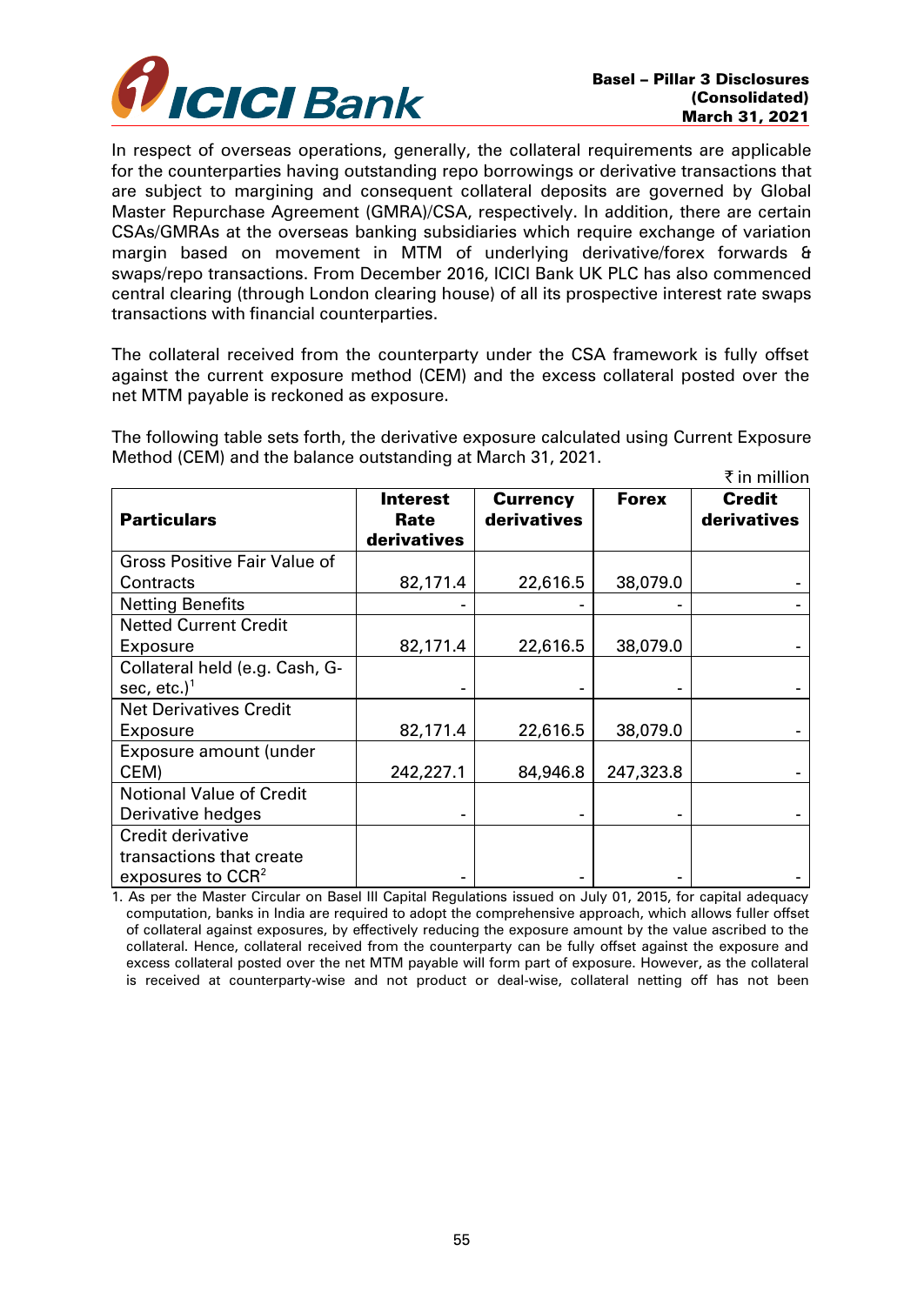In respect of overseas operations, generally, the collateral requirements are applicable for the counterparties having outstanding repo borrowings or derivative transactions that are subject to margining and consequent collateral deposits are governed by Global Master Repurchase Agreement (GMRA)/CSA, respectively. In addition, there are certain CSAs/GMRAs at the overseas banking subsidiaries which require exchange of variation margin based on movement in MTM of underlying derivative/forex forwards & swaps/repo transactions. From December 2016, ICICI Bank UK PLC has also commenced central clearing (through London clearing house) of all its prospective interest rate swaps transactions with financial counterparties.

The collateral received from the counterparty under the CSA framework is fully offset against the current exposure method (CEM) and the excess collateral posted over the net MTM payable is reckoned as exposure.

The following table sets forth, the derivative exposure calculated using Current Exposure Method (CEM) and the balance outstanding at March 31, 2021.

₹ in million

| Particulars | Interest Rate derivatives | Currency derivatives | Forex | Credit derivatives |
|---|---|---|---|---|
| Gross Positive Fair Value of Contracts | 82,171.4 | 22,616.5 | 38,079.0 | - |
| Netting Benefits | - | - | - | - |
| Netted Current Credit Exposure | 82,171.4 | 22,616.5 | 38,079.0 | - |
| Collateral held (e.g. Cash, G-sec, etc.)[1] | - | - | - | - |
| Net Derivatives Credit Exposure | 82,171.4 | 22,616.5 | 38,079.0 | - |
| Exposure amount (under CEM) | 242,227.1 | 84,946.8 | 247,323.8 | - |
| Notional Value of Credit Derivative hedges | - | - | - | - |
| Credit derivative transactions that create exposures to CCR[2] | - | - | - | - |

1. As per the Master Circular on Basel III Capital Regulations issued on July 01, 2015, for capital adequacy computation, banks in India are required to adopt the comprehensive approach, which allows fuller offset of collateral against exposures, by effectively reducing the exposure amount by the value ascribed to the collateral. Hence, collateral received from the counterparty can be fully offset against the exposure and excess collateral posted over the net MTM payable will form part of exposure. However, as the collateral is received at counterparty-wise and not product or deal-wise, collateral netting off has not been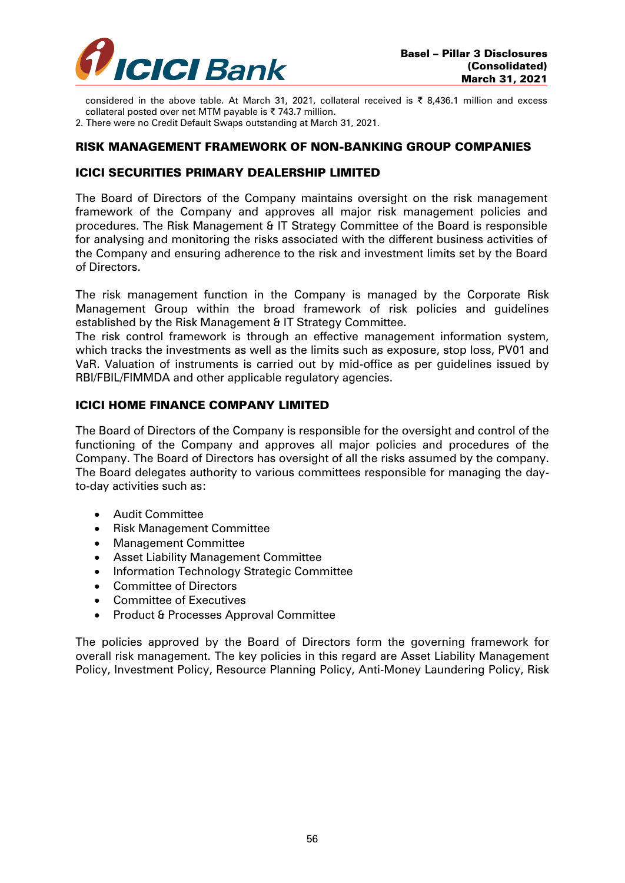considered in the above table. At March 31, 2021, collateral received is ₹ 8,436.1 million and excess collateral posted over net MTM payable is ₹ 743.7 million.

2. There were no Credit Default Swaps outstanding at March 31, 2021.

## RISK MANAGEMENT FRAMEWORK OF NON-BANKING GROUP COMPANIES

### ICICI SECURITIES PRIMARY DEALERSHIP LIMITED

The Board of Directors of the Company maintains oversight on the risk management framework of the Company and approves all major risk management policies and procedures. The Risk Management & IT Strategy Committee of the Board is responsible for analysing and monitoring the risks associated with the different business activities of the Company and ensuring adherence to the risk and investment limits set by the Board of Directors.

The risk management function in the Company is managed by the Corporate Risk Management Group within the broad framework of risk policies and guidelines established by the Risk Management & IT Strategy Committee.

The risk control framework is through an effective management information system, which tracks the investments as well as the limits such as exposure, stop loss, PV01 and VaR. Valuation of instruments is carried out by mid-office as per guidelines issued by RBI/FBIL/FIMMDA and other applicable regulatory agencies.

### ICICI HOME FINANCE COMPANY LIMITED

The Board of Directors of the Company is responsible for the oversight and control of the functioning of the Company and approves all major policies and procedures of the Company. The Board of Directors has oversight of all the risks assumed by the company. The Board delegates authority to various committees responsible for managing the day-to-day activities such as:

- Audit Committee
- Risk Management Committee
- Management Committee
- Asset Liability Management Committee
- Information Technology Strategic Committee
- Committee of Directors
- Committee of Executives
- Product & Processes Approval Committee

The policies approved by the Board of Directors form the governing framework for overall risk management. The key policies in this regard are Asset Liability Management Policy, Investment Policy, Resource Planning Policy, Anti-Money Laundering Policy, Risk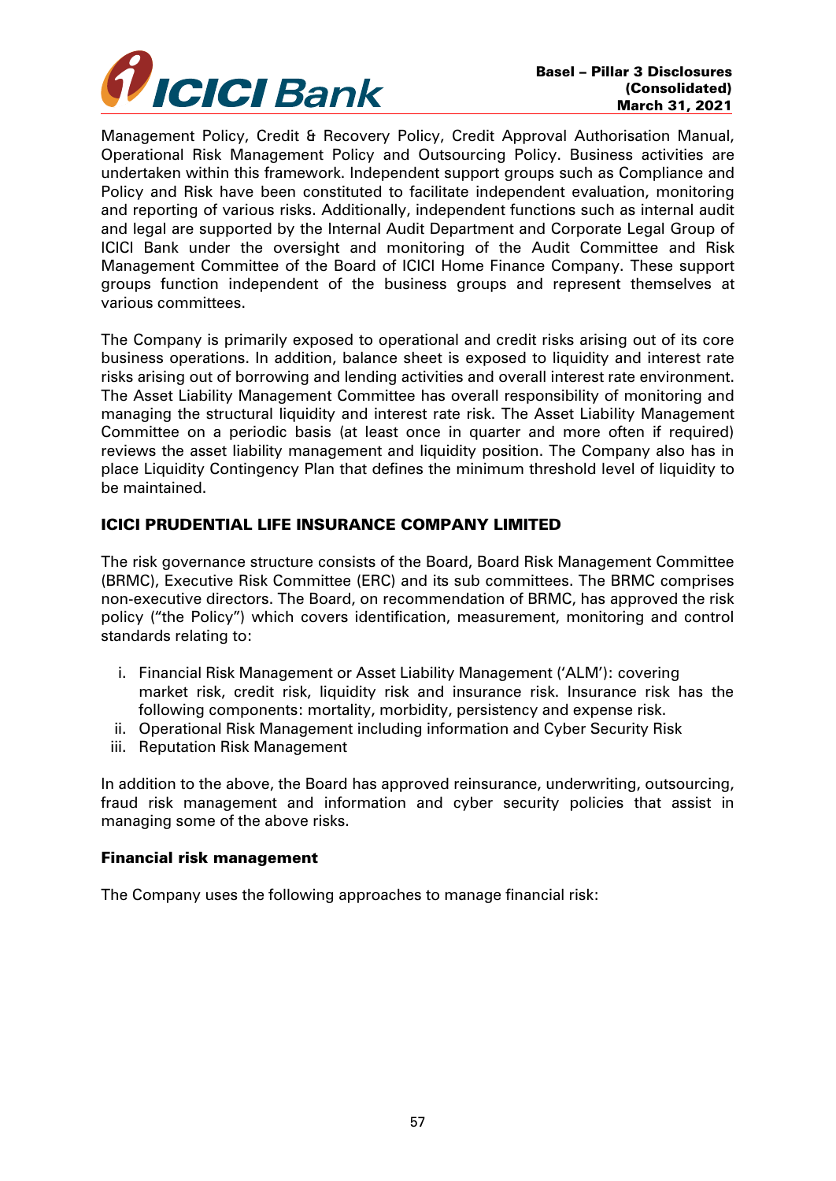Management Policy, Credit & Recovery Policy, Credit Approval Authorisation Manual, Operational Risk Management Policy and Outsourcing Policy. Business activities are undertaken within this framework. Independent support groups such as Compliance and Policy and Risk have been constituted to facilitate independent evaluation, monitoring and reporting of various risks. Additionally, independent functions such as internal audit and legal are supported by the Internal Audit Department and Corporate Legal Group of ICICI Bank under the oversight and monitoring of the Audit Committee and Risk Management Committee of the Board of ICICI Home Finance Company. These support groups function independent of the business groups and represent themselves at various committees.

The Company is primarily exposed to operational and credit risks arising out of its core business operations. In addition, balance sheet is exposed to liquidity and interest rate risks arising out of borrowing and lending activities and overall interest rate environment. The Asset Liability Management Committee has overall responsibility of monitoring and managing the structural liquidity and interest rate risk. The Asset Liability Management Committee on a periodic basis (at least once in quarter and more often if required) reviews the asset liability management and liquidity position. The Company also has in place Liquidity Contingency Plan that defines the minimum threshold level of liquidity to be maintained.

## ICICI PRUDENTIAL LIFE INSURANCE COMPANY LIMITED

The risk governance structure consists of the Board, Board Risk Management Committee (BRMC), Executive Risk Committee (ERC) and its sub committees. The BRMC comprises non-executive directors. The Board, on recommendation of BRMC, has approved the risk policy ("the Policy") which covers identification, measurement, monitoring and control standards relating to:

i. Financial Risk Management or Asset Liability Management ('ALM'): covering market risk, credit risk, liquidity risk and insurance risk. Insurance risk has the following components: mortality, morbidity, persistency and expense risk.
ii. Operational Risk Management including information and Cyber Security Risk
iii. Reputation Risk Management

In addition to the above, the Board has approved reinsurance, underwriting, outsourcing, fraud risk management and information and cyber security policies that assist in managing some of the above risks.

### Financial risk management

The Company uses the following approaches to manage financial risk: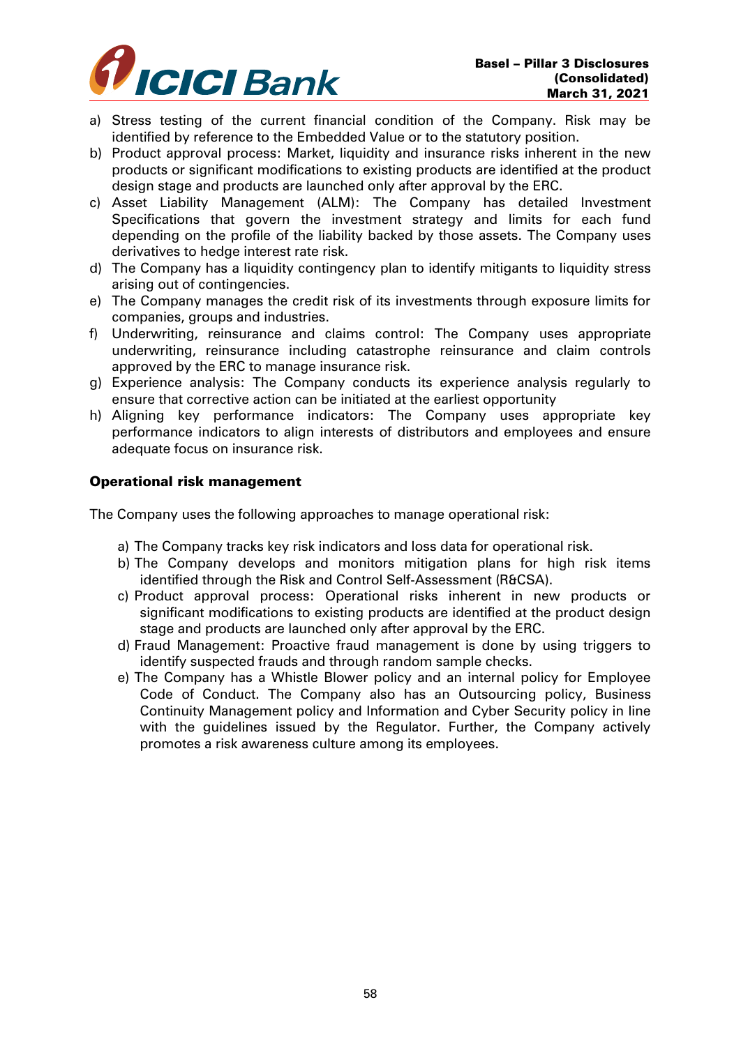a) Stress testing of the current financial condition of the Company. Risk may be identified by reference to the Embedded Value or to the statutory position.
b) Product approval process: Market, liquidity and insurance risks inherent in the new products or significant modifications to existing products are identified at the product design stage and products are launched only after approval by the ERC.
c) Asset Liability Management (ALM): The Company has detailed Investment Specifications that govern the investment strategy and limits for each fund depending on the profile of the liability backed by those assets. The Company uses derivatives to hedge interest rate risk.
d) The Company has a liquidity contingency plan to identify mitigants to liquidity stress arising out of contingencies.
e) The Company manages the credit risk of its investments through exposure limits for companies, groups and industries.
f) Underwriting, reinsurance and claims control: The Company uses appropriate underwriting, reinsurance including catastrophe reinsurance and claim controls approved by the ERC to manage insurance risk.
g) Experience analysis: The Company conducts its experience analysis regularly to ensure that corrective action can be initiated at the earliest opportunity
h) Aligning key performance indicators: The Company uses appropriate key performance indicators to align interests of distributors and employees and ensure adequate focus on insurance risk.

**Operational risk management**

The Company uses the following approaches to manage operational risk:

a) The Company tracks key risk indicators and loss data for operational risk.
b) The Company develops and monitors mitigation plans for high risk items identified through the Risk and Control Self-Assessment (R&CSA).
c) Product approval process: Operational risks inherent in new products or significant modifications to existing products are identified at the product design stage and products are launched only after approval by the ERC.
d) Fraud Management: Proactive fraud management is done by using triggers to identify suspected frauds and through random sample checks.
e) The Company has a Whistle Blower policy and an internal policy for Employee Code of Conduct. The Company also has an Outsourcing policy, Business Continuity Management policy and Information and Cyber Security policy in line with the guidelines issued by the Regulator. Further, the Company actively promotes a risk awareness culture among its employees.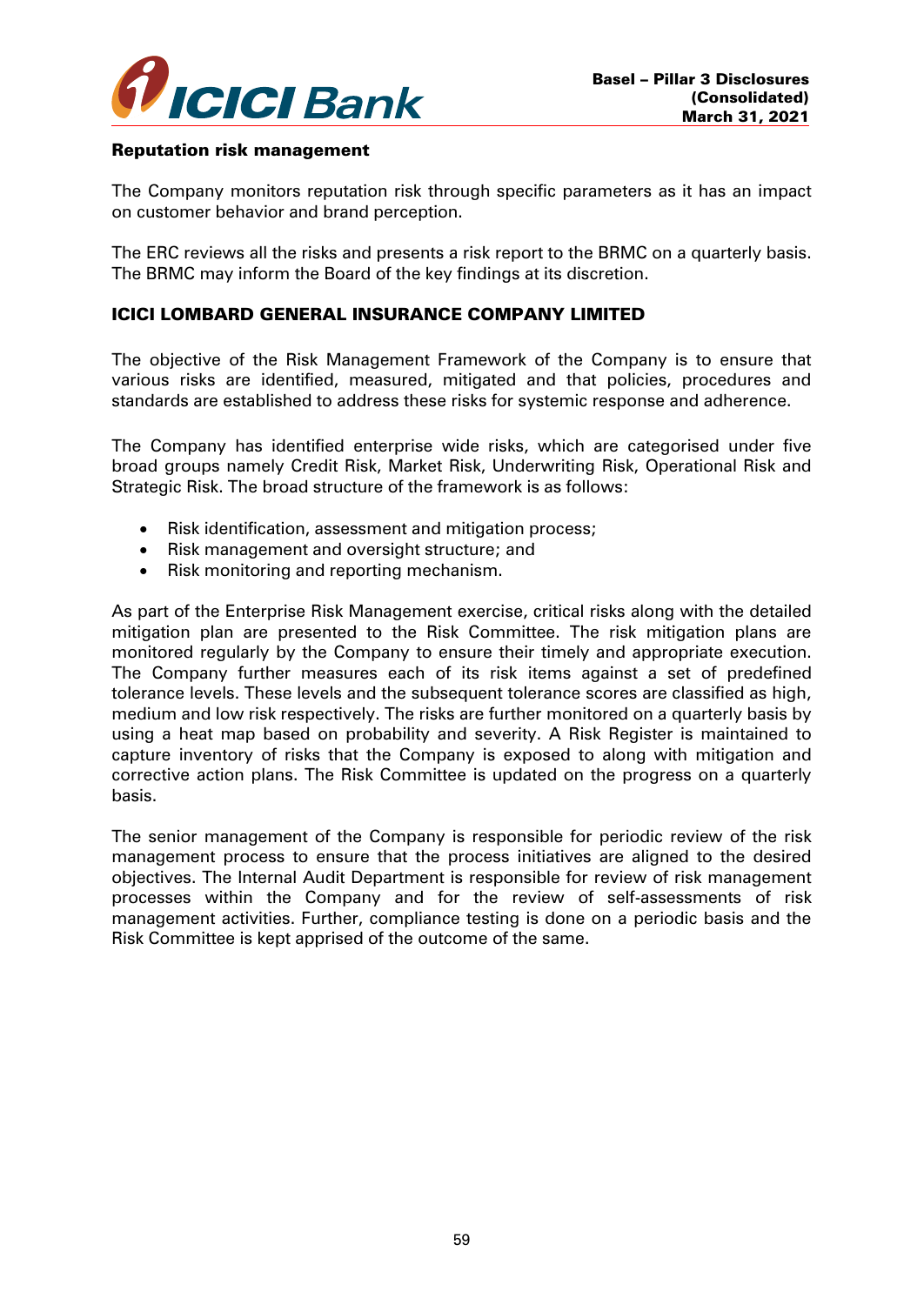**Reputation risk management**

The Company monitors reputation risk through specific parameters as it has an impact on customer behavior and brand perception.

The ERC reviews all the risks and presents a risk report to the BRMC on a quarterly basis. The BRMC may inform the Board of the key findings at its discretion.

## ICICI LOMBARD GENERAL INSURANCE COMPANY LIMITED

The objective of the Risk Management Framework of the Company is to ensure that various risks are identified, measured, mitigated and that policies, procedures and standards are established to address these risks for systemic response and adherence.

The Company has identified enterprise wide risks, which are categorised under five broad groups namely Credit Risk, Market Risk, Underwriting Risk, Operational Risk and Strategic Risk. The broad structure of the framework is as follows:

- Risk identification, assessment and mitigation process;
- Risk management and oversight structure; and
- Risk monitoring and reporting mechanism.

As part of the Enterprise Risk Management exercise, critical risks along with the detailed mitigation plan are presented to the Risk Committee. The risk mitigation plans are monitored regularly by the Company to ensure their timely and appropriate execution. The Company further measures each of its risk items against a set of predefined tolerance levels. These levels and the subsequent tolerance scores are classified as high, medium and low risk respectively. The risks are further monitored on a quarterly basis by using a heat map based on probability and severity. A Risk Register is maintained to capture inventory of risks that the Company is exposed to along with mitigation and corrective action plans. The Risk Committee is updated on the progress on a quarterly basis.

The senior management of the Company is responsible for periodic review of the risk management process to ensure that the process initiatives are aligned to the desired objectives. The Internal Audit Department is responsible for review of risk management processes within the Company and for the review of self-assessments of risk management activities. Further, compliance testing is done on a periodic basis and the Risk Committee is kept apprised of the outcome of the same.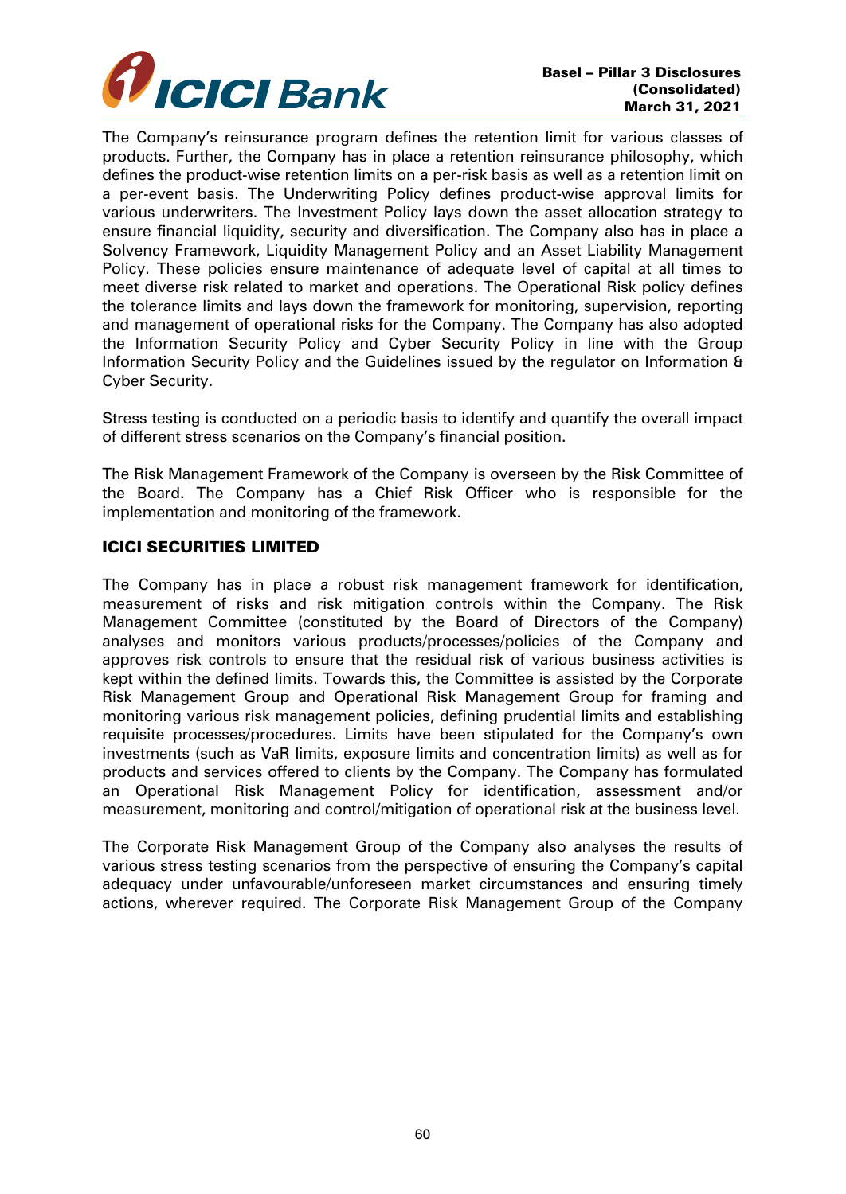The Company's reinsurance program defines the retention limit for various classes of products. Further, the Company has in place a retention reinsurance philosophy, which defines the product-wise retention limits on a per-risk basis as well as a retention limit on a per-event basis. The Underwriting Policy defines product-wise approval limits for various underwriters. The Investment Policy lays down the asset allocation strategy to ensure financial liquidity, security and diversification. The Company also has in place a Solvency Framework, Liquidity Management Policy and an Asset Liability Management Policy. These policies ensure maintenance of adequate level of capital at all times to meet diverse risk related to market and operations. The Operational Risk policy defines the tolerance limits and lays down the framework for monitoring, supervision, reporting and management of operational risks for the Company. The Company has also adopted the Information Security Policy and Cyber Security Policy in line with the Group Information Security Policy and the Guidelines issued by the regulator on Information & Cyber Security.

Stress testing is conducted on a periodic basis to identify and quantify the overall impact of different stress scenarios on the Company's financial position.

The Risk Management Framework of the Company is overseen by the Risk Committee of the Board. The Company has a Chief Risk Officer who is responsible for the implementation and monitoring of the framework.

## ICICI SECURITIES LIMITED

The Company has in place a robust risk management framework for identification, measurement of risks and risk mitigation controls within the Company. The Risk Management Committee (constituted by the Board of Directors of the Company) analyses and monitors various products/processes/policies of the Company and approves risk controls to ensure that the residual risk of various business activities is kept within the defined limits. Towards this, the Committee is assisted by the Corporate Risk Management Group and Operational Risk Management Group for framing and monitoring various risk management policies, defining prudential limits and establishing requisite processes/procedures. Limits have been stipulated for the Company's own investments (such as VaR limits, exposure limits and concentration limits) as well as for products and services offered to clients by the Company. The Company has formulated an Operational Risk Management Policy for identification, assessment and/or measurement, monitoring and control/mitigation of operational risk at the business level.

The Corporate Risk Management Group of the Company also analyses the results of various stress testing scenarios from the perspective of ensuring the Company's capital adequacy under unfavourable/unforeseen market circumstances and ensuring timely actions, wherever required. The Corporate Risk Management Group of the Company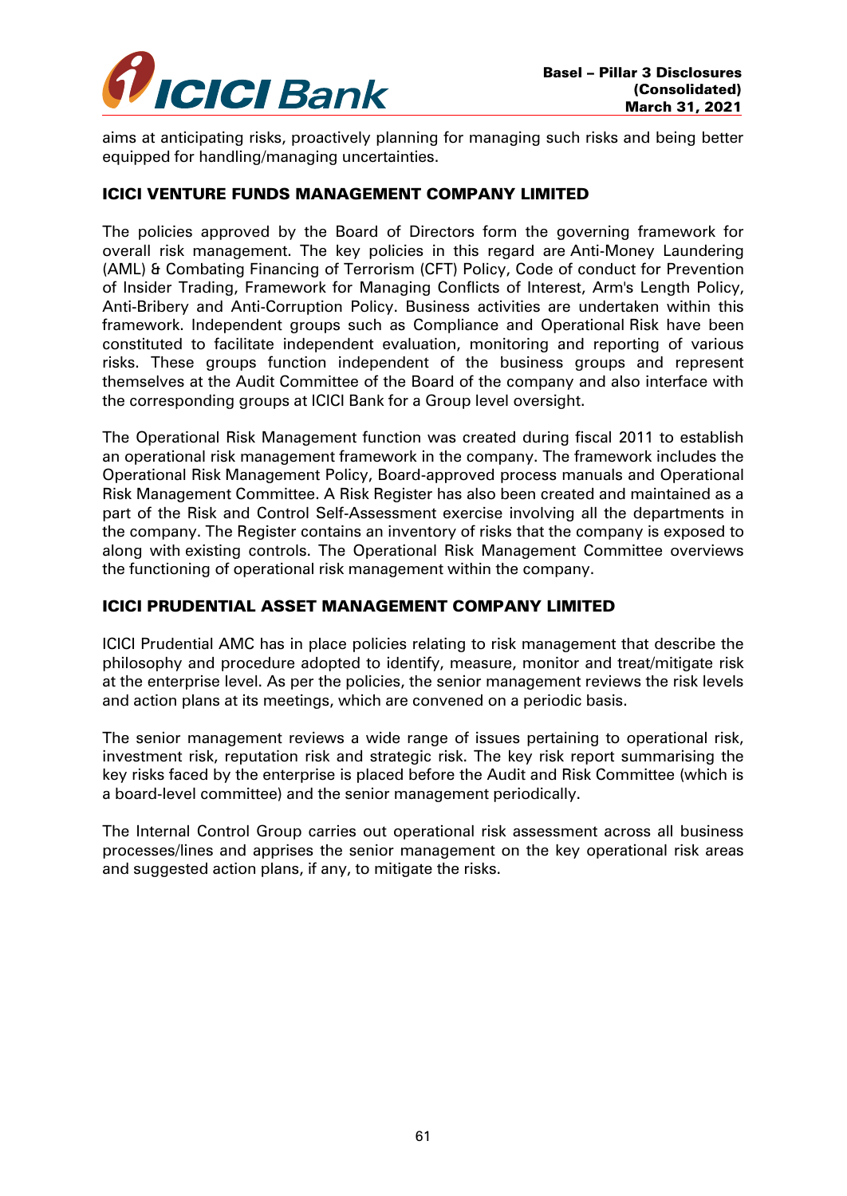aims at anticipating risks, proactively planning for managing such risks and being better equipped for handling/managing uncertainties.

## ICICI VENTURE FUNDS MANAGEMENT COMPANY LIMITED

The policies approved by the Board of Directors form the governing framework for overall risk management. The key policies in this regard are Anti-Money Laundering (AML) & Combating Financing of Terrorism (CFT) Policy, Code of conduct for Prevention of Insider Trading, Framework for Managing Conflicts of Interest, Arm's Length Policy, Anti-Bribery and Anti-Corruption Policy. Business activities are undertaken within this framework. Independent groups such as Compliance and Operational Risk have been constituted to facilitate independent evaluation, monitoring and reporting of various risks. These groups function independent of the business groups and represent themselves at the Audit Committee of the Board of the company and also interface with the corresponding groups at ICICI Bank for a Group level oversight.

The Operational Risk Management function was created during fiscal 2011 to establish an operational risk management framework in the company. The framework includes the Operational Risk Management Policy, Board-approved process manuals and Operational Risk Management Committee. A Risk Register has also been created and maintained as a part of the Risk and Control Self-Assessment exercise involving all the departments in the company. The Register contains an inventory of risks that the company is exposed to along with existing controls. The Operational Risk Management Committee overviews the functioning of operational risk management within the company.

## ICICI PRUDENTIAL ASSET MANAGEMENT COMPANY LIMITED

ICICI Prudential AMC has in place policies relating to risk management that describe the philosophy and procedure adopted to identify, measure, monitor and treat/mitigate risk at the enterprise level. As per the policies, the senior management reviews the risk levels and action plans at its meetings, which are convened on a periodic basis.

The senior management reviews a wide range of issues pertaining to operational risk, investment risk, reputation risk and strategic risk. The key risk report summarising the key risks faced by the enterprise is placed before the Audit and Risk Committee (which is a board-level committee) and the senior management periodically.

The Internal Control Group carries out operational risk assessment across all business processes/lines and apprises the senior management on the key operational risk areas and suggested action plans, if any, to mitigate the risks.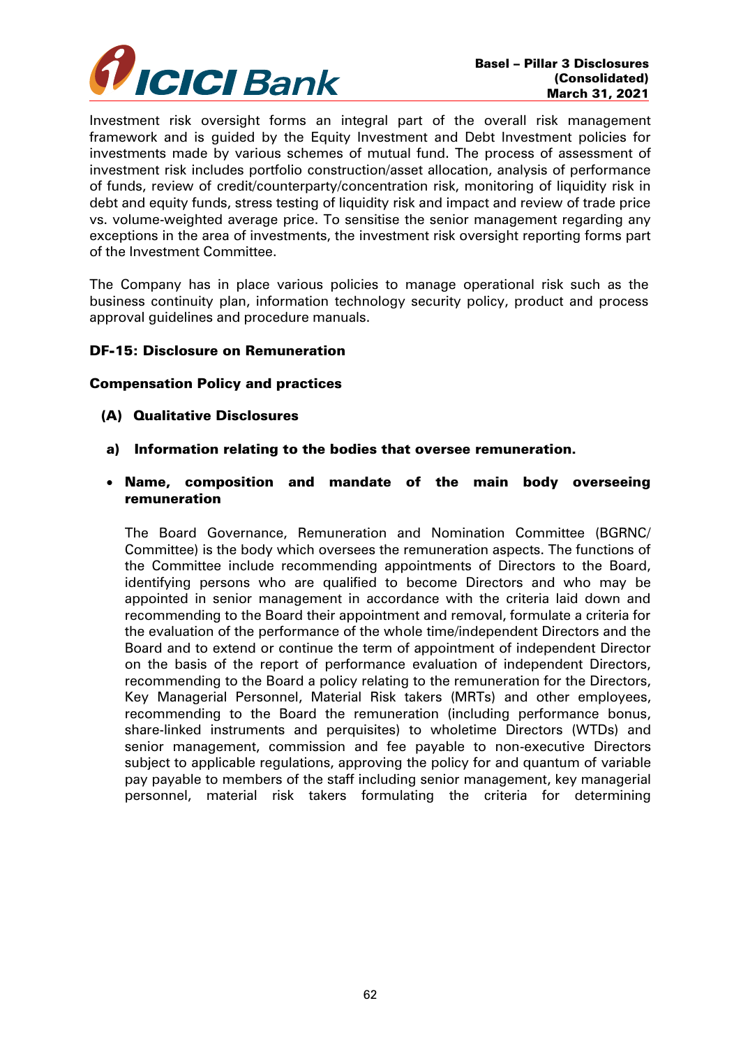Investment risk oversight forms an integral part of the overall risk management framework and is guided by the Equity Investment and Debt Investment policies for investments made by various schemes of mutual fund. The process of assessment of investment risk includes portfolio construction/asset allocation, analysis of performance of funds, review of credit/counterparty/concentration risk, monitoring of liquidity risk in debt and equity funds, stress testing of liquidity risk and impact and review of trade price vs. volume-weighted average price. To sensitise the senior management regarding any exceptions in the area of investments, the investment risk oversight reporting forms part of the Investment Committee.

The Company has in place various policies to manage operational risk such as the business continuity plan, information technology security policy, product and process approval guidelines and procedure manuals.

## DF-15: Disclosure on Remuneration

### Compensation Policy and practices

### (A) Qualitative Disclosures

#### a) Information relating to the bodies that oversee remuneration.

- **Name, composition and mandate of the main body overseeing remuneration**

  The Board Governance, Remuneration and Nomination Committee (BGRNC/ Committee) is the body which oversees the remuneration aspects. The functions of the Committee include recommending appointments of Directors to the Board, identifying persons who are qualified to become Directors and who may be appointed in senior management in accordance with the criteria laid down and recommending to the Board their appointment and removal, formulate a criteria for the evaluation of the performance of the whole time/independent Directors and the Board and to extend or continue the term of appointment of independent Director on the basis of the report of performance evaluation of independent Directors, recommending to the Board a policy relating to the remuneration for the Directors, Key Managerial Personnel, Material Risk takers (MRTs) and other employees, recommending to the Board the remuneration (including performance bonus, share-linked instruments and perquisites) to wholetime Directors (WTDs) and senior management, commission and fee payable to non-executive Directors subject to applicable regulations, approving the policy for and quantum of variable pay payable to members of the staff including senior management, key managerial personnel, material risk takers formulating the criteria for determining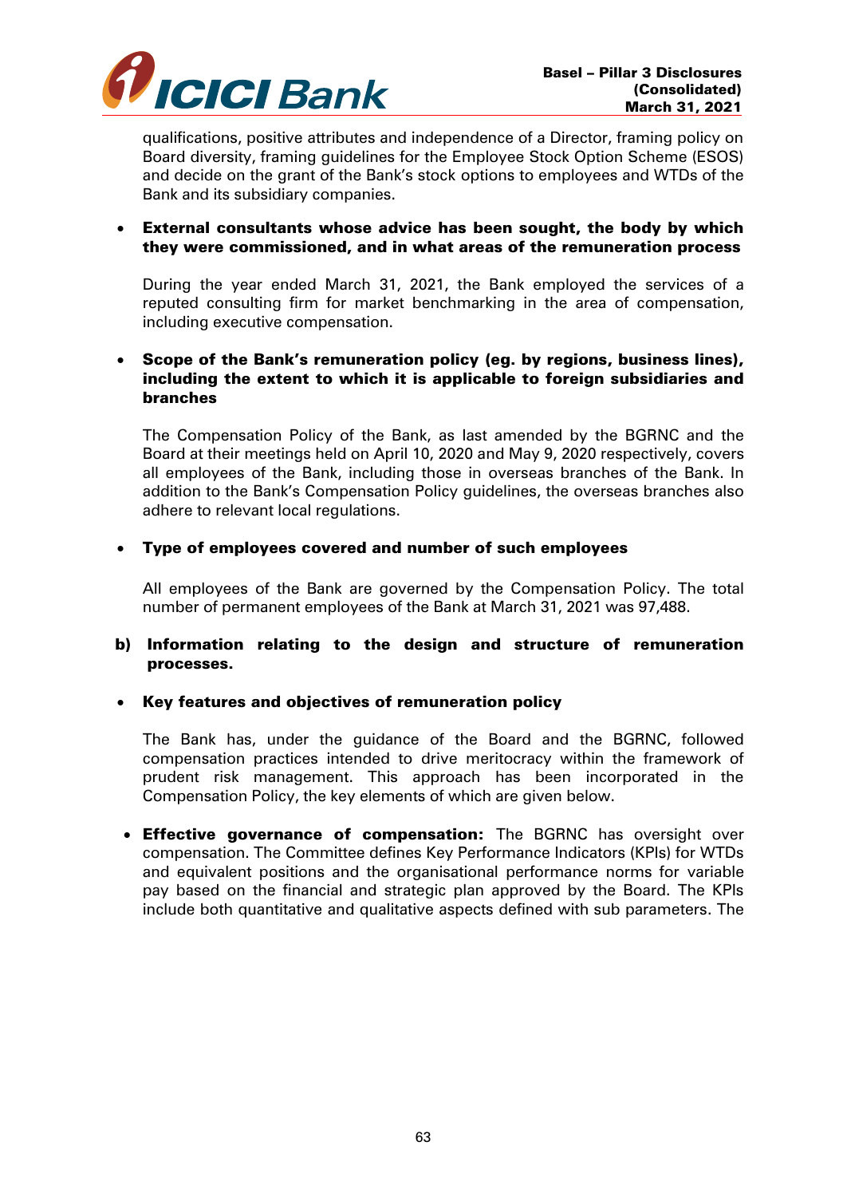qualifications, positive attributes and independence of a Director, framing policy on Board diversity, framing guidelines for the Employee Stock Option Scheme (ESOS) and decide on the grant of the Bank's stock options to employees and WTDs of the Bank and its subsidiary companies.

- **External consultants whose advice has been sought, the body by which they were commissioned, and in what areas of the remuneration process**

  During the year ended March 31, 2021, the Bank employed the services of a reputed consulting firm for market benchmarking in the area of compensation, including executive compensation.

- **Scope of the Bank's remuneration policy (eg. by regions, business lines), including the extent to which it is applicable to foreign subsidiaries and branches**

  The Compensation Policy of the Bank, as last amended by the BGRNC and the Board at their meetings held on April 10, 2020 and May 9, 2020 respectively, covers all employees of the Bank, including those in overseas branches of the Bank. In addition to the Bank's Compensation Policy guidelines, the overseas branches also adhere to relevant local regulations.

- **Type of employees covered and number of such employees**

  All employees of the Bank are governed by the Compensation Policy. The total number of permanent employees of the Bank at March 31, 2021 was 97,488.

**b) Information relating to the design and structure of remuneration processes.**

- **Key features and objectives of remuneration policy**

  The Bank has, under the guidance of the Board and the BGRNC, followed compensation practices intended to drive meritocracy within the framework of prudent risk management. This approach has been incorporated in the Compensation Policy, the key elements of which are given below.

- **Effective governance of compensation:** The BGRNC has oversight over compensation. The Committee defines Key Performance Indicators (KPIs) for WTDs and equivalent positions and the organisational performance norms for variable pay based on the financial and strategic plan approved by the Board. The KPIs include both quantitative and qualitative aspects defined with sub parameters. The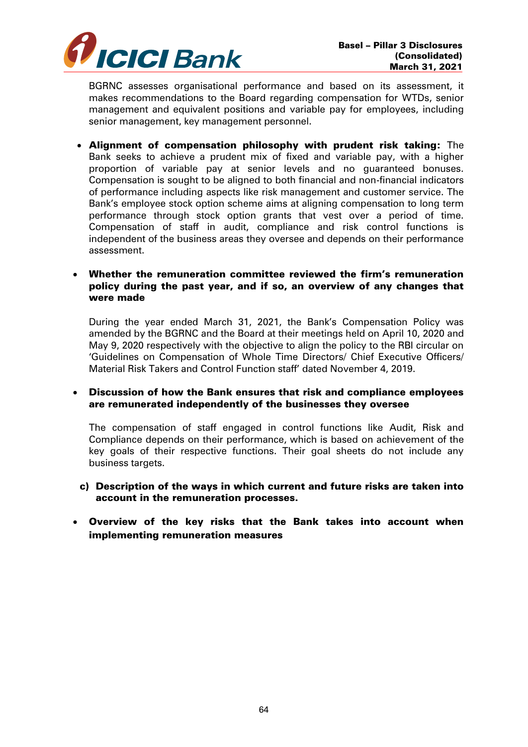BGRNC assesses organisational performance and based on its assessment, it makes recommendations to the Board regarding compensation for WTDs, senior management and equivalent positions and variable pay for employees, including senior management, key management personnel.

- **Alignment of compensation philosophy with prudent risk taking:** The Bank seeks to achieve a prudent mix of fixed and variable pay, with a higher proportion of variable pay at senior levels and no guaranteed bonuses. Compensation is sought to be aligned to both financial and non-financial indicators of performance including aspects like risk management and customer service. The Bank's employee stock option scheme aims at aligning compensation to long term performance through stock option grants that vest over a period of time. Compensation of staff in audit, compliance and risk control functions is independent of the business areas they oversee and depends on their performance assessment.

- **Whether the remuneration committee reviewed the firm's remuneration policy during the past year, and if so, an overview of any changes that were made**

  During the year ended March 31, 2021, the Bank's Compensation Policy was amended by the BGRNC and the Board at their meetings held on April 10, 2020 and May 9, 2020 respectively with the objective to align the policy to the RBI circular on 'Guidelines on Compensation of Whole Time Directors/ Chief Executive Officers/ Material Risk Takers and Control Function staff' dated November 4, 2019.

- **Discussion of how the Bank ensures that risk and compliance employees are remunerated independently of the businesses they oversee**

  The compensation of staff engaged in control functions like Audit, Risk and Compliance depends on their performance, which is based on achievement of the key goals of their respective functions. Their goal sheets do not include any business targets.

**c) Description of the ways in which current and future risks are taken into account in the remuneration processes.**

- **Overview of the key risks that the Bank takes into account when implementing remuneration measures**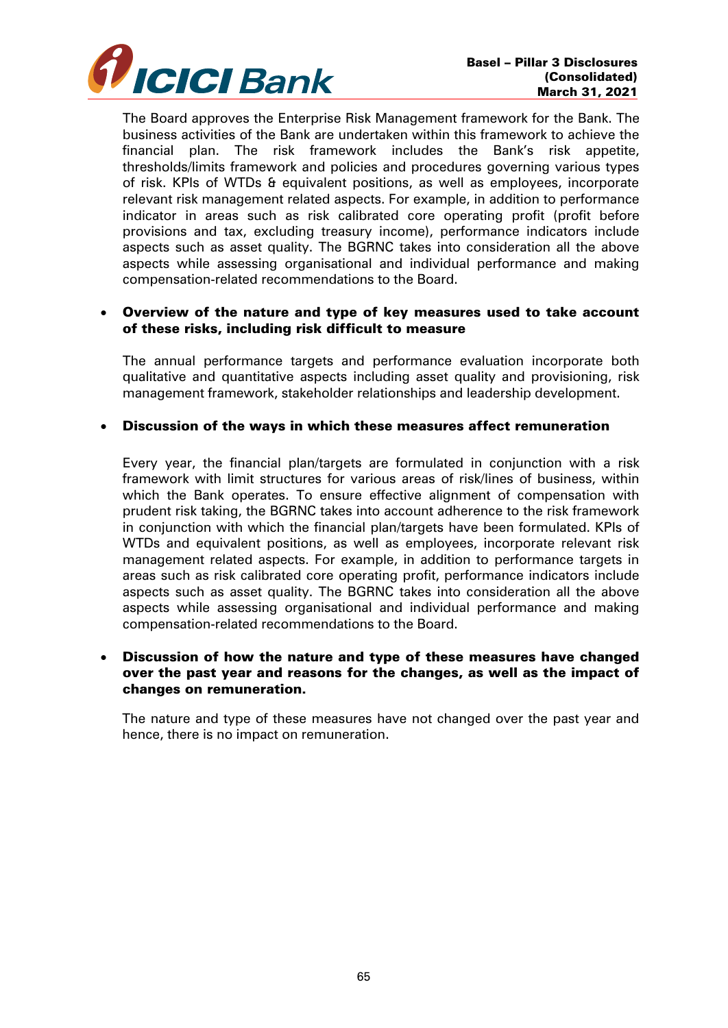The Board approves the Enterprise Risk Management framework for the Bank. The business activities of the Bank are undertaken within this framework to achieve the financial plan. The risk framework includes the Bank's risk appetite, thresholds/limits framework and policies and procedures governing various types of risk. KPIs of WTDs & equivalent positions, as well as employees, incorporate relevant risk management related aspects. For example, in addition to performance indicator in areas such as risk calibrated core operating profit (profit before provisions and tax, excluding treasury income), performance indicators include aspects such as asset quality. The BGRNC takes into consideration all the above aspects while assessing organisational and individual performance and making compensation-related recommendations to the Board.

- **Overview of the nature and type of key measures used to take account of these risks, including risk difficult to measure**

  The annual performance targets and performance evaluation incorporate both qualitative and quantitative aspects including asset quality and provisioning, risk management framework, stakeholder relationships and leadership development.

- **Discussion of the ways in which these measures affect remuneration**

  Every year, the financial plan/targets are formulated in conjunction with a risk framework with limit structures for various areas of risk/lines of business, within which the Bank operates. To ensure effective alignment of compensation with prudent risk taking, the BGRNC takes into account adherence to the risk framework in conjunction with which the financial plan/targets have been formulated. KPIs of WTDs and equivalent positions, as well as employees, incorporate relevant risk management related aspects. For example, in addition to performance targets in areas such as risk calibrated core operating profit, performance indicators include aspects such as asset quality. The BGRNC takes into consideration all the above aspects while assessing organisational and individual performance and making compensation-related recommendations to the Board.

- **Discussion of how the nature and type of these measures have changed over the past year and reasons for the changes, as well as the impact of changes on remuneration.**

  The nature and type of these measures have not changed over the past year and hence, there is no impact on remuneration.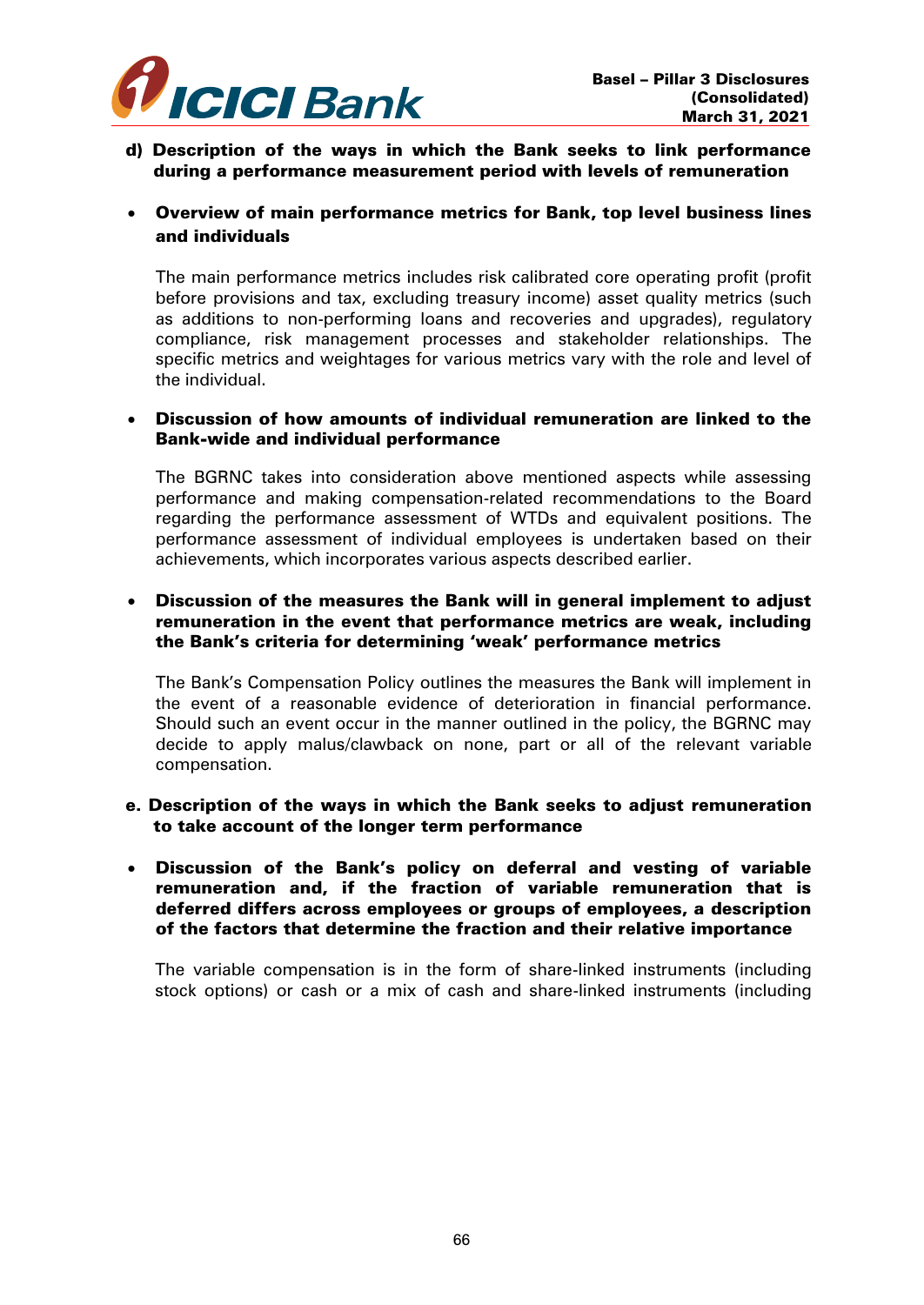**d) Description of the ways in which the Bank seeks to link performance during a performance measurement period with levels of remuneration**

- **Overview of main performance metrics for Bank, top level business lines and individuals**

  The main performance metrics includes risk calibrated core operating profit (profit before provisions and tax, excluding treasury income) asset quality metrics (such as additions to non-performing loans and recoveries and upgrades), regulatory compliance, risk management processes and stakeholder relationships. The specific metrics and weightages for various metrics vary with the role and level of the individual.

- **Discussion of how amounts of individual remuneration are linked to the Bank-wide and individual performance**

  The BGRNC takes into consideration above mentioned aspects while assessing performance and making compensation-related recommendations to the Board regarding the performance assessment of WTDs and equivalent positions. The performance assessment of individual employees is undertaken based on their achievements, which incorporates various aspects described earlier.

- **Discussion of the measures the Bank will in general implement to adjust remuneration in the event that performance metrics are weak, including the Bank's criteria for determining 'weak' performance metrics**

  The Bank's Compensation Policy outlines the measures the Bank will implement in the event of a reasonable evidence of deterioration in financial performance. Should such an event occur in the manner outlined in the policy, the BGRNC may decide to apply malus/clawback on none, part or all of the relevant variable compensation.

**e. Description of the ways in which the Bank seeks to adjust remuneration to take account of the longer term performance**

- **Discussion of the Bank's policy on deferral and vesting of variable remuneration and, if the fraction of variable remuneration that is deferred differs across employees or groups of employees, a description of the factors that determine the fraction and their relative importance**

  The variable compensation is in the form of share-linked instruments (including stock options) or cash or a mix of cash and share-linked instruments (including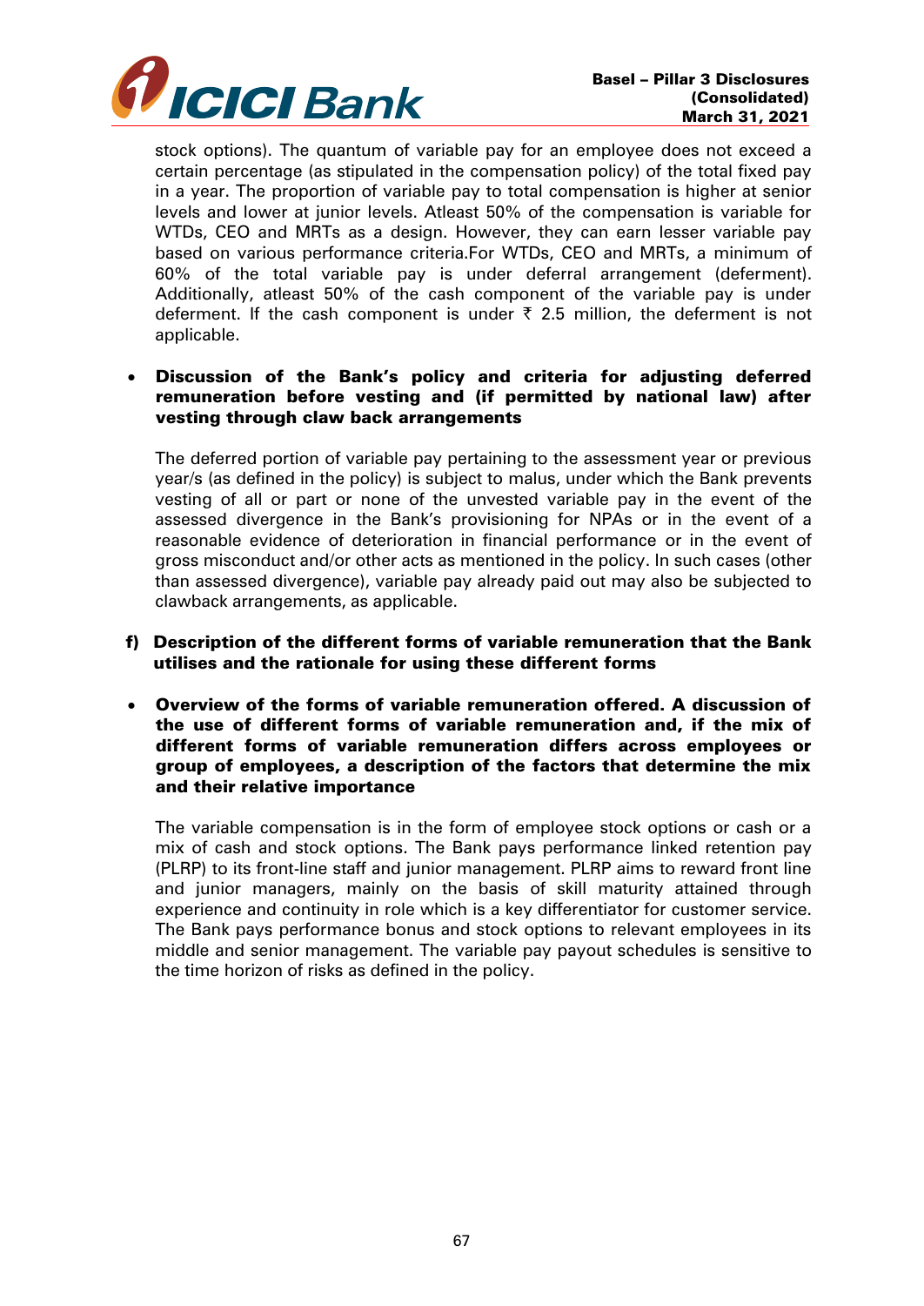stock options). The quantum of variable pay for an employee does not exceed a certain percentage (as stipulated in the compensation policy) of the total fixed pay in a year. The proportion of variable pay to total compensation is higher at senior levels and lower at junior levels. Atleast 50% of the compensation is variable for WTDs, CEO and MRTs as a design. However, they can earn lesser variable pay based on various performance criteria.For WTDs, CEO and MRTs, a minimum of 60% of the total variable pay is under deferral arrangement (deferment). Additionally, atleast 50% of the cash component of the variable pay is under deferment. If the cash component is under ₹ 2.5 million, the deferment is not applicable.

- **Discussion of the Bank's policy and criteria for adjusting deferred remuneration before vesting and (if permitted by national law) after vesting through claw back arrangements**

  The deferred portion of variable pay pertaining to the assessment year or previous year/s (as defined in the policy) is subject to malus, under which the Bank prevents vesting of all or part or none of the unvested variable pay in the event of the assessed divergence in the Bank's provisioning for NPAs or in the event of a reasonable evidence of deterioration in financial performance or in the event of gross misconduct and/or other acts as mentioned in the policy. In such cases (other than assessed divergence), variable pay already paid out may also be subjected to clawback arrangements, as applicable.

**f) Description of the different forms of variable remuneration that the Bank utilises and the rationale for using these different forms**

- **Overview of the forms of variable remuneration offered. A discussion of the use of different forms of variable remuneration and, if the mix of different forms of variable remuneration differs across employees or group of employees, a description of the factors that determine the mix and their relative importance**

  The variable compensation is in the form of employee stock options or cash or a mix of cash and stock options. The Bank pays performance linked retention pay (PLRP) to its front-line staff and junior management. PLRP aims to reward front line and junior managers, mainly on the basis of skill maturity attained through experience and continuity in role which is a key differentiator for customer service. The Bank pays performance bonus and stock options to relevant employees in its middle and senior management. The variable pay payout schedules is sensitive to the time horizon of risks as defined in the policy.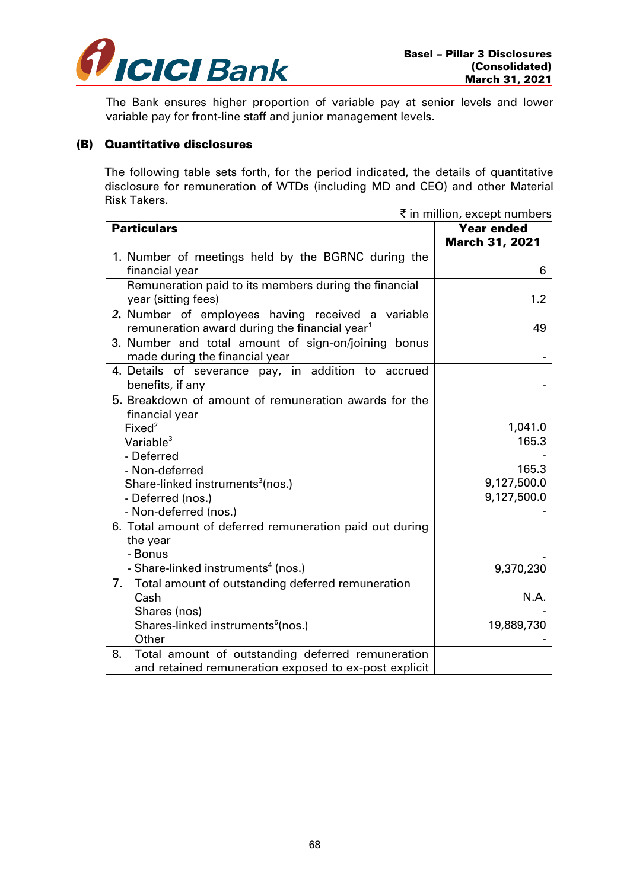The Bank ensures higher proportion of variable pay at senior levels and lower variable pay for front-line staff and junior management levels.

**(B) Quantitative disclosures**

The following table sets forth, for the period indicated, the details of quantitative disclosure for remuneration of WTDs (including MD and CEO) and other Material Risk Takers.

₹ in million, except numbers

| Particulars | Year ended March 31, 2021 |
|---|---|
| 1. Number of meetings held by the BGRNC during the financial year | 6 |
| Remuneration paid to its members during the financial year (sitting fees) | 1.2 |
| 2. Number of employees having received a variable remuneration award during the financial year[1] | 49 |
| 3. Number and total amount of sign-on/joining bonus made during the financial year | - |
| 4. Details of severance pay, in addition to accrued benefits, if any | - |
| 5. Breakdown of amount of remuneration awards for the financial year | |
| Fixed[2] | 1,041.0 |
| Variable[3] | 165.3 |
| - Deferred | - |
| - Non-deferred | 165.3 |
| Share-linked instruments[3](nos.) | 9,127,500.0 |
| - Deferred (nos.) | 9,127,500.0 |
| - Non-deferred (nos.) | - |
| 6. Total amount of deferred remuneration paid out during the year | |
| - Bonus | - |
| - Share-linked instruments[4] (nos.) | 9,370,230 |
| 7. Total amount of outstanding deferred remuneration | |
| Cash | N.A. |
| Shares (nos) | - |
| Shares-linked instruments[5](nos.) | 19,889,730 |
| Other | - |
| 8. Total amount of outstanding deferred remuneration and retained remuneration exposed to ex-post explicit | |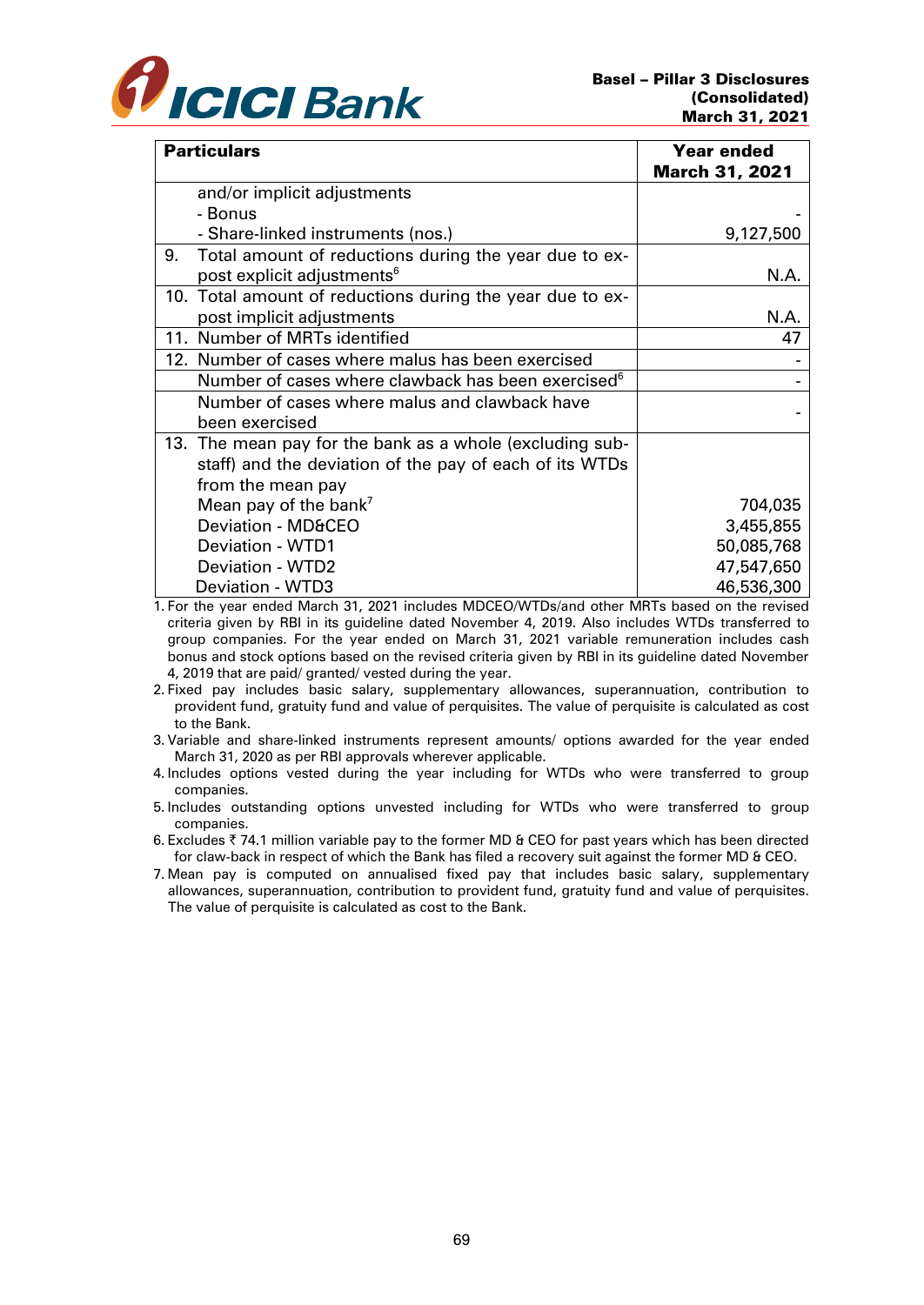| Particulars | Year ended March 31, 2021 |
|---|---|
| and/or implicit adjustments | |
| - Bonus | - |
| - Share-linked instruments (nos.) | 9,127,500 |
| 9. Total amount of reductions during the year due to ex-post explicit adjustments[6] | N.A. |
| 10. Total amount of reductions during the year due to ex-post implicit adjustments | N.A. |
| 11. Number of MRTs identified | 47 |
| 12. Number of cases where malus has been exercised | - |
| Number of cases where clawback has been exercised[6] | - |
| Number of cases where malus and clawback have been exercised | - |
| 13. The mean pay for the bank as a whole (excluding sub-staff) and the deviation of the pay of each of its WTDs from the mean pay | |
| Mean pay of the bank[7] | 704,035 |
| Deviation - MD&CEO | 3,455,855 |
| Deviation - WTD1 | 50,085,768 |
| Deviation - WTD2 | 47,547,650 |
| Deviation - WTD3 | 46,536,300 |

1. For the year ended March 31, 2021 includes MDCEO/WTDs/and other MRTs based on the revised criteria given by RBI in its guideline dated November 4, 2019. Also includes WTDs transferred to group companies. For the year ended on March 31, 2021 variable remuneration includes cash bonus and stock options based on the revised criteria given by RBI in its guideline dated November 4, 2019 that are paid/ granted/ vested during the year.
2. Fixed pay includes basic salary, supplementary allowances, superannuation, contribution to provident fund, gratuity fund and value of perquisites. The value of perquisite is calculated as cost to the Bank.
3. Variable and share-linked instruments represent amounts/ options awarded for the year ended March 31, 2020 as per RBI approvals wherever applicable.
4. Includes options vested during the year including for WTDs who were transferred to group companies.
5. Includes outstanding options unvested including for WTDs who were transferred to group companies.
6. Excludes ₹ 74.1 million variable pay to the former MD & CEO for past years which has been directed for claw-back in respect of which the Bank has filed a recovery suit against the former MD & CEO.
7. Mean pay is computed on annualised fixed pay that includes basic salary, supplementary allowances, superannuation, contribution to provident fund, gratuity fund and value of perquisites. The value of perquisite is calculated as cost to the Bank.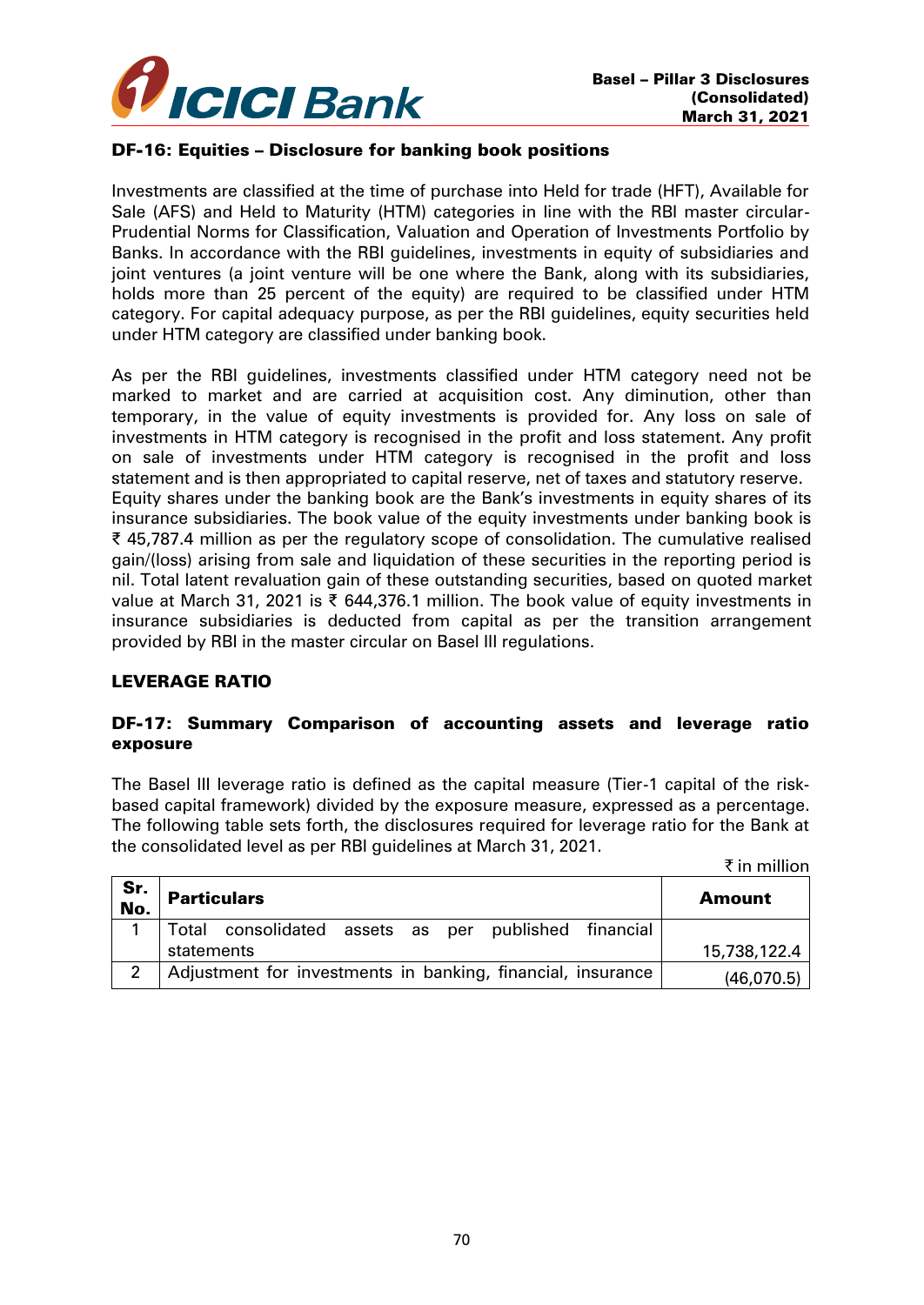## DF-16: Equities – Disclosure for banking book positions

Investments are classified at the time of purchase into Held for trade (HFT), Available for Sale (AFS) and Held to Maturity (HTM) categories in line with the RBI master circular-Prudential Norms for Classification, Valuation and Operation of Investments Portfolio by Banks. In accordance with the RBI guidelines, investments in equity of subsidiaries and joint ventures (a joint venture will be one where the Bank, along with its subsidiaries, holds more than 25 percent of the equity) are required to be classified under HTM category. For capital adequacy purpose, as per the RBI guidelines, equity securities held under HTM category are classified under banking book.

As per the RBI guidelines, investments classified under HTM category need not be marked to market and are carried at acquisition cost. Any diminution, other than temporary, in the value of equity investments is provided for. Any loss on sale of investments in HTM category is recognised in the profit and loss statement. Any profit on sale of investments under HTM category is recognised in the profit and loss statement and is then appropriated to capital reserve, net of taxes and statutory reserve.
Equity shares under the banking book are the Bank's investments in equity shares of its insurance subsidiaries. The book value of the equity investments under banking book is ₹ 45,787.4 million as per the regulatory scope of consolidation. The cumulative realised gain/(loss) arising from sale and liquidation of these securities in the reporting period is nil. Total latent revaluation gain of these outstanding securities, based on quoted market value at March 31, 2021 is ₹ 644,376.1 million. The book value of equity investments in insurance subsidiaries is deducted from capital as per the transition arrangement provided by RBI in the master circular on Basel III regulations.

## LEVERAGE RATIO

### DF-17: Summary Comparison of accounting assets and leverage ratio exposure

The Basel III leverage ratio is defined as the capital measure (Tier-1 capital of the risk-based capital framework) divided by the exposure measure, expressed as a percentage. The following table sets forth, the disclosures required for leverage ratio for the Bank at the consolidated level as per RBI guidelines at March 31, 2021.

₹ in million

| Sr. No. | Particulars | Amount |
|---|---|---|
| 1 | Total consolidated assets as per published financial statements | 15,738,122.4 |
| 2 | Adjustment for investments in banking, financial, insurance | (46,070.5) |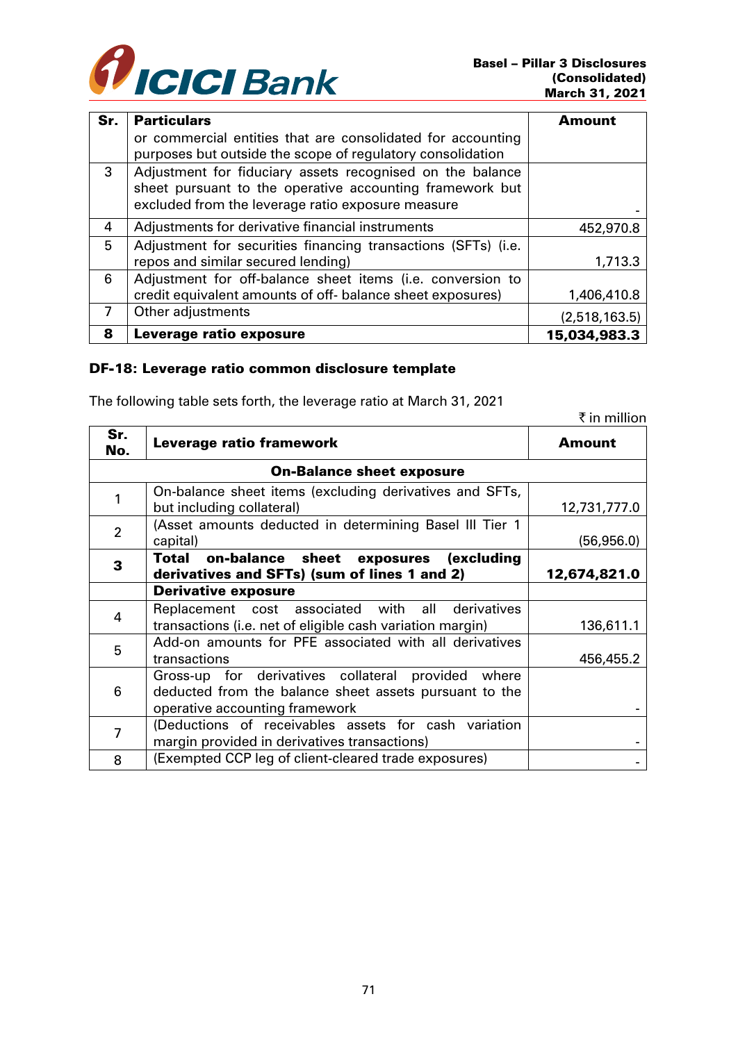| Sr. | Particulars | Amount |
|---|---|---|
| | or commercial entities that are consolidated for accounting purposes but outside the scope of regulatory consolidation | |
| 3 | Adjustment for fiduciary assets recognised on the balance sheet pursuant to the operative accounting framework but excluded from the leverage ratio exposure measure | - |
| 4 | Adjustments for derivative financial instruments | 452,970.8 |
| 5 | Adjustment for securities financing transactions (SFTs) (i.e. repos and similar secured lending) | 1,713.3 |
| 6 | Adjustment for off-balance sheet items (i.e. conversion to credit equivalent amounts of off- balance sheet exposures) | 1,406,410.8 |
| 7 | Other adjustments | (2,518,163.5) |
| **8** | **Leverage ratio exposure** | **15,034,983.3** |

## DF-18: Leverage ratio common disclosure template

The following table sets forth, the leverage ratio at March 31, 2021

₹ in million

| Sr. No. | Leverage ratio framework | Amount |
|---|---|---|
| | **On-Balance sheet exposure** | |
| 1 | On-balance sheet items (excluding derivatives and SFTs, but including collateral) | 12,731,777.0 |
| 2 | (Asset amounts deducted in determining Basel III Tier 1 capital) | (56,956.0) |
| **3** | **Total on-balance sheet exposures (excluding derivatives and SFTs) (sum of lines 1 and 2)** | **12,674,821.0** |
| | **Derivative exposure** | |
| 4 | Replacement cost associated with all derivatives transactions (i.e. net of eligible cash variation margin) | 136,611.1 |
| 5 | Add-on amounts for PFE associated with all derivatives transactions | 456,455.2 |
| 6 | Gross-up for derivatives collateral provided where deducted from the balance sheet assets pursuant to the operative accounting framework | - |
| 7 | (Deductions of receivables assets for cash variation margin provided in derivatives transactions) | - |
| 8 | (Exempted CCP leg of client-cleared trade exposures) | - |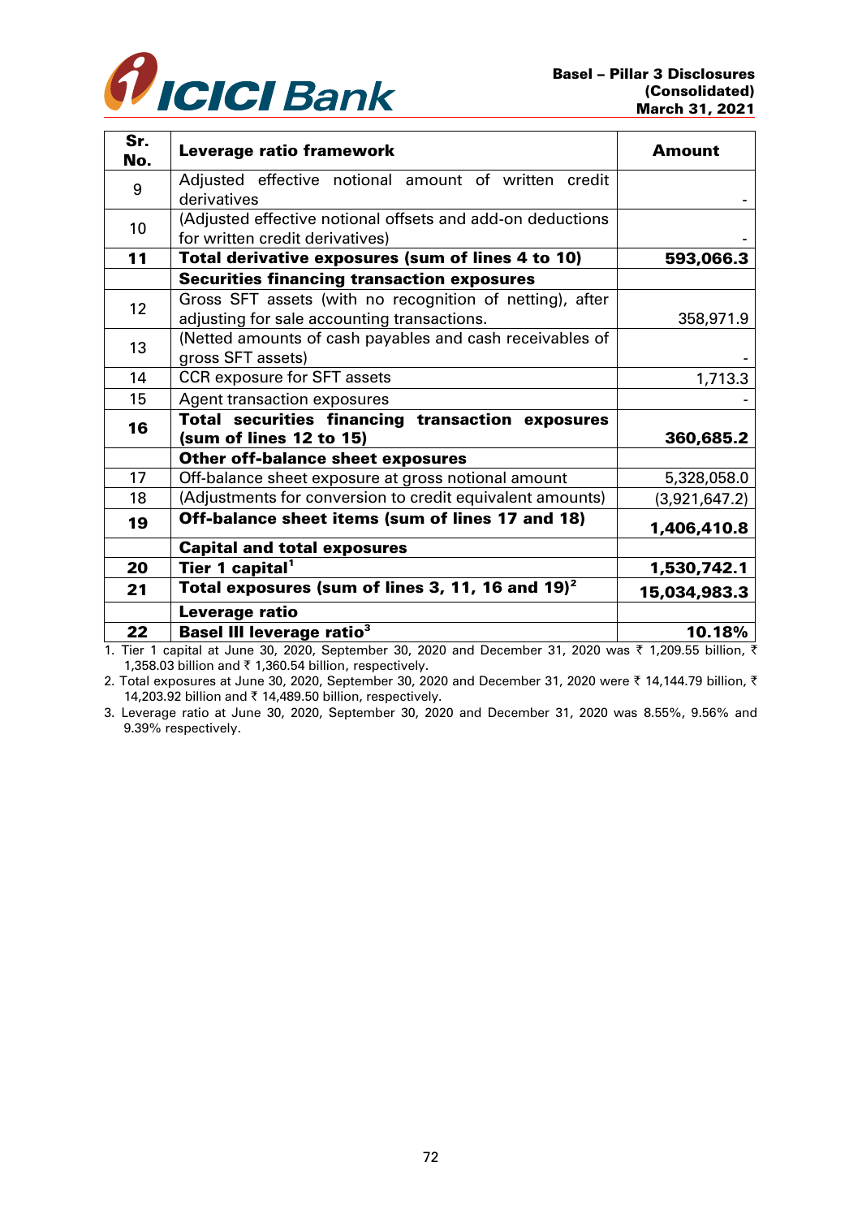| Sr. No. | Leverage ratio framework | Amount |
|---|---|---|
| 9 | Adjusted effective notional amount of written credit derivatives | - |
| 10 | (Adjusted effective notional offsets and add-on deductions for written credit derivatives) | - |
| **11** | **Total derivative exposures (sum of lines 4 to 10)** | **593,066.3** |
| | **Securities financing transaction exposures** | |
| 12 | Gross SFT assets (with no recognition of netting), after adjusting for sale accounting transactions. | 358,971.9 |
| 13 | (Netted amounts of cash payables and cash receivables of gross SFT assets) | - |
| 14 | CCR exposure for SFT assets | 1,713.3 |
| 15 | Agent transaction exposures | - |
| **16** | **Total securities financing transaction exposures (sum of lines 12 to 15)** | **360,685.2** |
| | **Other off-balance sheet exposures** | |
| 17 | Off-balance sheet exposure at gross notional amount | 5,328,058.0 |
| 18 | (Adjustments for conversion to credit equivalent amounts) | (3,921,647.2) |
| **19** | **Off-balance sheet items (sum of lines 17 and 18)** | **1,406,410.8** |
| | **Capital and total exposures** | |
| **20** | **Tier 1 capital[1]** | **1,530,742.1** |
| **21** | **Total exposures (sum of lines 3, 11, 16 and 19)[2]** | **15,034,983.3** |
| | **Leverage ratio** | |
| **22** | **Basel III leverage ratio[3]** | **10.18%** |

1. Tier 1 capital at June 30, 2020, September 30, 2020 and December 31, 2020 was ₹ 1,209.55 billion, ₹ 1,358.03 billion and ₹ 1,360.54 billion, respectively.
2. Total exposures at June 30, 2020, September 30, 2020 and December 31, 2020 were ₹ 14,144.79 billion, ₹ 14,203.92 billion and ₹ 14,489.50 billion, respectively.
3. Leverage ratio at June 30, 2020, September 30, 2020 and December 31, 2020 was 8.55%, 9.56% and 9.39% respectively.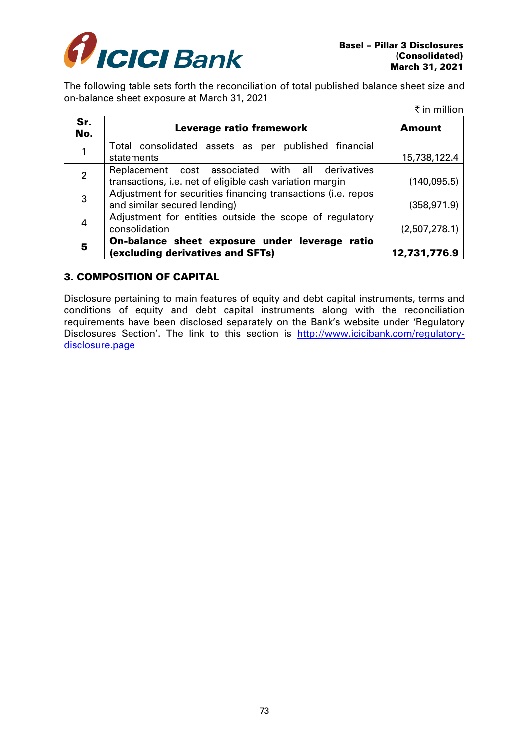The following table sets forth the reconciliation of total published balance sheet size and on-balance sheet exposure at March 31, 2021

₹ in million

| Sr. No. | Leverage ratio framework | Amount |
|---|---|---|
| 1 | Total consolidated assets as per published financial statements | 15,738,122.4 |
| 2 | Replacement cost associated with all derivatives transactions, i.e. net of eligible cash variation margin | (140,095.5) |
| 3 | Adjustment for securities financing transactions (i.e. repos and similar secured lending) | (358,971.9) |
| 4 | Adjustment for entities outside the scope of regulatory consolidation | (2,507,278.1) |
| **5** | **On-balance sheet exposure under leverage ratio (excluding derivatives and SFTs)** | **12,731,776.9** |

## 3. COMPOSITION OF CAPITAL

Disclosure pertaining to main features of equity and debt capital instruments, terms and conditions of equity and debt capital instruments along with the reconciliation requirements have been disclosed separately on the Bank's website under 'Regulatory Disclosures Section'. The link to this section is http://www.icicibank.com/regulatory-disclosure.page